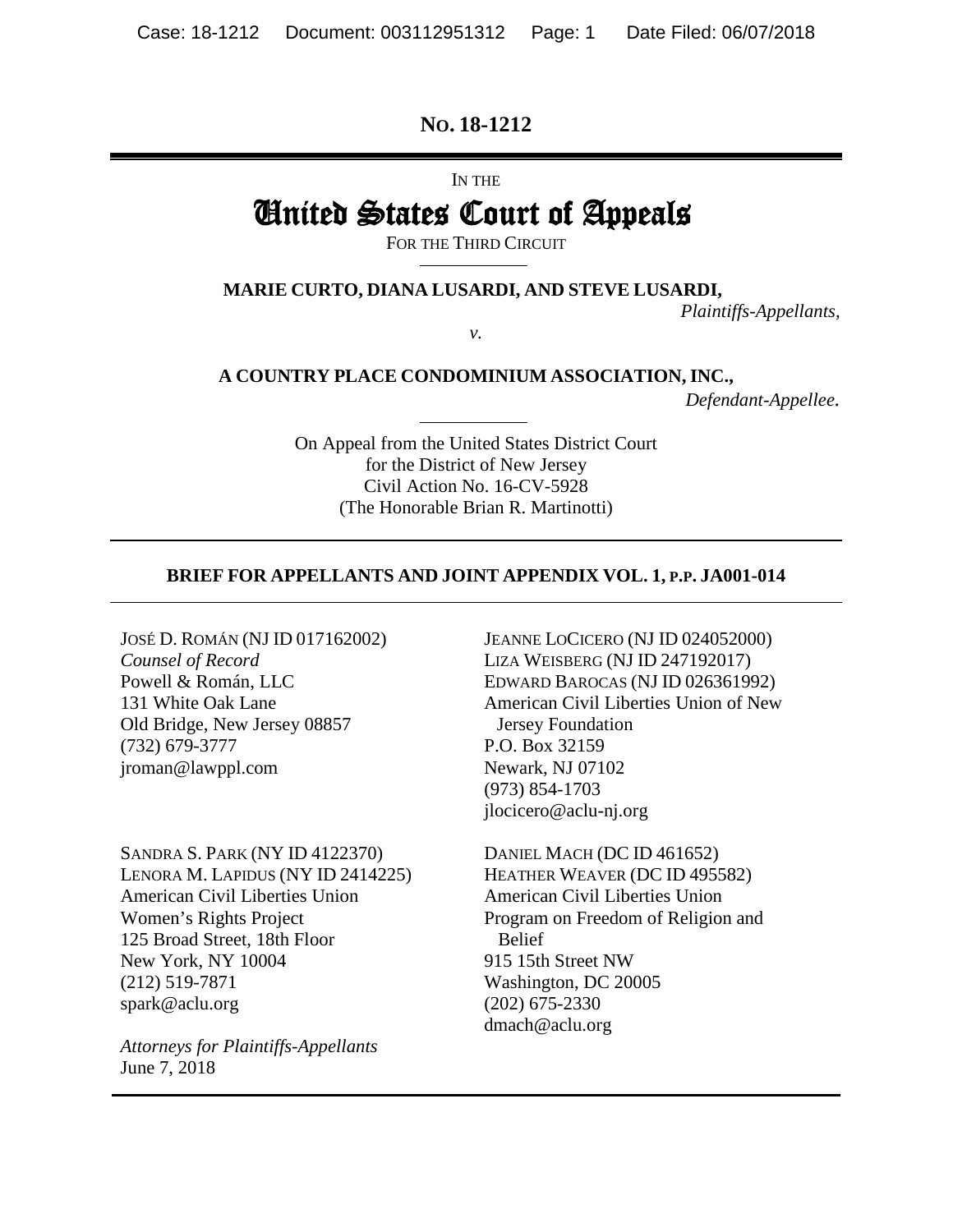**NO. 18-1212**

IN THE

# United States Court of Appeals

FOR THE THIRD CIRCUIT

**MARIE CURTO, DIANA LUSARDI, AND STEVE LUSARDI,**

*Plaintiffs-Appellants,*

*v.*

**A COUNTRY PLACE CONDOMINIUM ASSOCIATION, INC.,**

*Defendant-Appellee.*

On Appeal from the United States District Court
for the District of New Jersey
Civil Action No. 16-CV-5928
(The Honorable Brian R. Martinotti)

**BRIEF FOR APPELLANTS AND JOINT APPENDIX VOL. 1, P.P. JA001-014**

JOSÉ D. ROMÁN (NJ ID 017162002)
*Counsel of Record*
Powell & Román, LLC
131 White Oak Lane
Old Bridge, New Jersey 08857
(732) 679-3777
jroman@lawppl.com

JEANNE LOCICERO (NJ ID 024052000)
LIZA WEISBERG (NJ ID 247192017)
EDWARD BAROCAS (NJ ID 026361992)
American Civil Liberties Union of New Jersey Foundation
P.O. Box 32159
Newark, NJ 07102
(973) 854-1703
jlocicero@aclu-nj.org

SANDRA S. PARK (NY ID 4122370)
LENORA M. LAPIDUS (NY ID 2414225)
American Civil Liberties Union
Women's Rights Project
125 Broad Street, 18th Floor
New York, NY 10004
(212) 519-7871
spark@aclu.org

DANIEL MACH (DC ID 461652)
HEATHER WEAVER (DC ID 495582)
American Civil Liberties Union
Program on Freedom of Religion and Belief
915 15th Street NW
Washington, DC 20005
(202) 675-2330
dmach@aclu.org

*Attorneys for Plaintiffs-Appellants*
June 7, 2018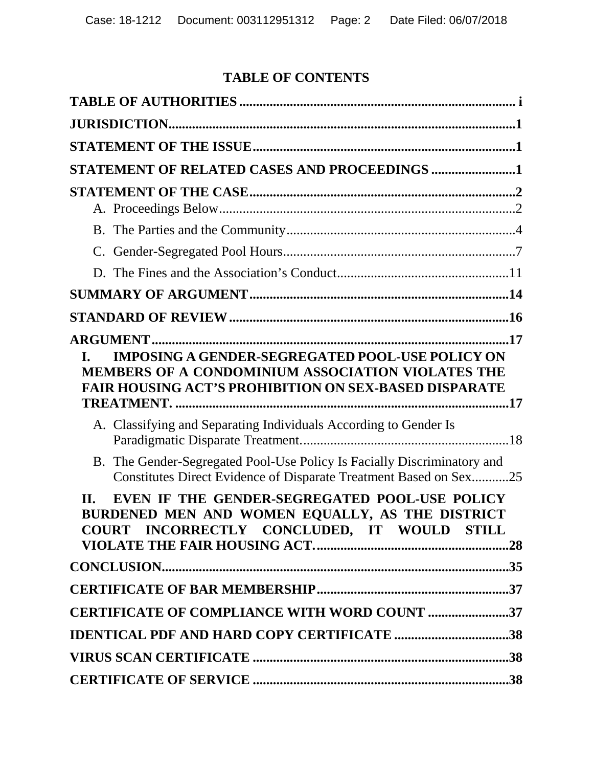# TABLE OF CONTENTS

**TABLE OF AUTHORITIES** .................................................................................. i

**JURISDICTION**.........................................................................................................1

**STATEMENT OF THE ISSUE**................................................................................1

**STATEMENT OF RELATED CASES AND PROCEEDINGS** .........................1

**STATEMENT OF THE CASE**...............................................................................2

A. Proceedings Below........................................................................................2

B. The Parties and the Community...................................................................4

C. Gender-Segregated Pool Hours.....................................................................7

D. The Fines and the Association's Conduct...................................................11

**SUMMARY OF ARGUMENT**.............................................................................14

**STANDARD OF REVIEW**....................................................................................16

**ARGUMENT**...........................................................................................................17

**I. IMPOSING A GENDER-SEGREGATED POOL-USE POLICY ON MEMBERS OF A CONDOMINIUM ASSOCIATION VIOLATES THE FAIR HOUSING ACT'S PROHIBITION ON SEX-BASED DISPARATE TREATMENT.** ....................................................................................................17

A. Classifying and Separating Individuals According to Gender Is Paradigmatic Disparate Treatment..............................................................18

B. The Gender-Segregated Pool-Use Policy Is Facially Discriminatory and Constitutes Direct Evidence of Disparate Treatment Based on Sex...........25

**II. EVEN IF THE GENDER-SEGREGATED POOL-USE POLICY BURDENED MEN AND WOMEN EQUALLY, AS THE DISTRICT COURT INCORRECTLY CONCLUDED, IT WOULD STILL VIOLATE THE FAIR HOUSING ACT.**..........................................................28

**CONCLUSION**.........................................................................................................35

**CERTIFICATE OF BAR MEMBERSHIP**..........................................................37

**CERTIFICATE OF COMPLIANCE WITH WORD COUNT** ........................37

**IDENTICAL PDF AND HARD COPY CERTIFICATE** ..................................38

**VIRUS SCAN CERTIFICATE** ............................................................................38

**CERTIFICATE OF SERVICE** ............................................................................38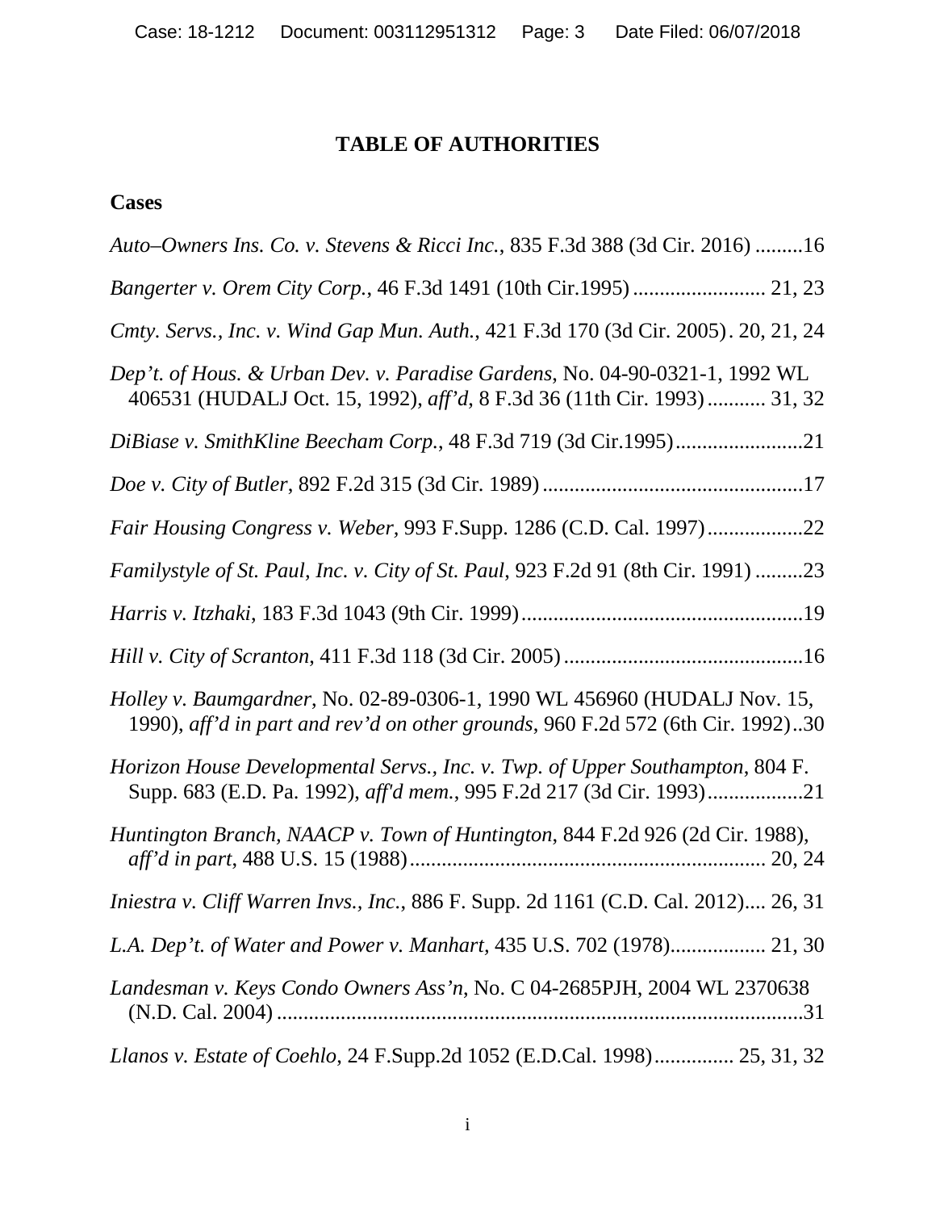# TABLE OF AUTHORITIES

## Cases

*Auto–Owners Ins. Co. v. Stevens & Ricci Inc.*, 835 F.3d 388 (3d Cir. 2016) .........16

*Bangerter v. Orem City Corp.*, 46 F.3d 1491 (10th Cir.1995) ......................... 21, 23

*Cmty. Servs., Inc. v. Wind Gap Mun. Auth.*, 421 F.3d 170 (3d Cir. 2005). 20, 21, 24

*Dep't. of Hous. & Urban Dev. v. Paradise Gardens*, No. 04-90-0321-1, 1992 WL 406531 (HUDALJ Oct. 15, 1992), *aff'd*, 8 F.3d 36 (11th Cir. 1993) ........... 31, 32

*DiBiase v. SmithKline Beecham Corp.*, 48 F.3d 719 (3d Cir.1995)........................21

*Doe v. City of Butler*, 892 F.2d 315 (3d Cir. 1989) .................................................17

*Fair Housing Congress v. Weber*, 993 F.Supp. 1286 (C.D. Cal. 1997) .................22

*Familystyle of St. Paul, Inc. v. City of St. Paul*, 923 F.2d 91 (8th Cir. 1991) .........23

*Harris v. Itzhaki*, 183 F.3d 1043 (9th Cir. 1999).....................................................19

*Hill v. City of Scranton*, 411 F.3d 118 (3d Cir. 2005) .............................................16

*Holley v. Baumgardner*, No. 02-89-0306-1, 1990 WL 456960 (HUDALJ Nov. 15, 1990), *aff'd in part and rev'd on other grounds*, 960 F.2d 572 (6th Cir. 1992)..30

*Horizon House Developmental Servs., Inc. v. Twp. of Upper Southampton*, 804 F. Supp. 683 (E.D. Pa. 1992), *aff'd mem.*, 995 F.2d 217 (3d Cir. 1993).................21

*Huntington Branch, NAACP v. Town of Huntington*, 844 F.2d 926 (2d Cir. 1988), *aff'd in part*, 488 U.S. 15 (1988).................................................................. 20, 24

*Iniestra v. Cliff Warren Invs., Inc.*, 886 F. Supp. 2d 1161 (C.D. Cal. 2012).... 26, 31

*L.A. Dep't. of Water and Power v. Manhart*, 435 U.S. 702 (1978).................. 21, 30

*Landesman v. Keys Condo Owners Ass'n*, No. C 04-2685PJH, 2004 WL 2370638 (N.D. Cal. 2004) ....................................................................................................31

*Llanos v. Estate of Coehlo*, 24 F.Supp.2d 1052 (E.D.Cal. 1998)............... 25, 31, 32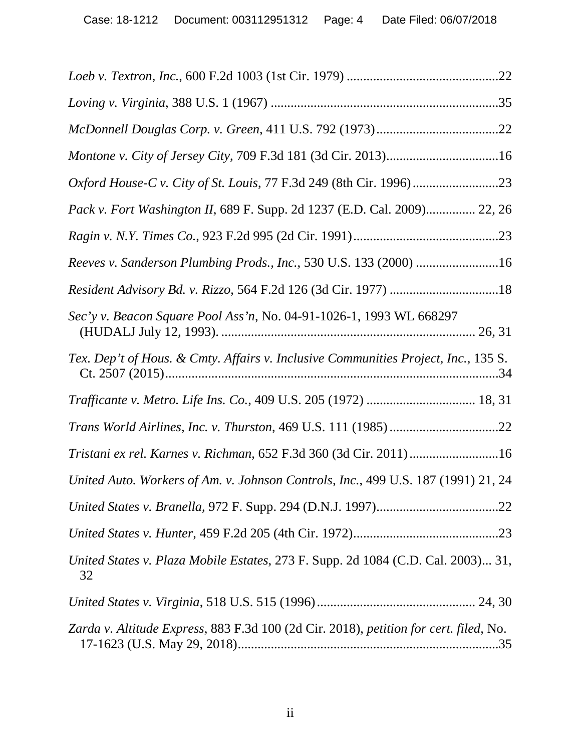*Loeb v. Textron, Inc.*, 600 F.2d 1003 (1st Cir. 1979) ..............................................22

*Loving v. Virginia*, 388 U.S. 1 (1967) ......................................................................35

*McDonnell Douglas Corp. v. Green*, 411 U.S. 792 (1973).....................................22

*Montone v. City of Jersey City*, 709 F.3d 181 (3d Cir. 2013)..................................16

*Oxford House-C v. City of St. Louis*, 77 F.3d 249 (8th Cir. 1996)..........................23

*Pack v. Fort Washington II*, 689 F. Supp. 2d 1237 (E.D. Cal. 2009).............. 22, 26

*Ragin v. N.Y. Times Co.*, 923 F.2d 995 (2d Cir. 1991)............................................23

*Reeves v. Sanderson Plumbing Prods., Inc.*, 530 U.S. 133 (2000) .........................16

*Resident Advisory Bd. v. Rizzo*, 564 F.2d 126 (3d Cir. 1977) .................................18

*Sec'y v. Beacon Square Pool Ass'n*, No. 04-91-1026-1, 1993 WL 668297 (HUDALJ July 12, 1993). ............................................................................ 26, 31

*Tex. Dep't of Hous. & Cmty. Affairs v. Inclusive Communities Project, Inc.*, 135 S. Ct. 2507 (2015)....................................................................................................34

*Trafficante v. Metro. Life Ins. Co.*, 409 U.S. 205 (1972) ................................ 18, 31

*Trans World Airlines, Inc. v. Thurston*, 469 U.S. 111 (1985).................................22

*Tristani ex rel. Karnes v. Richman*, 652 F.3d 360 (3d Cir. 2011)...........................16

*United Auto. Workers of Am. v. Johnson Controls, Inc.*, 499 U.S. 187 (1991) 21, 24

*United States v. Branella*, 972 F. Supp. 294 (D.N.J. 1997).....................................22

*United States v. Hunter*, 459 F.2d 205 (4th Cir. 1972)............................................23

*United States v. Plaza Mobile Estates*, 273 F. Supp. 2d 1084 (C.D. Cal. 2003)... 31, 32

*United States v. Virginia*, 518 U.S. 515 (1996)............................................... 24, 30

*Zarda v. Altitude Express*, 883 F.3d 100 (2d Cir. 2018), *petition for cert. filed*, No. 17-1623 (U.S. May 29, 2018)...............................................................................35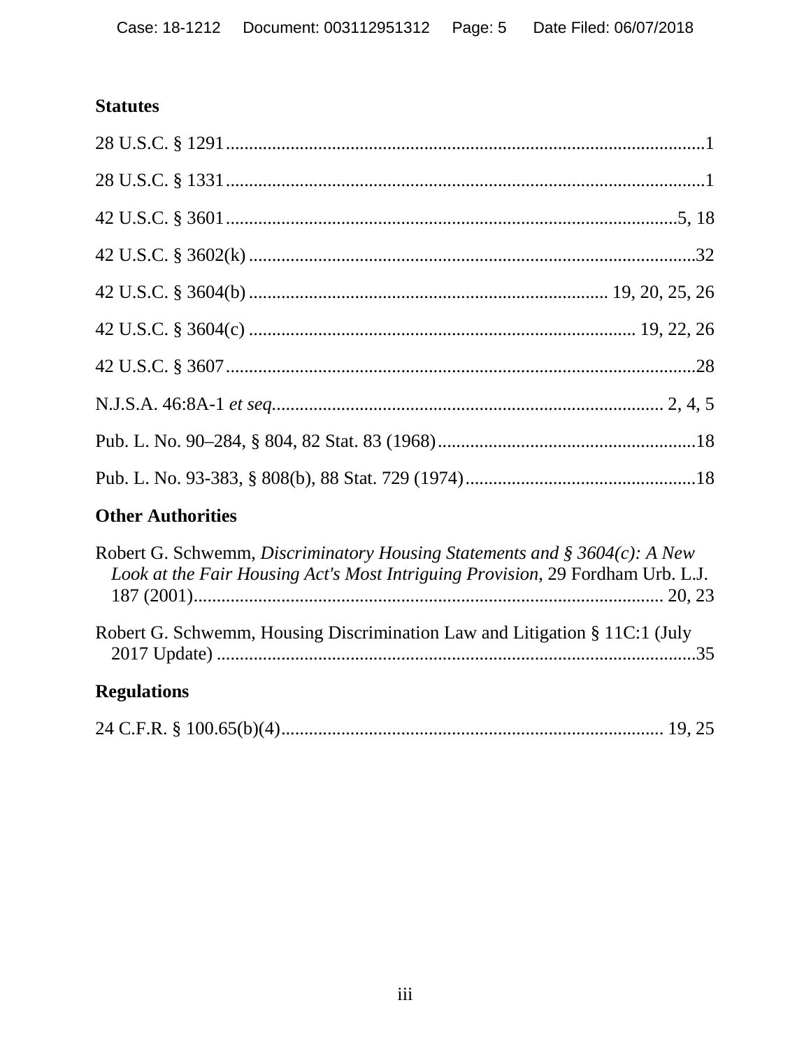## Statutes

28 U.S.C. § 1291 ........................................................................................................ 1

28 U.S.C. § 1331 ........................................................................................................ 1

42 U.S.C. § 3601 ................................................................................................. 5, 18

42 U.S.C. § 3602(k) ................................................................................................ 32

42 U.S.C. § 3604(b) ............................................................................ 19, 20, 25, 26

42 U.S.C. § 3604(c) ................................................................................... 19, 22, 26

42 U.S.C. § 3607 ...................................................................................................... 28

N.J.S.A. 46:8A-1 *et seq.* .................................................................................... 2, 4, 5

Pub. L. No. 90–284, § 804, 82 Stat. 83 (1968) ........................................................ 18

Pub. L. No. 93-383, § 808(b), 88 Stat. 729 (1974) .................................................. 18

## Other Authorities

Robert G. Schwemm, *Discriminatory Housing Statements and § 3604(c): A New Look at the Fair Housing Act's Most Intriguing Provision*, 29 Fordham Urb. L.J. 187 (2001) ............................................................................................... 20, 23

Robert G. Schwemm, Housing Discrimination Law and Litigation § 11C:1 (July 2017 Update) ........................................................................................................ 35

## Regulations

24 C.F.R. § 100.65(b)(4) .................................................................................. 19, 25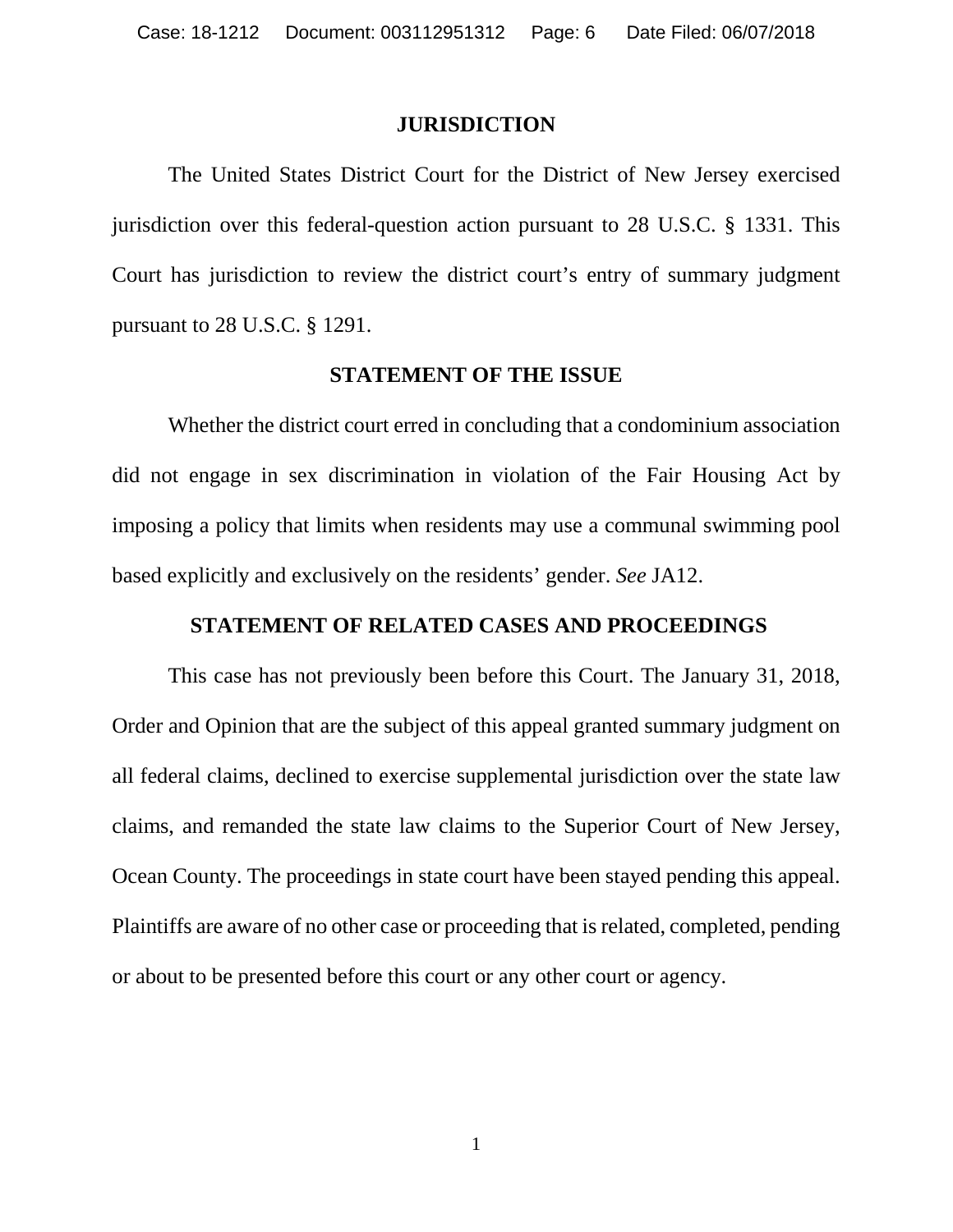## JURISDICTION

The United States District Court for the District of New Jersey exercised jurisdiction over this federal-question action pursuant to 28 U.S.C. § 1331. This Court has jurisdiction to review the district court's entry of summary judgment pursuant to 28 U.S.C. § 1291.

## STATEMENT OF THE ISSUE

Whether the district court erred in concluding that a condominium association did not engage in sex discrimination in violation of the Fair Housing Act by imposing a policy that limits when residents may use a communal swimming pool based explicitly and exclusively on the residents' gender. *See* JA12.

## STATEMENT OF RELATED CASES AND PROCEEDINGS

This case has not previously been before this Court. The January 31, 2018, Order and Opinion that are the subject of this appeal granted summary judgment on all federal claims, declined to exercise supplemental jurisdiction over the state law claims, and remanded the state law claims to the Superior Court of New Jersey, Ocean County. The proceedings in state court have been stayed pending this appeal. Plaintiffs are aware of no other case or proceeding that is related, completed, pending or about to be presented before this court or any other court or agency.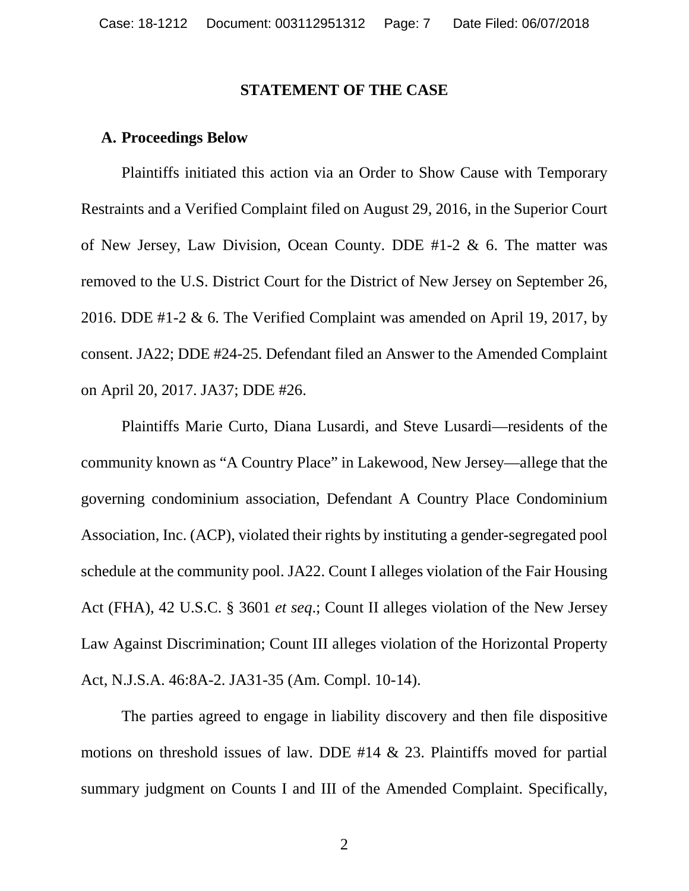# STATEMENT OF THE CASE

## A. Proceedings Below

Plaintiffs initiated this action via an Order to Show Cause with Temporary Restraints and a Verified Complaint filed on August 29, 2016, in the Superior Court of New Jersey, Law Division, Ocean County. DDE #1-2 & 6. The matter was removed to the U.S. District Court for the District of New Jersey on September 26, 2016. DDE #1-2 & 6. The Verified Complaint was amended on April 19, 2017, by consent. JA22; DDE #24-25. Defendant filed an Answer to the Amended Complaint on April 20, 2017. JA37; DDE #26.

Plaintiffs Marie Curto, Diana Lusardi, and Steve Lusardi—residents of the community known as "A Country Place" in Lakewood, New Jersey—allege that the governing condominium association, Defendant A Country Place Condominium Association, Inc. (ACP), violated their rights by instituting a gender-segregated pool schedule at the community pool. JA22. Count I alleges violation of the Fair Housing Act (FHA), 42 U.S.C. § 3601 *et seq*.; Count II alleges violation of the New Jersey Law Against Discrimination; Count III alleges violation of the Horizontal Property Act, N.J.S.A. 46:8A-2. JA31-35 (Am. Compl. 10-14).

The parties agreed to engage in liability discovery and then file dispositive motions on threshold issues of law. DDE #14 & 23. Plaintiffs moved for partial summary judgment on Counts I and III of the Amended Complaint. Specifically,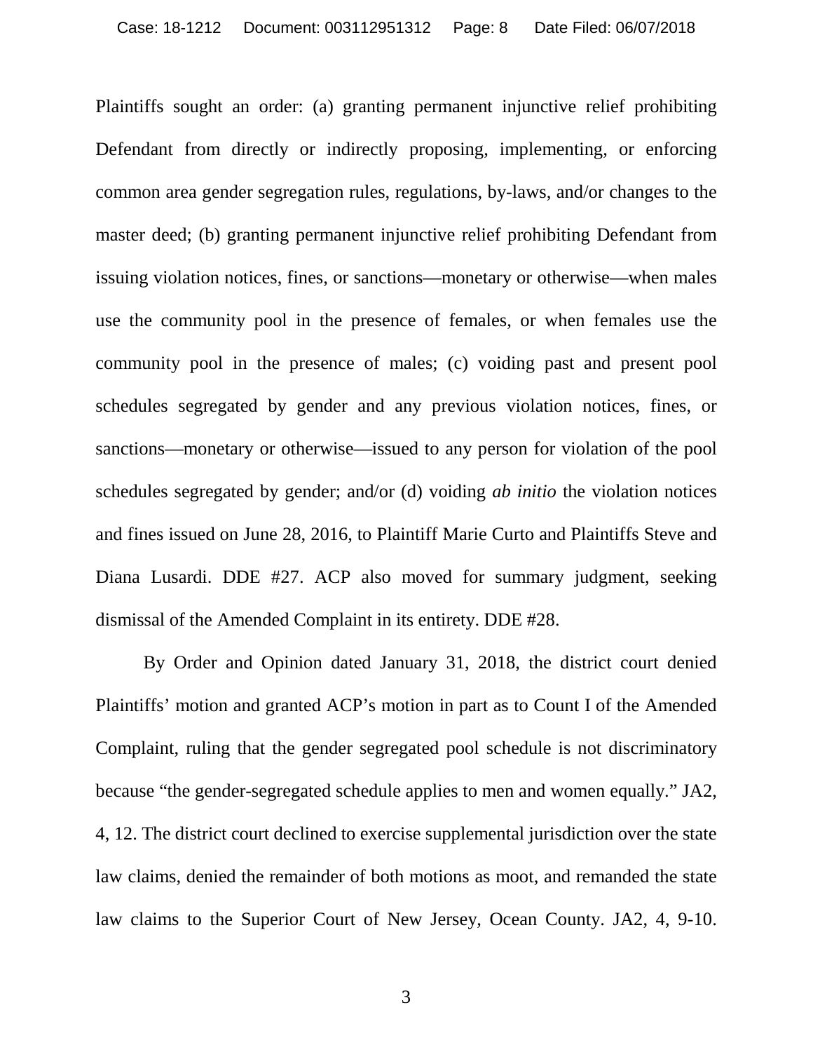Plaintiffs sought an order: (a) granting permanent injunctive relief prohibiting Defendant from directly or indirectly proposing, implementing, or enforcing common area gender segregation rules, regulations, by-laws, and/or changes to the master deed; (b) granting permanent injunctive relief prohibiting Defendant from issuing violation notices, fines, or sanctions—monetary or otherwise—when males use the community pool in the presence of females, or when females use the community pool in the presence of males; (c) voiding past and present pool schedules segregated by gender and any previous violation notices, fines, or sanctions—monetary or otherwise—issued to any person for violation of the pool schedules segregated by gender; and/or (d) voiding *ab initio* the violation notices and fines issued on June 28, 2016, to Plaintiff Marie Curto and Plaintiffs Steve and Diana Lusardi. DDE #27. ACP also moved for summary judgment, seeking dismissal of the Amended Complaint in its entirety. DDE #28.

By Order and Opinion dated January 31, 2018, the district court denied Plaintiffs' motion and granted ACP's motion in part as to Count I of the Amended Complaint, ruling that the gender segregated pool schedule is not discriminatory because "the gender-segregated schedule applies to men and women equally." JA2, 4, 12. The district court declined to exercise supplemental jurisdiction over the state law claims, denied the remainder of both motions as moot, and remanded the state law claims to the Superior Court of New Jersey, Ocean County. JA2, 4, 9-10.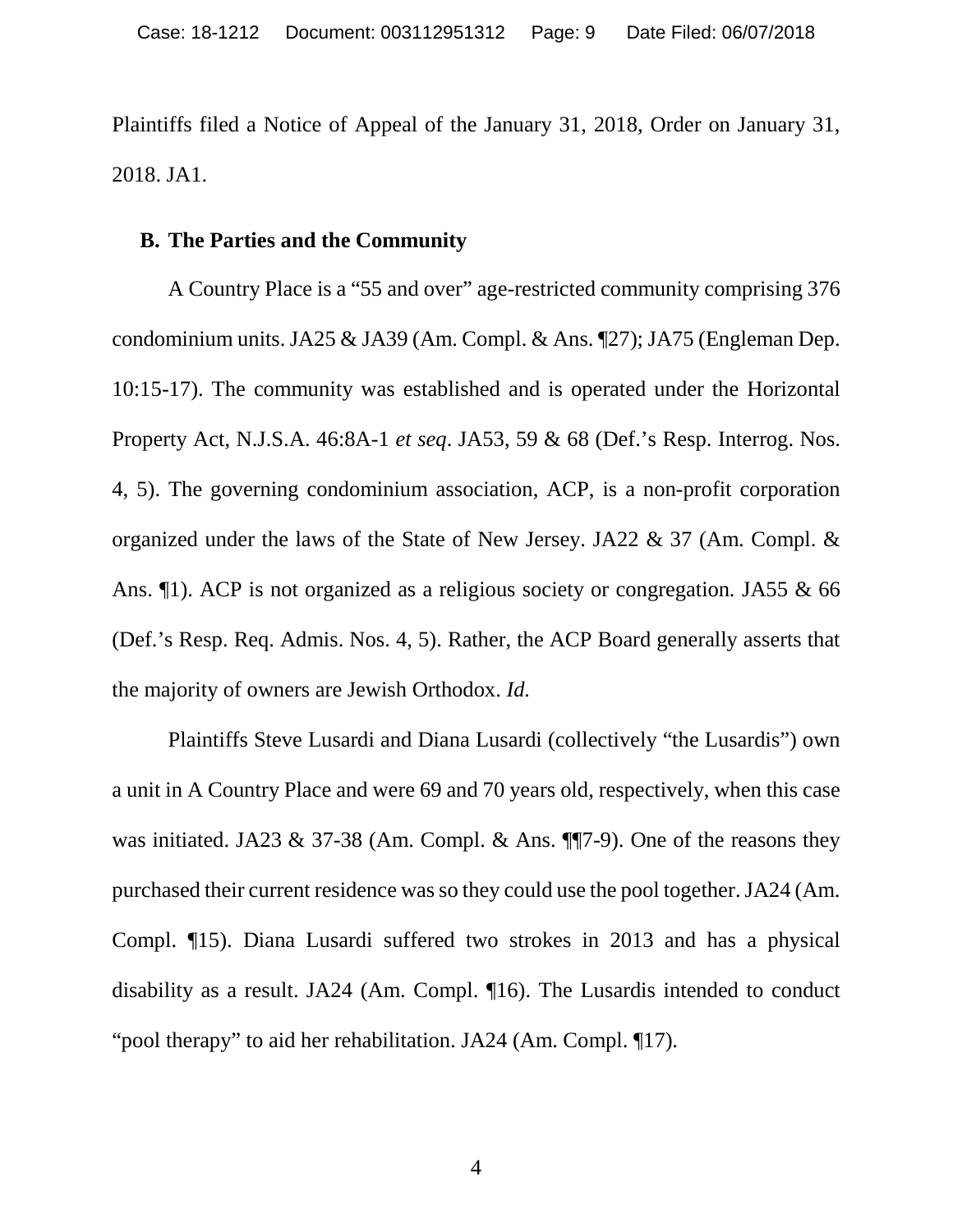Plaintiffs filed a Notice of Appeal of the January 31, 2018, Order on January 31, 2018. JA1.

### B. The Parties and the Community

A Country Place is a "55 and over" age-restricted community comprising 376 condominium units. JA25 & JA39 (Am. Compl. & Ans. ¶27); JA75 (Engleman Dep. 10:15-17). The community was established and is operated under the Horizontal Property Act, N.J.S.A. 46:8A-1 *et seq*. JA53, 59 & 68 (Def.'s Resp. Interrog. Nos. 4, 5). The governing condominium association, ACP, is a non-profit corporation organized under the laws of the State of New Jersey. JA22 & 37 (Am. Compl. & Ans. ¶1). ACP is not organized as a religious society or congregation. JA55 & 66 (Def.'s Resp. Req. Admis. Nos. 4, 5). Rather, the ACP Board generally asserts that the majority of owners are Jewish Orthodox. *Id.*

Plaintiffs Steve Lusardi and Diana Lusardi (collectively "the Lusardis") own a unit in A Country Place and were 69 and 70 years old, respectively, when this case was initiated. JA23 & 37-38 (Am. Compl. & Ans. ¶¶7-9). One of the reasons they purchased their current residence was so they could use the pool together. JA24 (Am. Compl. ¶15). Diana Lusardi suffered two strokes in 2013 and has a physical disability as a result. JA24 (Am. Compl. ¶16). The Lusardis intended to conduct "pool therapy" to aid her rehabilitation. JA24 (Am. Compl. ¶17).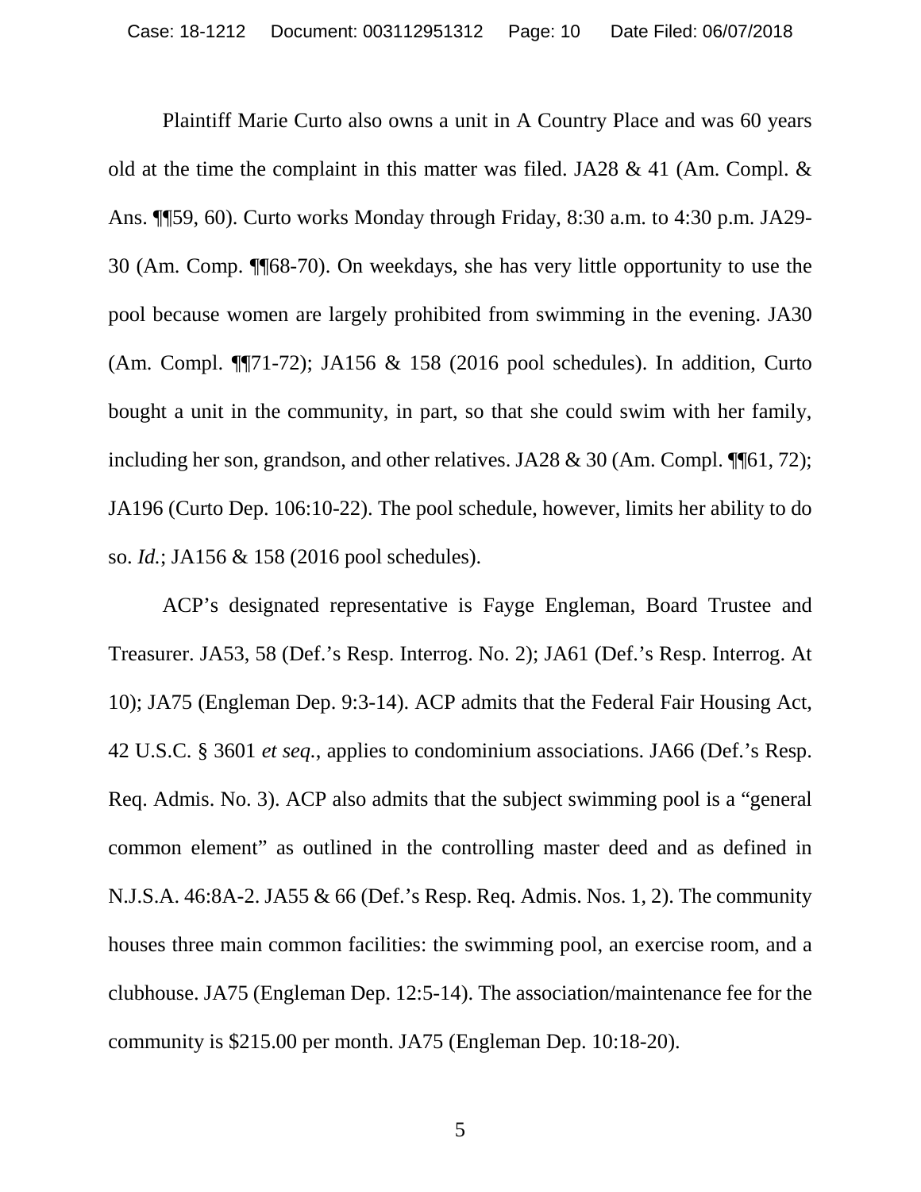Plaintiff Marie Curto also owns a unit in A Country Place and was 60 years old at the time the complaint in this matter was filed. JA28 & 41 (Am. Compl. & Ans. ¶¶59, 60). Curto works Monday through Friday, 8:30 a.m. to 4:30 p.m. JA29-30 (Am. Comp. ¶¶68-70). On weekdays, she has very little opportunity to use the pool because women are largely prohibited from swimming in the evening. JA30 (Am. Compl. ¶¶71-72); JA156 & 158 (2016 pool schedules). In addition, Curto bought a unit in the community, in part, so that she could swim with her family, including her son, grandson, and other relatives. JA28 & 30 (Am. Compl. ¶¶61, 72); JA196 (Curto Dep. 106:10-22). The pool schedule, however, limits her ability to do so. *Id.*; JA156 & 158 (2016 pool schedules).

ACP's designated representative is Fayge Engleman, Board Trustee and Treasurer. JA53, 58 (Def.'s Resp. Interrog. No. 2); JA61 (Def.'s Resp. Interrog. At 10); JA75 (Engleman Dep. 9:3-14). ACP admits that the Federal Fair Housing Act, 42 U.S.C. § 3601 *et seq.*, applies to condominium associations. JA66 (Def.'s Resp. Req. Admis. No. 3). ACP also admits that the subject swimming pool is a "general common element" as outlined in the controlling master deed and as defined in N.J.S.A. 46:8A-2. JA55 & 66 (Def.'s Resp. Req. Admis. Nos. 1, 2). The community houses three main common facilities: the swimming pool, an exercise room, and a clubhouse. JA75 (Engleman Dep. 12:5-14). The association/maintenance fee for the community is $215.00 per month. JA75 (Engleman Dep. 10:18-20).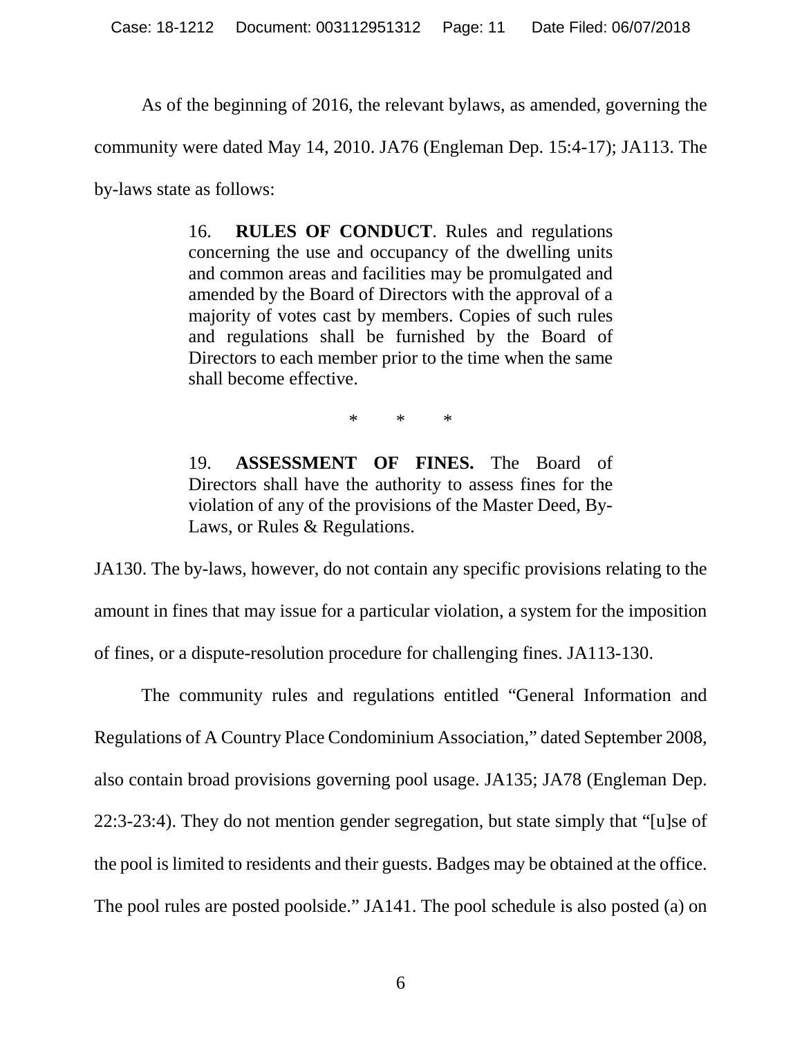As of the beginning of 2016, the relevant bylaws, as amended, governing the community were dated May 14, 2010. JA76 (Engleman Dep. 15:4-17); JA113. The by-laws state as follows:

> 16. **RULES OF CONDUCT**. Rules and regulations concerning the use and occupancy of the dwelling units and common areas and facilities may be promulgated and amended by the Board of Directors with the approval of a majority of votes cast by members. Copies of such rules and regulations shall be furnished by the Board of Directors to each member prior to the time when the same shall become effective.
>
> \* \* \*
>
> 19. **ASSESSMENT OF FINES.** The Board of Directors shall have the authority to assess fines for the violation of any of the provisions of the Master Deed, By-Laws, or Rules & Regulations.

JA130. The by-laws, however, do not contain any specific provisions relating to the amount in fines that may issue for a particular violation, a system for the imposition of fines, or a dispute-resolution procedure for challenging fines. JA113-130.

The community rules and regulations entitled "General Information and Regulations of A Country Place Condominium Association," dated September 2008, also contain broad provisions governing pool usage. JA135; JA78 (Engleman Dep. 22:3-23:4). They do not mention gender segregation, but state simply that "[u]se of the pool is limited to residents and their guests. Badges may be obtained at the office. The pool rules are posted poolside." JA141. The pool schedule is also posted (a) on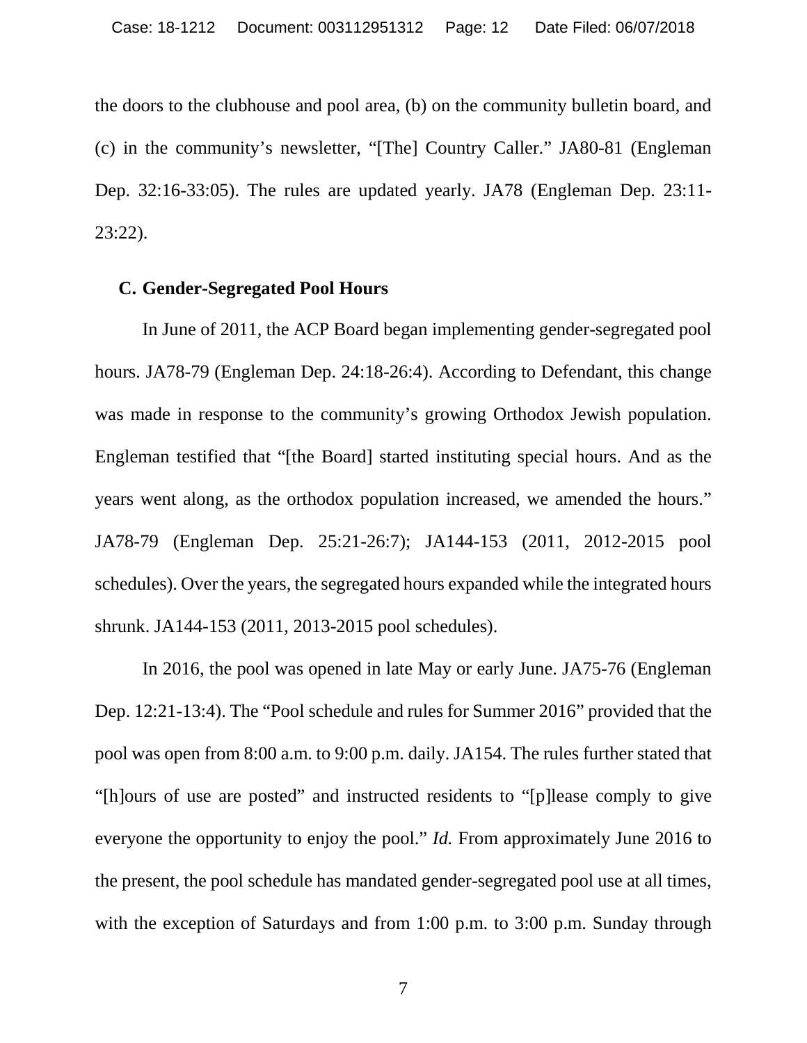the doors to the clubhouse and pool area, (b) on the community bulletin board, and (c) in the community's newsletter, "[The] Country Caller." JA80-81 (Engleman Dep. 32:16-33:05). The rules are updated yearly. JA78 (Engleman Dep. 23:11-23:22).

### C. Gender-Segregated Pool Hours

In June of 2011, the ACP Board began implementing gender-segregated pool hours. JA78-79 (Engleman Dep. 24:18-26:4). According to Defendant, this change was made in response to the community's growing Orthodox Jewish population. Engleman testified that "[the Board] started instituting special hours. And as the years went along, as the orthodox population increased, we amended the hours." JA78-79 (Engleman Dep. 25:21-26:7); JA144-153 (2011, 2012-2015 pool schedules). Over the years, the segregated hours expanded while the integrated hours shrunk. JA144-153 (2011, 2013-2015 pool schedules).

In 2016, the pool was opened in late May or early June. JA75-76 (Engleman Dep. 12:21-13:4). The "Pool schedule and rules for Summer 2016" provided that the pool was open from 8:00 a.m. to 9:00 p.m. daily. JA154. The rules further stated that "[h]ours of use are posted" and instructed residents to "[p]lease comply to give everyone the opportunity to enjoy the pool." *Id.* From approximately June 2016 to the present, the pool schedule has mandated gender-segregated pool use at all times, with the exception of Saturdays and from 1:00 p.m. to 3:00 p.m. Sunday through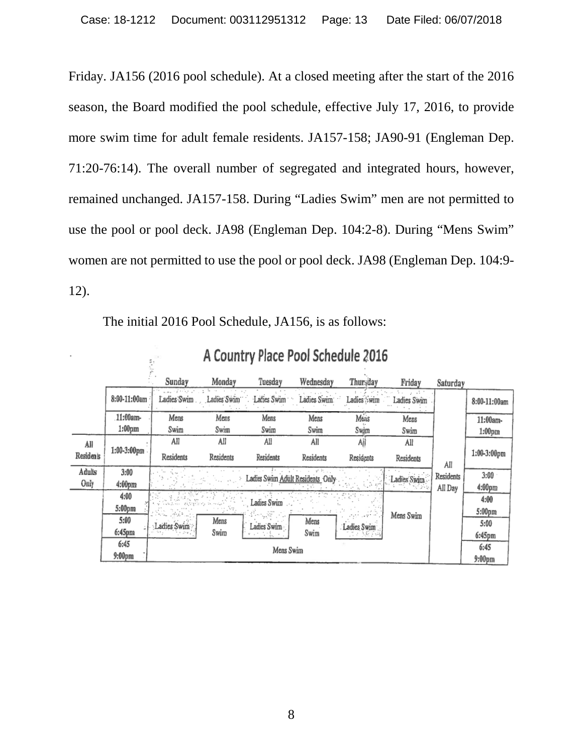Friday. JA156 (2016 pool schedule). At a closed meeting after the start of the 2016 season, the Board modified the pool schedule, effective July 17, 2016, to provide more swim time for adult female residents. JA157-158; JA90-91 (Engleman Dep. 71:20-76:14). The overall number of segregated and integrated hours, however, remained unchanged. JA157-158. During "Ladies Swim" men are not permitted to use the pool or pool deck. JA98 (Engleman Dep. 104:2-8). During "Mens Swim" women are not permitted to use the pool or pool deck. JA98 (Engleman Dep. 104:9-12).

The initial 2016 Pool Schedule, JA156, is as follows:

**A Country Place Pool Schedule 2016**

| | | Sunday | Monday | Tuesday | Wednesday | Thursday | Friday | Saturday | |
|---|---|---|---|---|---|---|---|---|---|
| | 8:00-11:00am | Ladies Swim | Ladies Swim | Ladies Swim | Ladies Swim | Ladies Swim | Ladies Swim | All Residents All Day | 8:00-11:00am |
| | 11:00am-1:00pm | Mens Swim | Mens Swim | Mens Swim | Mens Swim | Mens Swim | Mens Swim | | 11:00am-1:00pm |
| All Residents | 1:00-3:00pm | All Residents | All Residents | All Residents | All Residents | All Residents | All Residents | | 1:00-3:00pm |
| Adults Only | 3:00 4:00pm | Ladies Swim Adult Residents Only | | | | | Ladies Swim | | 3:00 4:00pm |
| | 4:00 5:00pm | Ladies Swim | | | | | Mens Swim | | 4:00 5:00pm |
| | 5:00 6:45pm | Ladies Swim | Mens Swim | Ladies Swim | Mens Swim | Ladies Swim | | | 5:00 6:45pm |
| | 6:45 9:00pm | Mens Swim | | | | | | | 6:45 9:00pm |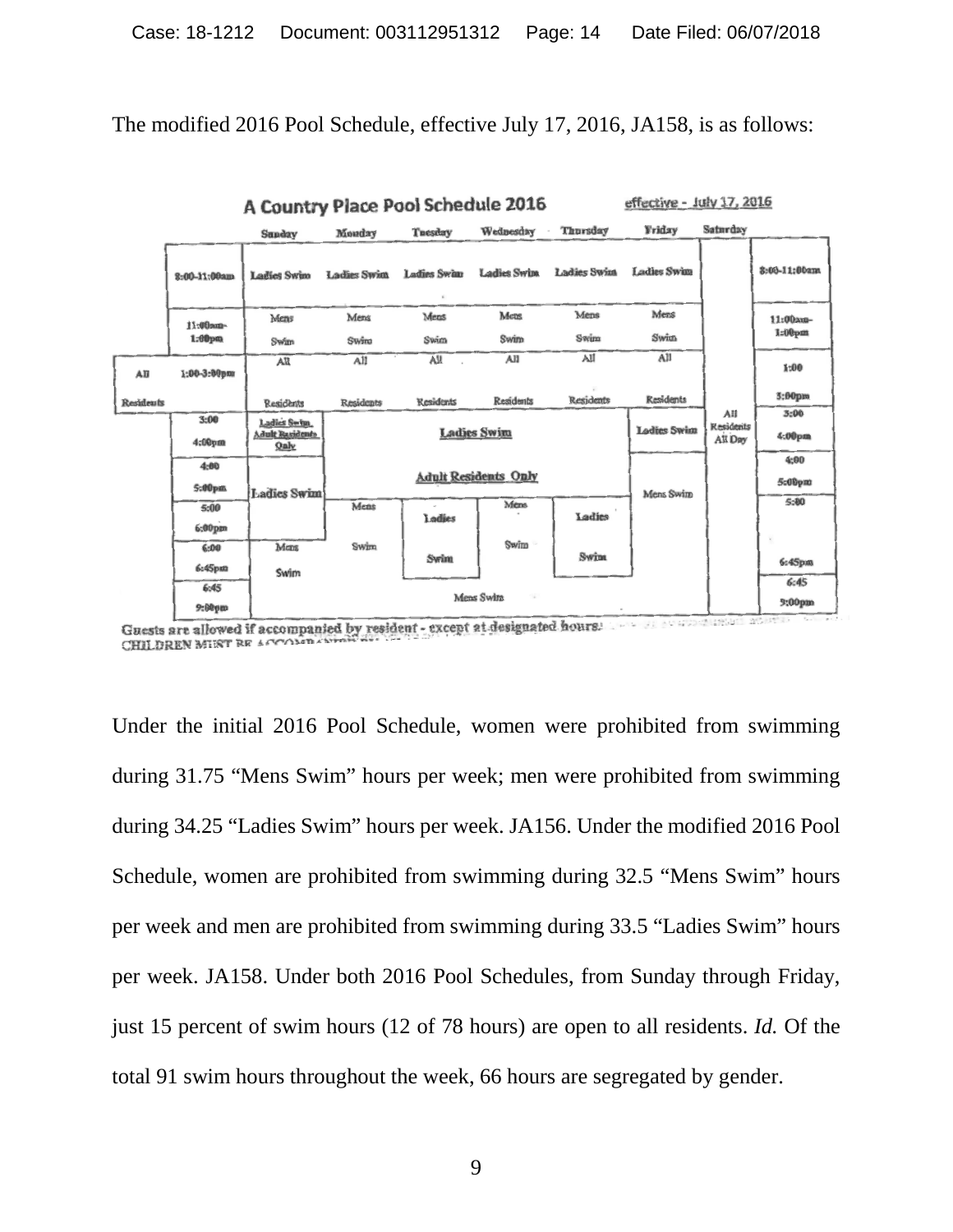The modified 2016 Pool Schedule, effective July 17, 2016, JA158, is as follows:

**A Country Place Pool Schedule 2016** effective - July 17, 2016

| | Sunday | Monday | Tuesday | Wednesday | Thursday | Friday | Saturday | |
|---|---|---|---|---|---|---|---|---|
| 8:00-11:00am | Ladies Swim | Ladies Swim | Ladies Swim | Ladies Swim | Ladies Swim | Ladies Swim | All Residents All Day | 8:00-11:00am |
| 11:00am-1:00pm | Mens Swim | Mens Swim | Mens Swim | Mens Swim | Mens Swim | Mens Swim | | 11:00am-1:00pm |
| All Residents 1:00-3:00pm | All Residents | All Residents | All Residents | All Residents | All Residents | All Residents | | 1:00 3:00pm |
| 3:00 4:00pm | Ladies Swim, Adult Residents Only | Ladies Swim | | | | Ladies Swim | | 3:00 4:00pm |
| 4:00 5:00pm | Ladies Swim | Adult Residents Only | | | | Mens Swim | | 4:00 5:00pm |
| 5:00 6:00pm | | Mens Swim | Ladies Swim | Mens Swim | Ladies Swim | | | 5:00 6:45pm |
| 6:00 6:45pm | Mens Swim | | | | | | | |
| 6:45 9:00pm | Mens Swim | | | | | | | 6:45 9:00pm |

Guests are allowed if accompanied by resident - except at designated hours.
CHILDREN MUST BE ACCOMPANIED...

Under the initial 2016 Pool Schedule, women were prohibited from swimming during 31.75 "Mens Swim" hours per week; men were prohibited from swimming during 34.25 "Ladies Swim" hours per week. JA156. Under the modified 2016 Pool Schedule, women are prohibited from swimming during 32.5 "Mens Swim" hours per week and men are prohibited from swimming during 33.5 "Ladies Swim" hours per week. JA158. Under both 2016 Pool Schedules, from Sunday through Friday, just 15 percent of swim hours (12 of 78 hours) are open to all residents. *Id.* Of the total 91 swim hours throughout the week, 66 hours are segregated by gender.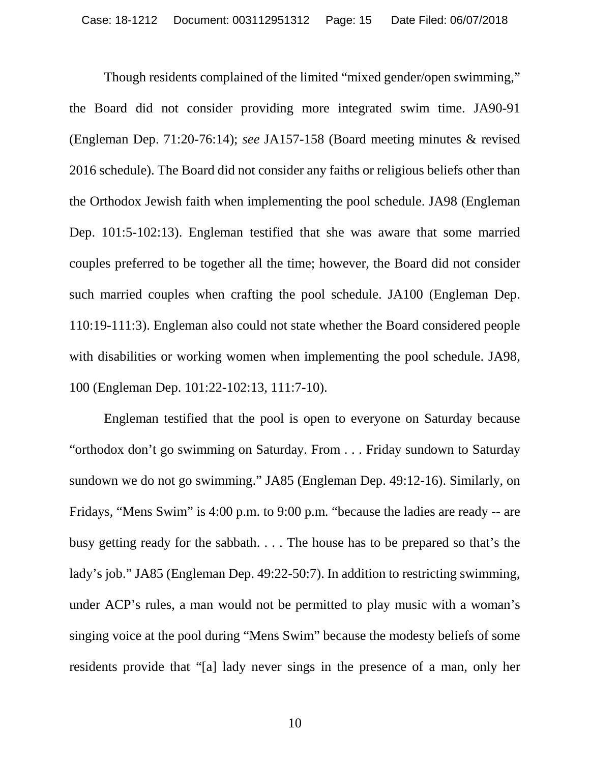Though residents complained of the limited "mixed gender/open swimming," the Board did not consider providing more integrated swim time. JA90-91 (Engleman Dep. 71:20-76:14); *see* JA157-158 (Board meeting minutes & revised 2016 schedule). The Board did not consider any faiths or religious beliefs other than the Orthodox Jewish faith when implementing the pool schedule. JA98 (Engleman Dep. 101:5-102:13). Engleman testified that she was aware that some married couples preferred to be together all the time; however, the Board did not consider such married couples when crafting the pool schedule. JA100 (Engleman Dep. 110:19-111:3). Engleman also could not state whether the Board considered people with disabilities or working women when implementing the pool schedule. JA98, 100 (Engleman Dep. 101:22-102:13, 111:7-10).

Engleman testified that the pool is open to everyone on Saturday because "orthodox don't go swimming on Saturday. From . . . Friday sundown to Saturday sundown we do not go swimming." JA85 (Engleman Dep. 49:12-16). Similarly, on Fridays, "Mens Swim" is 4:00 p.m. to 9:00 p.m. "because the ladies are ready -- are busy getting ready for the sabbath. . . . The house has to be prepared so that's the lady's job." JA85 (Engleman Dep. 49:22-50:7). In addition to restricting swimming, under ACP's rules, a man would not be permitted to play music with a woman's singing voice at the pool during "Mens Swim" because the modesty beliefs of some residents provide that "[a] lady never sings in the presence of a man, only her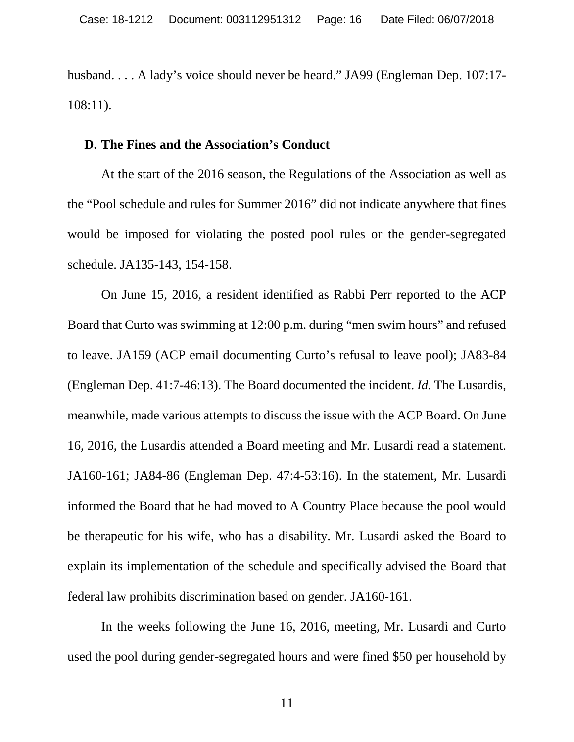husband. . . . A lady's voice should never be heard." JA99 (Engleman Dep. 107:17-108:11).

### D. The Fines and the Association's Conduct

At the start of the 2016 season, the Regulations of the Association as well as the "Pool schedule and rules for Summer 2016" did not indicate anywhere that fines would be imposed for violating the posted pool rules or the gender-segregated schedule. JA135-143, 154-158.

On June 15, 2016, a resident identified as Rabbi Perr reported to the ACP Board that Curto was swimming at 12:00 p.m. during "men swim hours" and refused to leave. JA159 (ACP email documenting Curto's refusal to leave pool); JA83-84 (Engleman Dep. 41:7-46:13). The Board documented the incident. *Id.* The Lusardis, meanwhile, made various attempts to discuss the issue with the ACP Board. On June 16, 2016, the Lusardis attended a Board meeting and Mr. Lusardi read a statement. JA160-161; JA84-86 (Engleman Dep. 47:4-53:16). In the statement, Mr. Lusardi informed the Board that he had moved to A Country Place because the pool would be therapeutic for his wife, who has a disability. Mr. Lusardi asked the Board to explain its implementation of the schedule and specifically advised the Board that federal law prohibits discrimination based on gender. JA160-161.

In the weeks following the June 16, 2016, meeting, Mr. Lusardi and Curto used the pool during gender-segregated hours and were fined $50 per household by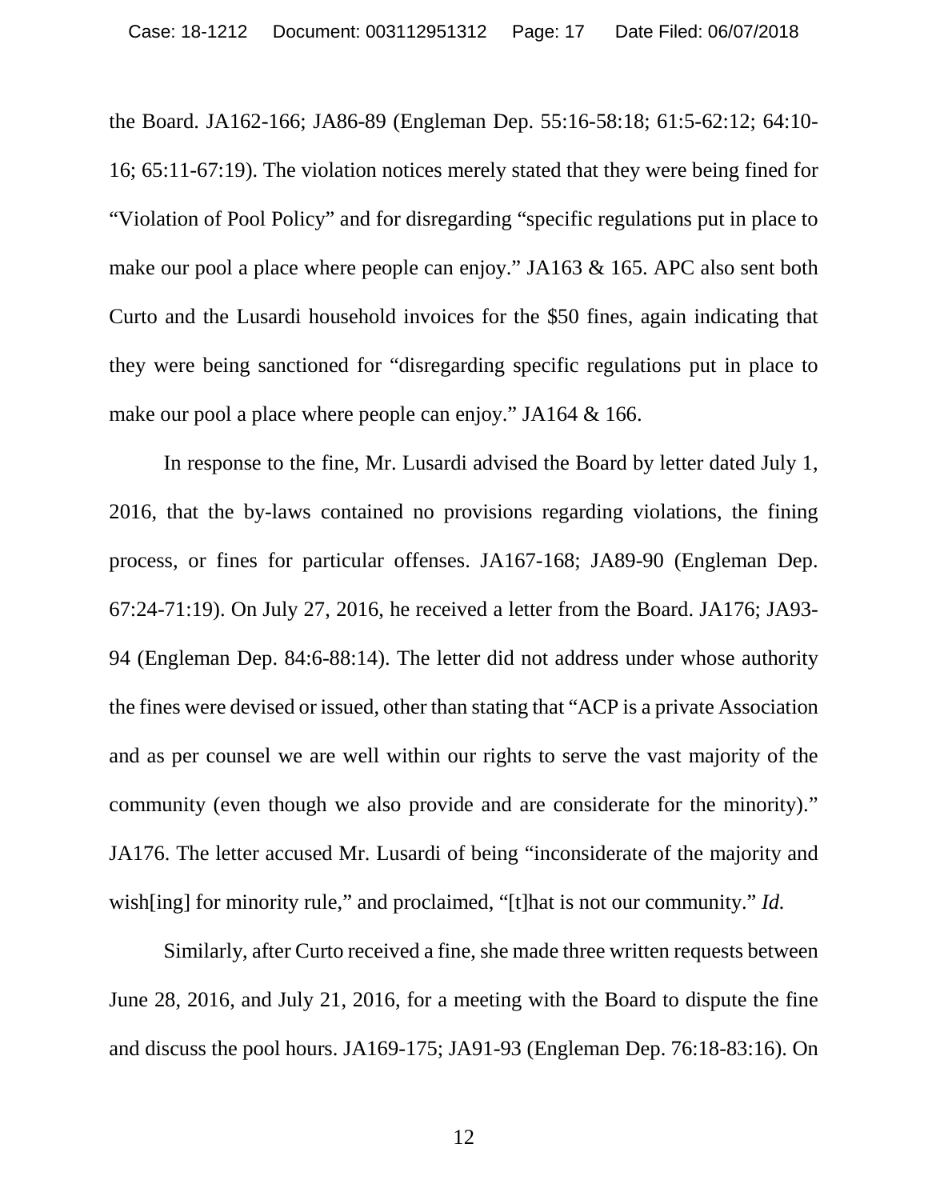the Board. JA162-166; JA86-89 (Engleman Dep. 55:16-58:18; 61:5-62:12; 64:10-16; 65:11-67:19). The violation notices merely stated that they were being fined for "Violation of Pool Policy" and for disregarding "specific regulations put in place to make our pool a place where people can enjoy." JA163 & 165. APC also sent both Curto and the Lusardi household invoices for the $50 fines, again indicating that they were being sanctioned for "disregarding specific regulations put in place to make our pool a place where people can enjoy." JA164 & 166.

In response to the fine, Mr. Lusardi advised the Board by letter dated July 1, 2016, that the by-laws contained no provisions regarding violations, the fining process, or fines for particular offenses. JA167-168; JA89-90 (Engleman Dep. 67:24-71:19). On July 27, 2016, he received a letter from the Board. JA176; JA93-94 (Engleman Dep. 84:6-88:14). The letter did not address under whose authority the fines were devised or issued, other than stating that "ACP is a private Association and as per counsel we are well within our rights to serve the vast majority of the community (even though we also provide and are considerate for the minority)." JA176. The letter accused Mr. Lusardi of being "inconsiderate of the majority and wish[ing] for minority rule," and proclaimed, "[t]hat is not our community." *Id.*

Similarly, after Curto received a fine, she made three written requests between June 28, 2016, and July 21, 2016, for a meeting with the Board to dispute the fine and discuss the pool hours. JA169-175; JA91-93 (Engleman Dep. 76:18-83:16). On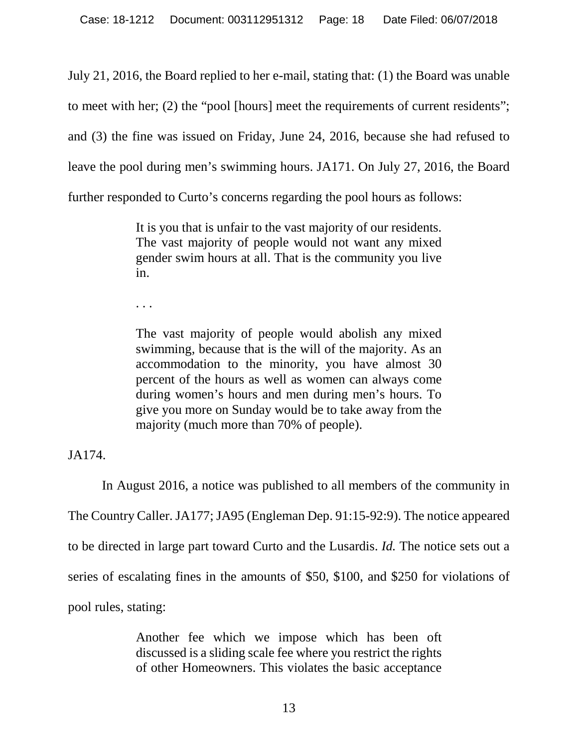July 21, 2016, the Board replied to her e-mail, stating that: (1) the Board was unable to meet with her; (2) the "pool [hours] meet the requirements of current residents"; and (3) the fine was issued on Friday, June 24, 2016, because she had refused to leave the pool during men's swimming hours. JA171. On July 27, 2016, the Board further responded to Curto's concerns regarding the pool hours as follows:

> It is you that is unfair to the vast majority of our residents. The vast majority of people would not want any mixed gender swim hours at all. That is the community you live in.
>
> . . .
>
> The vast majority of people would abolish any mixed swimming, because that is the will of the majority. As an accommodation to the minority, you have almost 30 percent of the hours as well as women can always come during women's hours and men during men's hours. To give you more on Sunday would be to take away from the majority (much more than 70% of people).

JA174.

In August 2016, a notice was published to all members of the community in The Country Caller. JA177; JA95 (Engleman Dep. 91:15-92:9). The notice appeared to be directed in large part toward Curto and the Lusardis. *Id.* The notice sets out a series of escalating fines in the amounts of $50, $100, and $250 for violations of pool rules, stating:

> Another fee which we impose which has been oft discussed is a sliding scale fee where you restrict the rights of other Homeowners. This violates the basic acceptance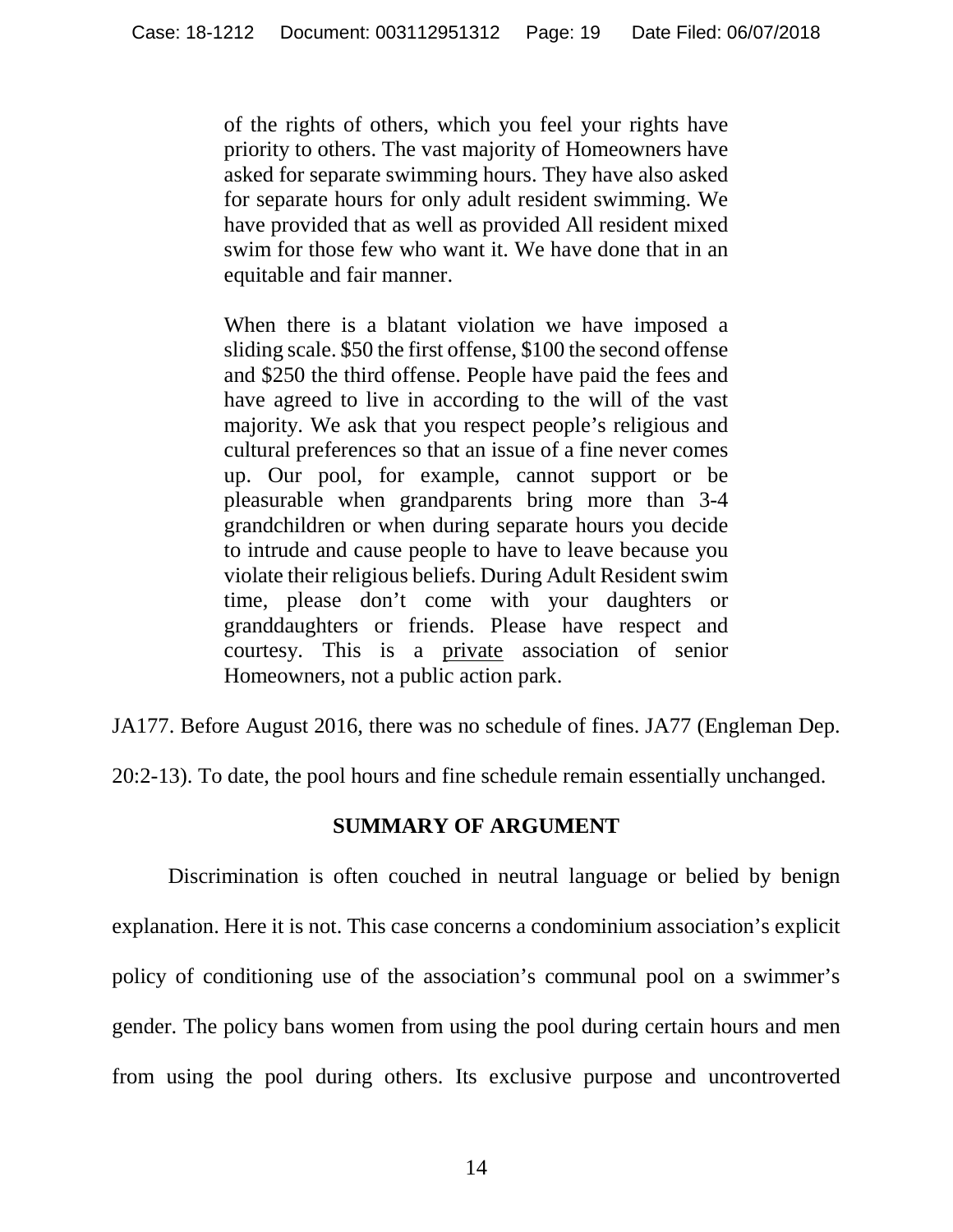> of the rights of others, which you feel your rights have priority to others. The vast majority of Homeowners have asked for separate swimming hours. They have also asked for separate hours for only adult resident swimming. We have provided that as well as provided All resident mixed swim for those few who want it. We have done that in an equitable and fair manner.
>
> When there is a blatant violation we have imposed a sliding scale. $50 the first offense, $100 the second offense and $250 the third offense. People have paid the fees and have agreed to live in according to the will of the vast majority. We ask that you respect people's religious and cultural preferences so that an issue of a fine never comes up. Our pool, for example, cannot support or be pleasurable when grandparents bring more than 3-4 grandchildren or when during separate hours you decide to intrude and cause people to have to leave because you violate their religious beliefs. During Adult Resident swim time, please don't come with your daughters or granddaughters or friends. Please have respect and courtesy. This is a private association of senior Homeowners, not a public action park.

JA177. Before August 2016, there was no schedule of fines. JA77 (Engleman Dep. 20:2-13). To date, the pool hours and fine schedule remain essentially unchanged.

## SUMMARY OF ARGUMENT

Discrimination is often couched in neutral language or belied by benign explanation. Here it is not. This case concerns a condominium association's explicit policy of conditioning use of the association's communal pool on a swimmer's gender. The policy bans women from using the pool during certain hours and men from using the pool during others. Its exclusive purpose and uncontroverted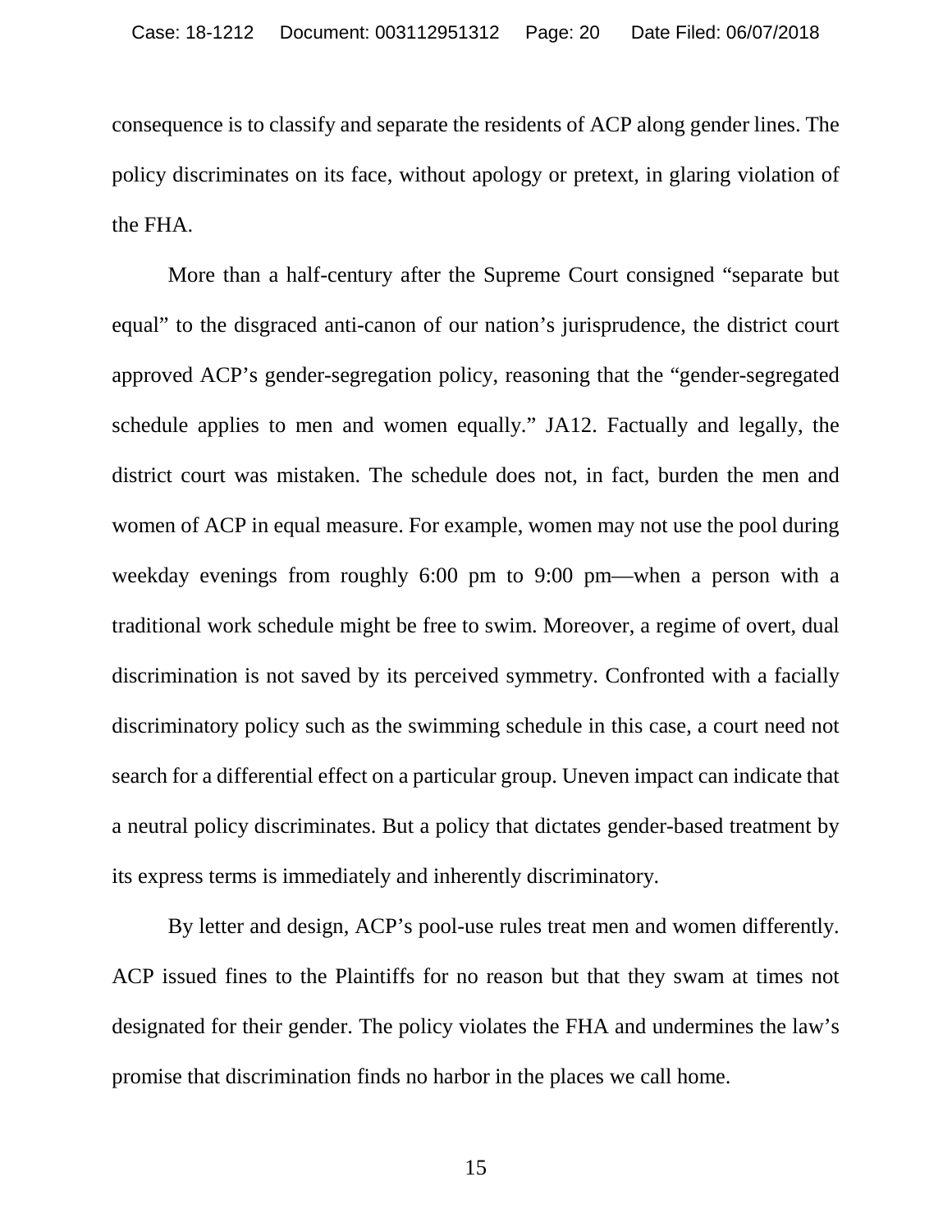consequence is to classify and separate the residents of ACP along gender lines. The policy discriminates on its face, without apology or pretext, in glaring violation of the FHA.

More than a half-century after the Supreme Court consigned "separate but equal" to the disgraced anti-canon of our nation's jurisprudence, the district court approved ACP's gender-segregation policy, reasoning that the "gender-segregated schedule applies to men and women equally." JA12. Factually and legally, the district court was mistaken. The schedule does not, in fact, burden the men and women of ACP in equal measure. For example, women may not use the pool during weekday evenings from roughly 6:00 pm to 9:00 pm—when a person with a traditional work schedule might be free to swim. Moreover, a regime of overt, dual discrimination is not saved by its perceived symmetry. Confronted with a facially discriminatory policy such as the swimming schedule in this case, a court need not search for a differential effect on a particular group. Uneven impact can indicate that a neutral policy discriminates. But a policy that dictates gender-based treatment by its express terms is immediately and inherently discriminatory.

By letter and design, ACP's pool-use rules treat men and women differently. ACP issued fines to the Plaintiffs for no reason but that they swam at times not designated for their gender. The policy violates the FHA and undermines the law's promise that discrimination finds no harbor in the places we call home.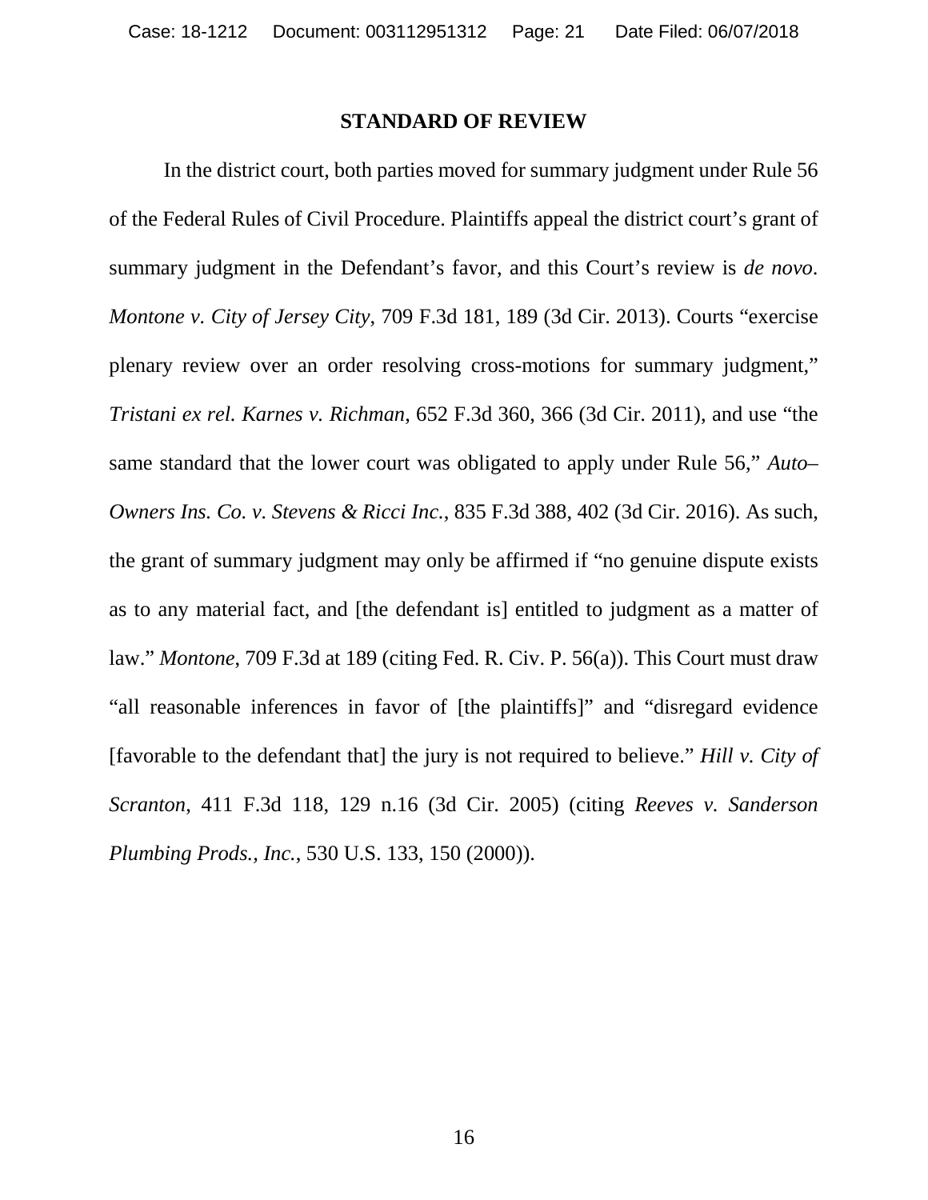## STANDARD OF REVIEW

In the district court, both parties moved for summary judgment under Rule 56 of the Federal Rules of Civil Procedure. Plaintiffs appeal the district court's grant of summary judgment in the Defendant's favor, and this Court's review is *de novo*. *Montone v. City of Jersey City*, 709 F.3d 181, 189 (3d Cir. 2013). Courts "exercise plenary review over an order resolving cross-motions for summary judgment," *Tristani ex rel. Karnes v. Richman*, 652 F.3d 360, 366 (3d Cir. 2011), and use "the same standard that the lower court was obligated to apply under Rule 56," *Auto–Owners Ins. Co. v. Stevens & Ricci Inc.*, 835 F.3d 388, 402 (3d Cir. 2016). As such, the grant of summary judgment may only be affirmed if "no genuine dispute exists as to any material fact, and [the defendant is] entitled to judgment as a matter of law." *Montone*, 709 F.3d at 189 (citing Fed. R. Civ. P. 56(a)). This Court must draw "all reasonable inferences in favor of [the plaintiffs]" and "disregard evidence [favorable to the defendant that] the jury is not required to believe." *Hill v. City of Scranton*, 411 F.3d 118, 129 n.16 (3d Cir. 2005) (citing *Reeves v. Sanderson Plumbing Prods., Inc.*, 530 U.S. 133, 150 (2000)).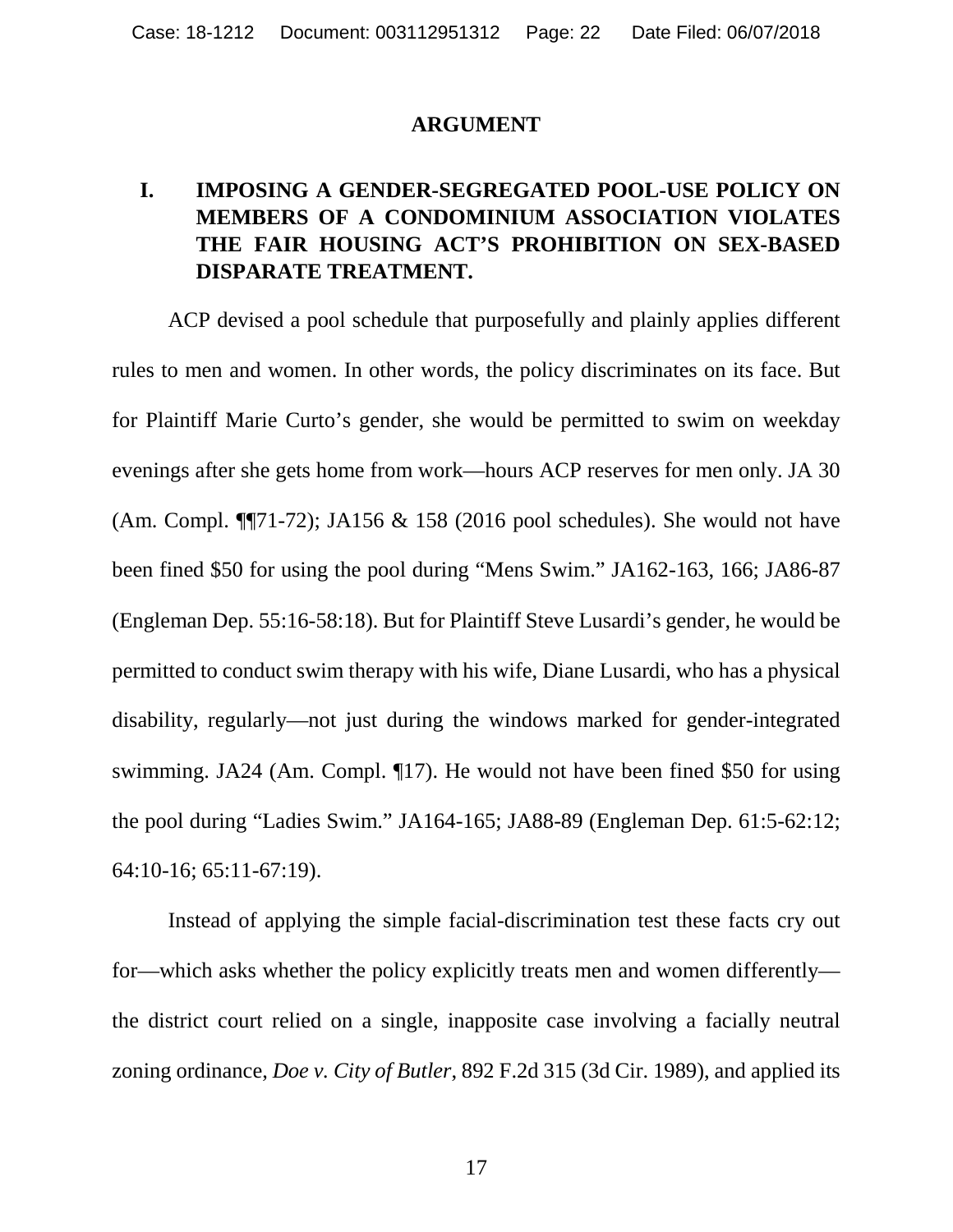# ARGUMENT

## I. IMPOSING A GENDER-SEGREGATED POOL-USE POLICY ON MEMBERS OF A CONDOMINIUM ASSOCIATION VIOLATES THE FAIR HOUSING ACT'S PROHIBITION ON SEX-BASED DISPARATE TREATMENT.

ACP devised a pool schedule that purposefully and plainly applies different rules to men and women. In other words, the policy discriminates on its face. But for Plaintiff Marie Curto's gender, she would be permitted to swim on weekday evenings after she gets home from work—hours ACP reserves for men only. JA 30 (Am. Compl. ¶¶71-72); JA156 & 158 (2016 pool schedules). She would not have been fined $50 for using the pool during "Mens Swim." JA162-163, 166; JA86-87 (Engleman Dep. 55:16-58:18). But for Plaintiff Steve Lusardi's gender, he would be permitted to conduct swim therapy with his wife, Diane Lusardi, who has a physical disability, regularly—not just during the windows marked for gender-integrated swimming. JA24 (Am. Compl. ¶17). He would not have been fined $50 for using the pool during "Ladies Swim." JA164-165; JA88-89 (Engleman Dep. 61:5-62:12; 64:10-16; 65:11-67:19).

Instead of applying the simple facial-discrimination test these facts cry out for—which asks whether the policy explicitly treats men and women differently—the district court relied on a single, inapposite case involving a facially neutral zoning ordinance, *Doe v. City of Butler*, 892 F.2d 315 (3d Cir. 1989), and applied its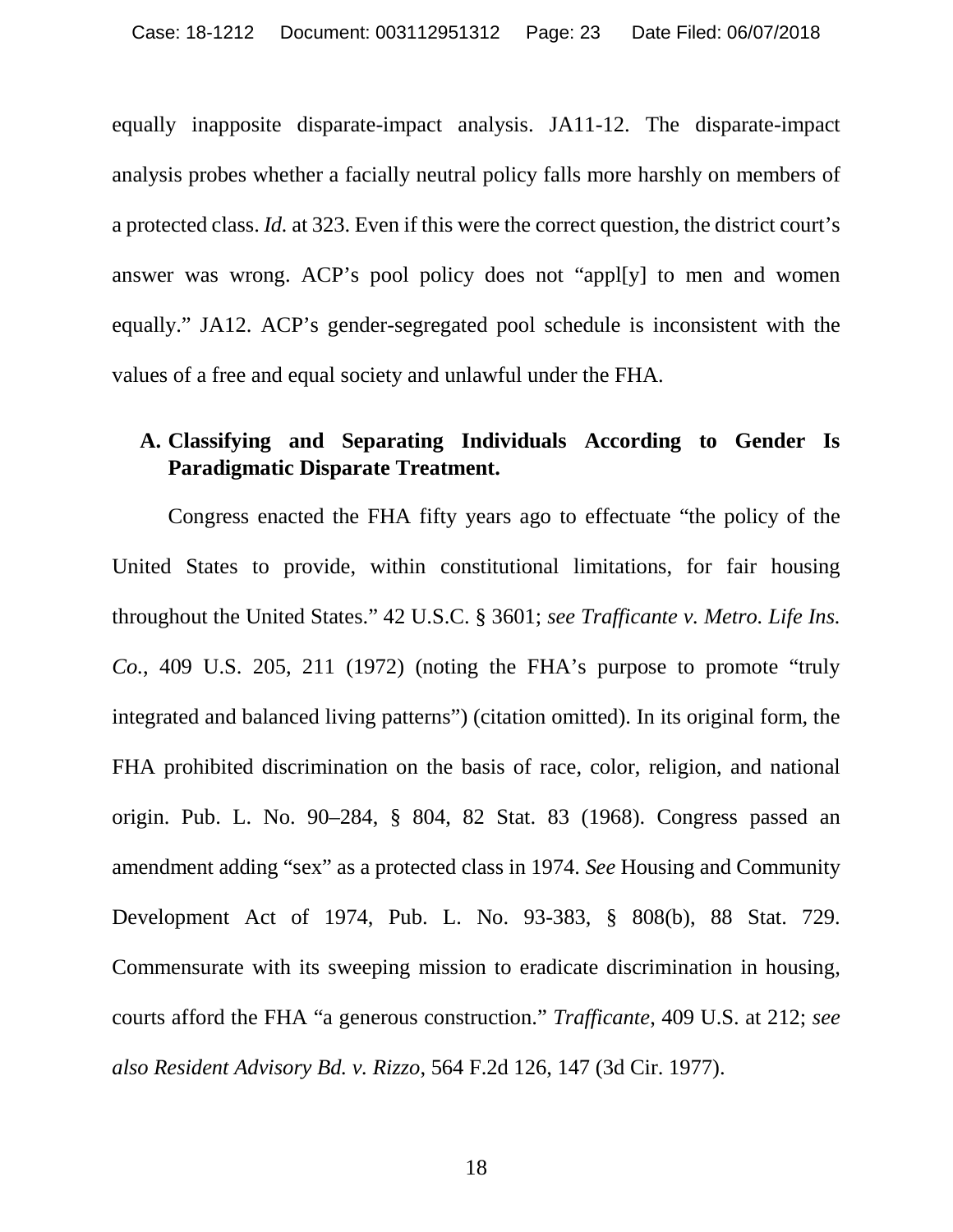equally inapposite disparate-impact analysis. JA11-12. The disparate-impact analysis probes whether a facially neutral policy falls more harshly on members of a protected class. *Id.* at 323. Even if this were the correct question, the district court's answer was wrong. ACP's pool policy does not "appl[y] to men and women equally." JA12. ACP's gender-segregated pool schedule is inconsistent with the values of a free and equal society and unlawful under the FHA.

### A. Classifying and Separating Individuals According to Gender Is Paradigmatic Disparate Treatment.

Congress enacted the FHA fifty years ago to effectuate "the policy of the United States to provide, within constitutional limitations, for fair housing throughout the United States." 42 U.S.C. § 3601; *see Trafficante v. Metro. Life Ins. Co.*, 409 U.S. 205, 211 (1972) (noting the FHA's purpose to promote "truly integrated and balanced living patterns") (citation omitted). In its original form, the FHA prohibited discrimination on the basis of race, color, religion, and national origin. Pub. L. No. 90–284, § 804, 82 Stat. 83 (1968). Congress passed an amendment adding "sex" as a protected class in 1974. *See* Housing and Community Development Act of 1974, Pub. L. No. 93-383, § 808(b), 88 Stat. 729. Commensurate with its sweeping mission to eradicate discrimination in housing, courts afford the FHA "a generous construction." *Trafficante*, 409 U.S. at 212; *see also Resident Advisory Bd. v. Rizzo*, 564 F.2d 126, 147 (3d Cir. 1977).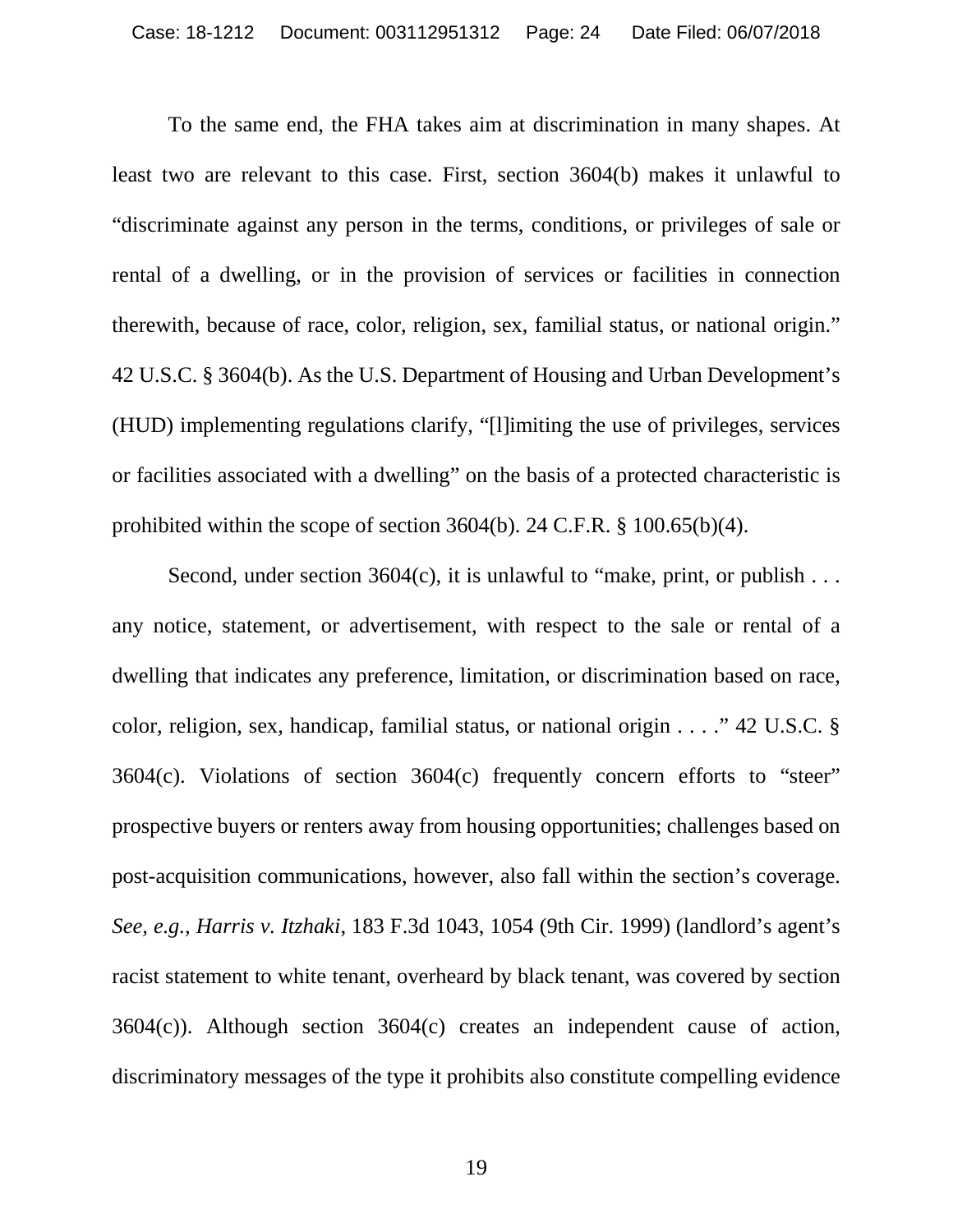To the same end, the FHA takes aim at discrimination in many shapes. At least two are relevant to this case. First, section 3604(b) makes it unlawful to "discriminate against any person in the terms, conditions, or privileges of sale or rental of a dwelling, or in the provision of services or facilities in connection therewith, because of race, color, religion, sex, familial status, or national origin." 42 U.S.C. § 3604(b). As the U.S. Department of Housing and Urban Development's (HUD) implementing regulations clarify, "[l]imiting the use of privileges, services or facilities associated with a dwelling" on the basis of a protected characteristic is prohibited within the scope of section 3604(b). 24 C.F.R. § 100.65(b)(4).

Second, under section 3604(c), it is unlawful to "make, print, or publish . . . any notice, statement, or advertisement, with respect to the sale or rental of a dwelling that indicates any preference, limitation, or discrimination based on race, color, religion, sex, handicap, familial status, or national origin . . . ." 42 U.S.C. § 3604(c). Violations of section 3604(c) frequently concern efforts to "steer" prospective buyers or renters away from housing opportunities; challenges based on post-acquisition communications, however, also fall within the section's coverage. *See, e.g.*, *Harris v. Itzhaki*, 183 F.3d 1043, 1054 (9th Cir. 1999) (landlord's agent's racist statement to white tenant, overheard by black tenant, was covered by section 3604(c)). Although section 3604(c) creates an independent cause of action, discriminatory messages of the type it prohibits also constitute compelling evidence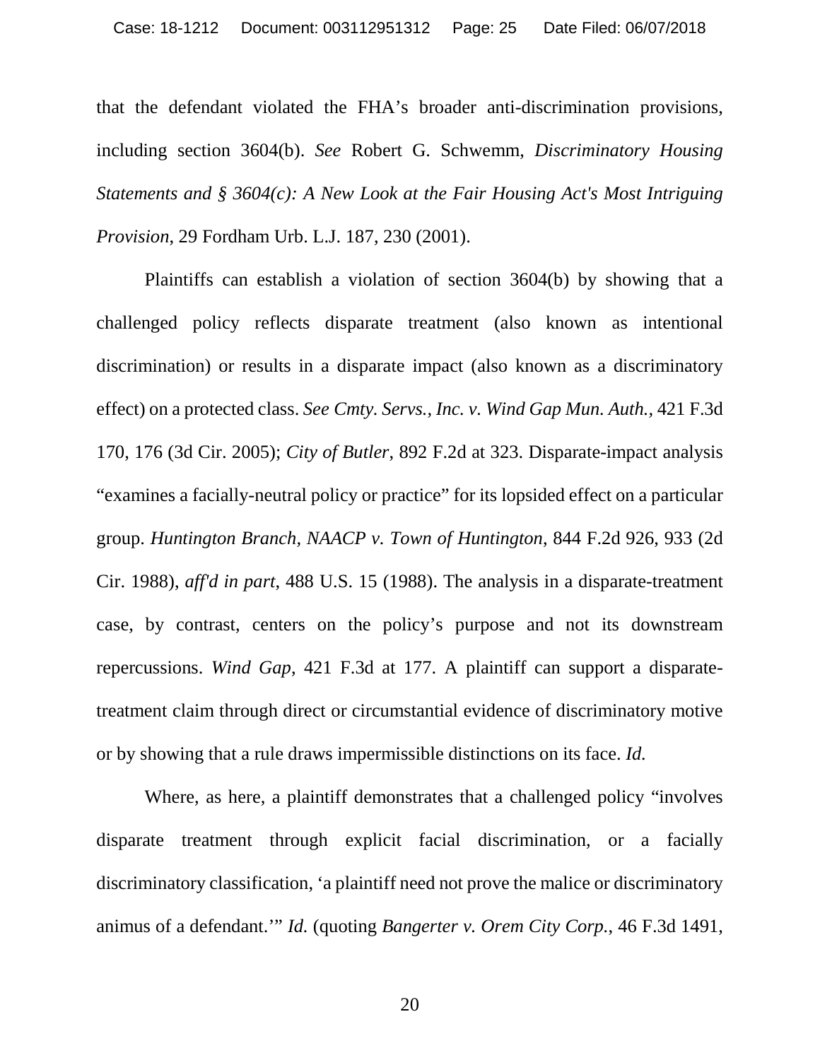that the defendant violated the FHA's broader anti-discrimination provisions, including section 3604(b). *See* Robert G. Schwemm, *Discriminatory Housing Statements and § 3604(c): A New Look at the Fair Housing Act's Most Intriguing Provision*, 29 Fordham Urb. L.J. 187, 230 (2001).

Plaintiffs can establish a violation of section 3604(b) by showing that a challenged policy reflects disparate treatment (also known as intentional discrimination) or results in a disparate impact (also known as a discriminatory effect) on a protected class. *See Cmty. Servs., Inc. v. Wind Gap Mun. Auth.*, 421 F.3d 170, 176 (3d Cir. 2005); *City of Butler*, 892 F.2d at 323. Disparate-impact analysis "examines a facially-neutral policy or practice" for its lopsided effect on a particular group. *Huntington Branch, NAACP v. Town of Huntington*, 844 F.2d 926, 933 (2d Cir. 1988), *aff'd in part*, 488 U.S. 15 (1988). The analysis in a disparate-treatment case, by contrast, centers on the policy's purpose and not its downstream repercussions. *Wind Gap*, 421 F.3d at 177. A plaintiff can support a disparate-treatment claim through direct or circumstantial evidence of discriminatory motive or by showing that a rule draws impermissible distinctions on its face. *Id.*

Where, as here, a plaintiff demonstrates that a challenged policy "involves disparate treatment through explicit facial discrimination, or a facially discriminatory classification, 'a plaintiff need not prove the malice or discriminatory animus of a defendant.'" *Id.* (quoting *Bangerter v. Orem City Corp.*, 46 F.3d 1491,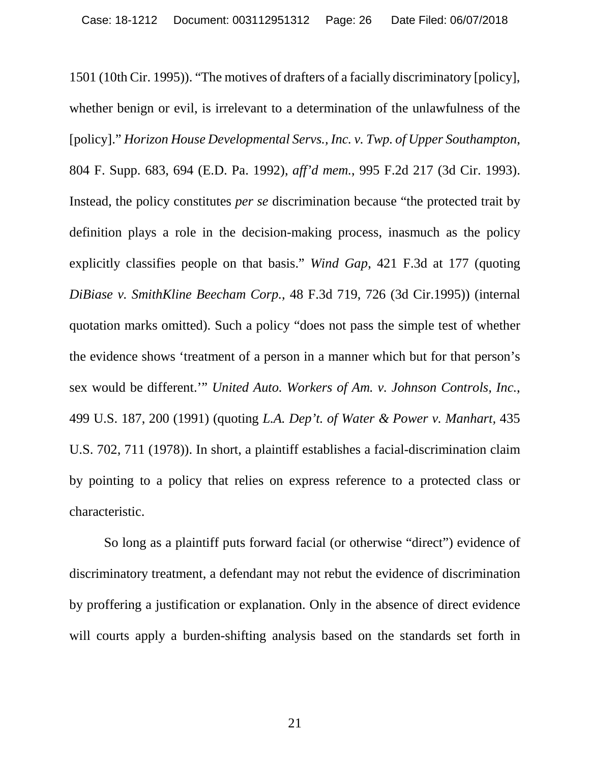1501 (10th Cir. 1995)). “The motives of drafters of a facially discriminatory [policy], whether benign or evil, is irrelevant to a determination of the unlawfulness of the [policy].” *Horizon House Developmental Servs., Inc. v. Twp. of Upper Southampton*, 804 F. Supp. 683, 694 (E.D. Pa. 1992), *aff'd mem.*, 995 F.2d 217 (3d Cir. 1993). Instead, the policy constitutes *per se* discrimination because “the protected trait by definition plays a role in the decision-making process, inasmuch as the policy explicitly classifies people on that basis.” *Wind Gap*, 421 F.3d at 177 (quoting *DiBiase v. SmithKline Beecham Corp.*, 48 F.3d 719, 726 (3d Cir.1995)) (internal quotation marks omitted). Such a policy “does not pass the simple test of whether the evidence shows ‘treatment of a person in a manner which but for that person's sex would be different.’” *United Auto. Workers of Am. v. Johnson Controls, Inc.*, 499 U.S. 187, 200 (1991) (quoting *L.A. Dep't. of Water & Power v. Manhart,* 435 U.S. 702, 711 (1978)). In short, a plaintiff establishes a facial-discrimination claim by pointing to a policy that relies on express reference to a protected class or characteristic.

So long as a plaintiff puts forward facial (or otherwise “direct”) evidence of discriminatory treatment, a defendant may not rebut the evidence of discrimination by proffering a justification or explanation. Only in the absence of direct evidence will courts apply a burden-shifting analysis based on the standards set forth in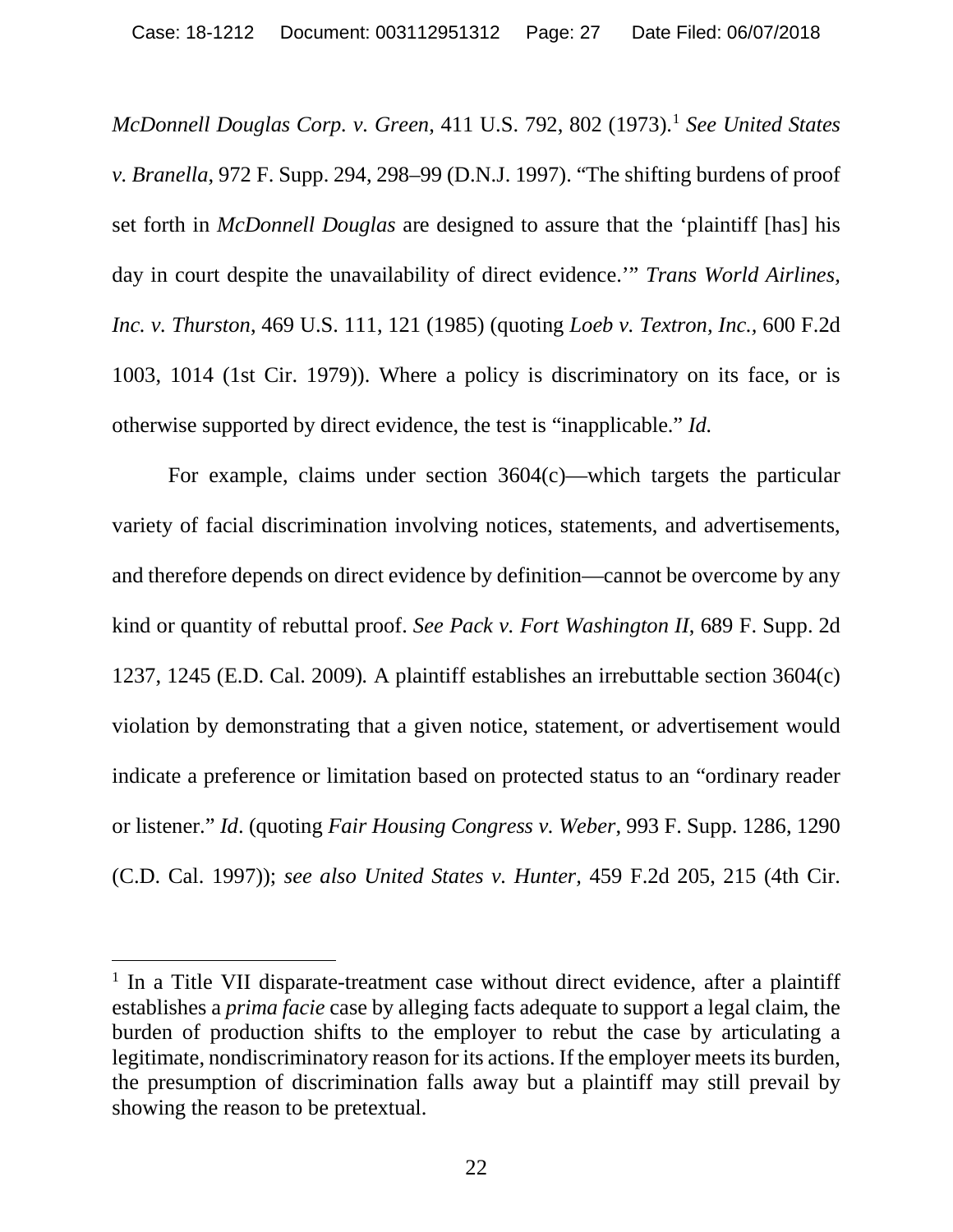*McDonnell Douglas Corp. v. Green*, 411 U.S. 792, 802 (1973).[1] *See United States v. Branella*, 972 F. Supp. 294, 298–99 (D.N.J. 1997). "The shifting burdens of proof set forth in *McDonnell Douglas* are designed to assure that the 'plaintiff [has] his day in court despite the unavailability of direct evidence.'" *Trans World Airlines, Inc. v. Thurston*, 469 U.S. 111, 121 (1985) (quoting *Loeb v. Textron, Inc.*, 600 F.2d 1003, 1014 (1st Cir. 1979)). Where a policy is discriminatory on its face, or is otherwise supported by direct evidence, the test is "inapplicable." *Id.*

For example, claims under section 3604(c)—which targets the particular variety of facial discrimination involving notices, statements, and advertisements, and therefore depends on direct evidence by definition—cannot be overcome by any kind or quantity of rebuttal proof. *See Pack v. Fort Washington II*, 689 F. Supp. 2d 1237, 1245 (E.D. Cal. 2009). A plaintiff establishes an irrebuttable section 3604(c) violation by demonstrating that a given notice, statement, or advertisement would indicate a preference or limitation based on protected status to an "ordinary reader or listener." *Id*. (quoting *Fair Housing Congress v. Weber*, 993 F. Supp. 1286, 1290 (C.D. Cal. 1997)); *see also United States v. Hunter*, 459 F.2d 205, 215 (4th Cir.

[1] In a Title VII disparate-treatment case without direct evidence, after a plaintiff establishes a *prima facie* case by alleging facts adequate to support a legal claim, the burden of production shifts to the employer to rebut the case by articulating a legitimate, nondiscriminatory reason for its actions. If the employer meets its burden, the presumption of discrimination falls away but a plaintiff may still prevail by showing the reason to be pretextual.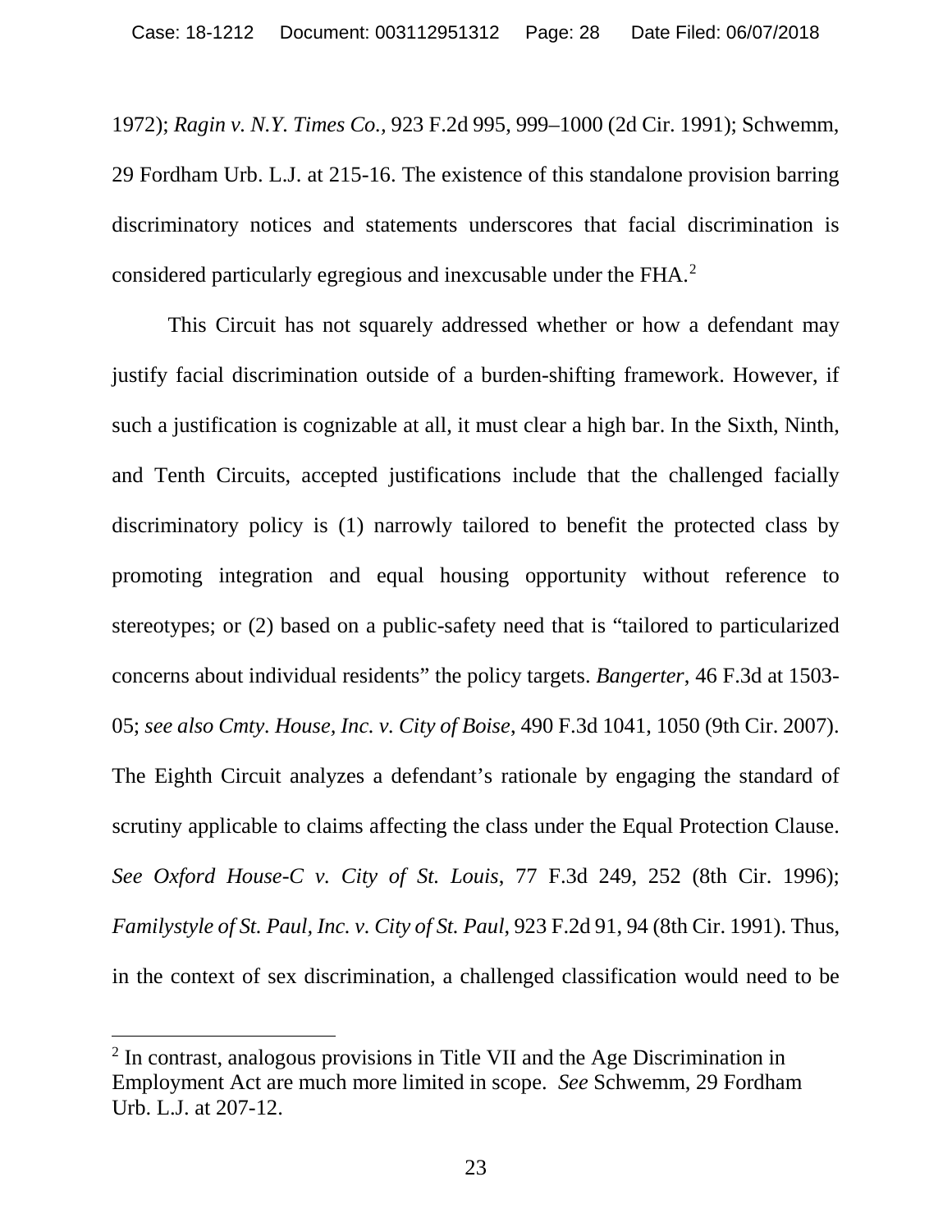1972); *Ragin v. N.Y. Times Co.*, 923 F.2d 995, 999–1000 (2d Cir. 1991); Schwemm, 29 Fordham Urb. L.J. at 215-16. The existence of this standalone provision barring discriminatory notices and statements underscores that facial discrimination is considered particularly egregious and inexcusable under the FHA.[2]

This Circuit has not squarely addressed whether or how a defendant may justify facial discrimination outside of a burden-shifting framework. However, if such a justification is cognizable at all, it must clear a high bar. In the Sixth, Ninth, and Tenth Circuits, accepted justifications include that the challenged facially discriminatory policy is (1) narrowly tailored to benefit the protected class by promoting integration and equal housing opportunity without reference to stereotypes; or (2) based on a public-safety need that is "tailored to particularized concerns about individual residents" the policy targets. *Bangerter*, 46 F.3d at 1503-05; *see also Cmty. House, Inc. v. City of Boise*, 490 F.3d 1041, 1050 (9th Cir. 2007). The Eighth Circuit analyzes a defendant's rationale by engaging the standard of scrutiny applicable to claims affecting the class under the Equal Protection Clause. *See Oxford House-C v. City of St. Louis*, 77 F.3d 249, 252 (8th Cir. 1996); *Familystyle of St. Paul, Inc. v. City of St. Paul*, 923 F.2d 91, 94 (8th Cir. 1991). Thus, in the context of sex discrimination, a challenged classification would need to be

---

[2] In contrast, analogous provisions in Title VII and the Age Discrimination in Employment Act are much more limited in scope. *See* Schwemm, 29 Fordham Urb. L.J. at 207-12.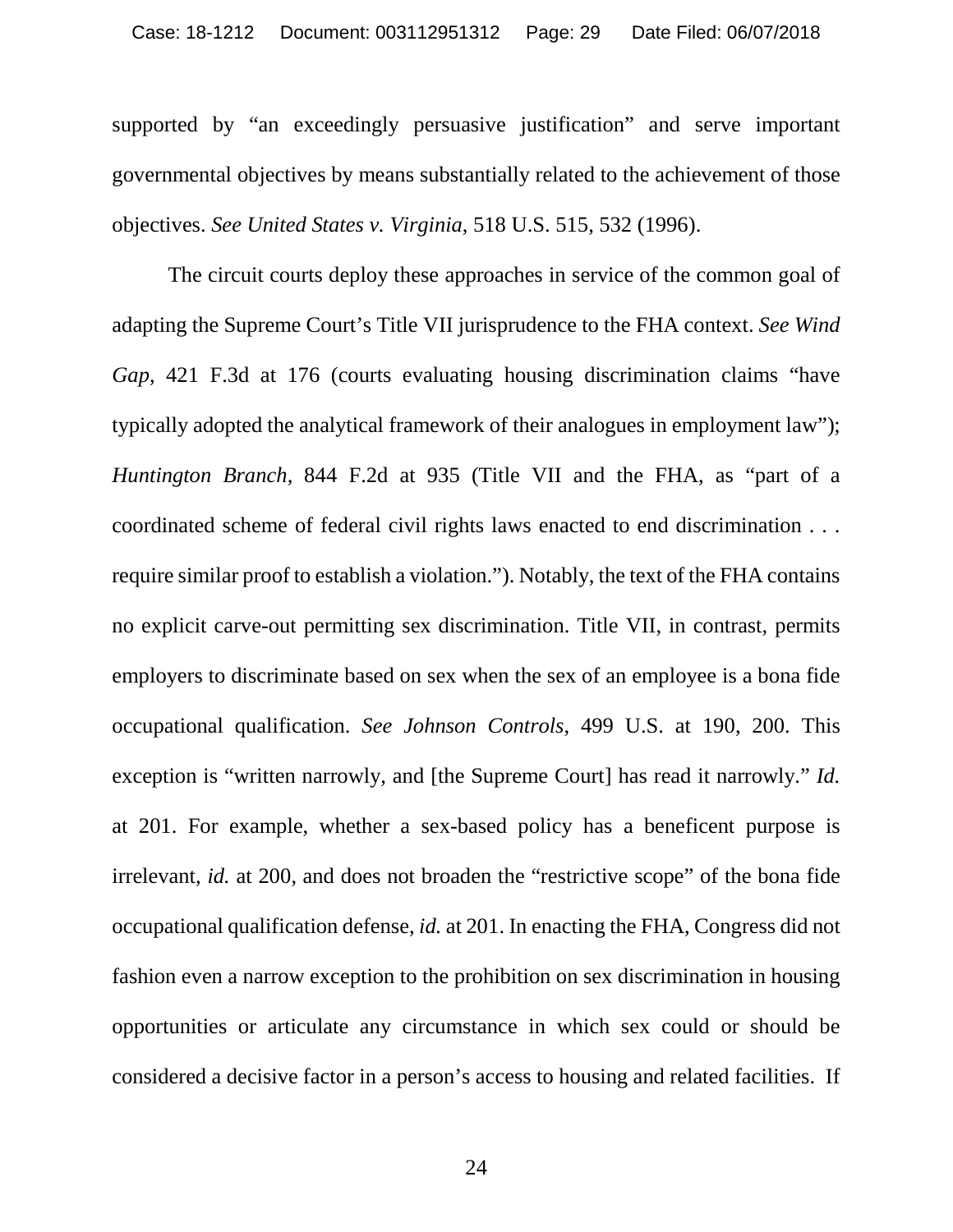supported by "an exceedingly persuasive justification" and serve important governmental objectives by means substantially related to the achievement of those objectives. *See United States v. Virginia*, 518 U.S. 515, 532 (1996).

The circuit courts deploy these approaches in service of the common goal of adapting the Supreme Court's Title VII jurisprudence to the FHA context. *See Wind Gap*, 421 F.3d at 176 (courts evaluating housing discrimination claims "have typically adopted the analytical framework of their analogues in employment law"); *Huntington Branch*, 844 F.2d at 935 (Title VII and the FHA, as "part of a coordinated scheme of federal civil rights laws enacted to end discrimination . . . require similar proof to establish a violation."). Notably, the text of the FHA contains no explicit carve-out permitting sex discrimination. Title VII, in contrast, permits employers to discriminate based on sex when the sex of an employee is a bona fide occupational qualification. *See Johnson Controls*, 499 U.S. at 190, 200. This exception is "written narrowly, and [the Supreme Court] has read it narrowly." *Id.* at 201. For example, whether a sex-based policy has a beneficent purpose is irrelevant, *id.* at 200, and does not broaden the "restrictive scope" of the bona fide occupational qualification defense, *id.* at 201. In enacting the FHA, Congress did not fashion even a narrow exception to the prohibition on sex discrimination in housing opportunities or articulate any circumstance in which sex could or should be considered a decisive factor in a person's access to housing and related facilities. If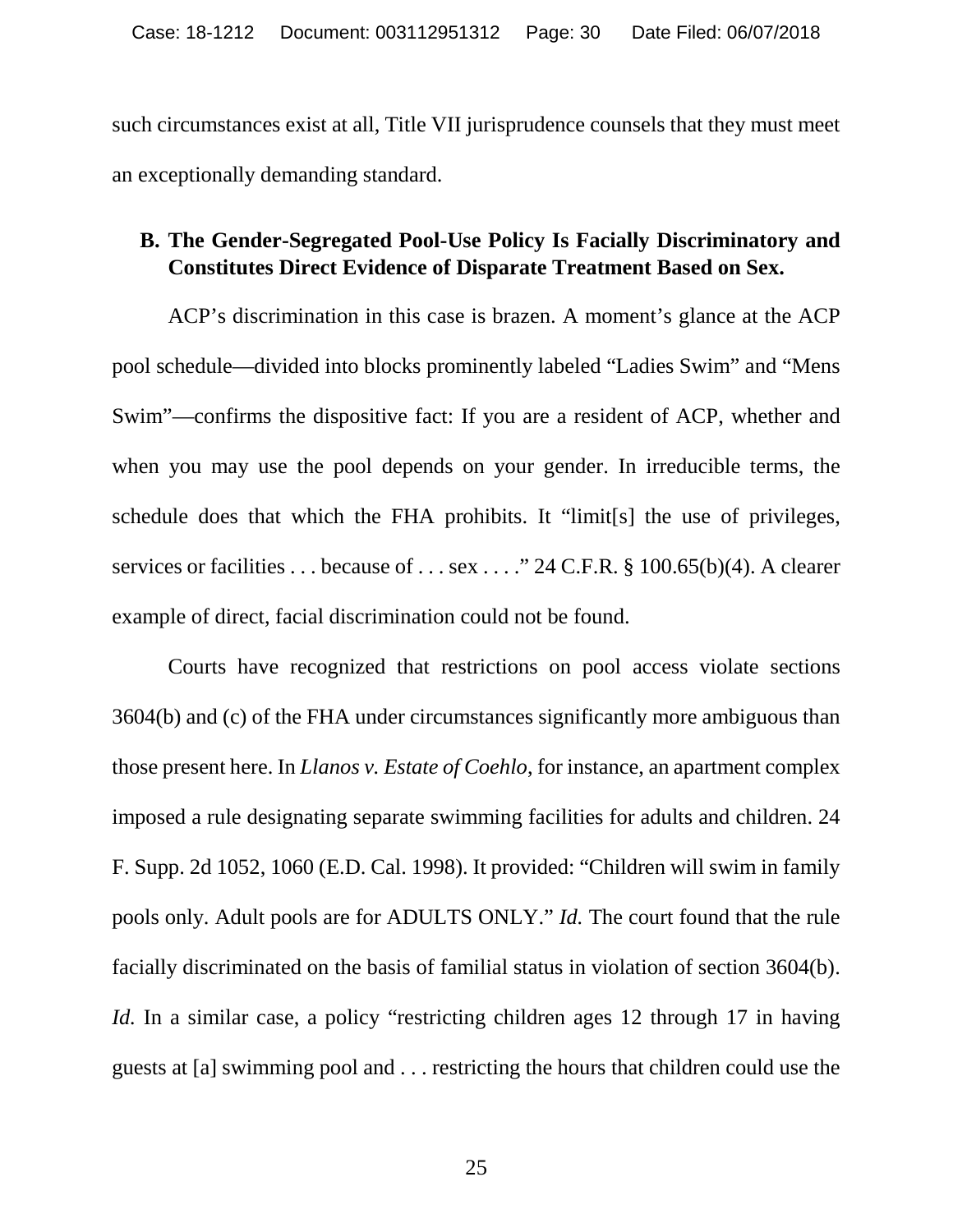such circumstances exist at all, Title VII jurisprudence counsels that they must meet an exceptionally demanding standard.

### B. The Gender-Segregated Pool-Use Policy Is Facially Discriminatory and Constitutes Direct Evidence of Disparate Treatment Based on Sex.

ACP's discrimination in this case is brazen. A moment's glance at the ACP pool schedule—divided into blocks prominently labeled "Ladies Swim" and "Mens Swim"—confirms the dispositive fact: If you are a resident of ACP, whether and when you may use the pool depends on your gender. In irreducible terms, the schedule does that which the FHA prohibits. It "limit[s] the use of privileges, services or facilities . . . because of . . . sex . . . ." 24 C.F.R. § 100.65(b)(4). A clearer example of direct, facial discrimination could not be found.

Courts have recognized that restrictions on pool access violate sections 3604(b) and (c) of the FHA under circumstances significantly more ambiguous than those present here. In *Llanos v. Estate of Coehlo*, for instance, an apartment complex imposed a rule designating separate swimming facilities for adults and children. 24 F. Supp. 2d 1052, 1060 (E.D. Cal. 1998). It provided: "Children will swim in family pools only. Adult pools are for ADULTS ONLY." *Id.* The court found that the rule facially discriminated on the basis of familial status in violation of section 3604(b). *Id.* In a similar case, a policy "restricting children ages 12 through 17 in having guests at [a] swimming pool and . . . restricting the hours that children could use the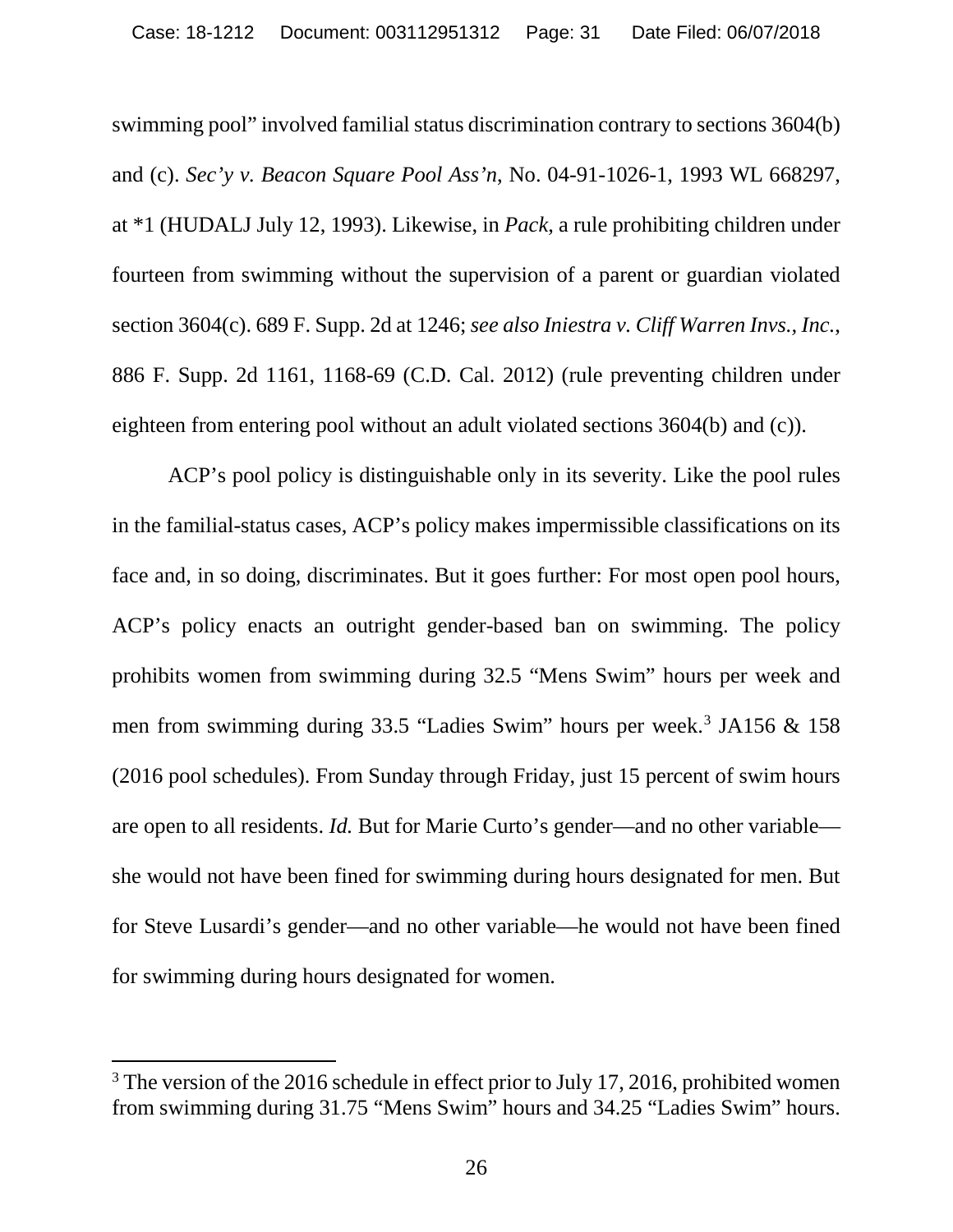swimming pool" involved familial status discrimination contrary to sections 3604(b) and (c). *Sec'y v. Beacon Square Pool Ass'n*, No. 04-91-1026-1, 1993 WL 668297, at *1 (HUDALJ July 12, 1993). Likewise, in *Pack*, a rule prohibiting children under fourteen from swimming without the supervision of a parent or guardian violated section 3604(c). 689 F. Supp. 2d at 1246; *see also Iniestra v. Cliff Warren Invs., Inc.*, 886 F. Supp. 2d 1161, 1168-69 (C.D. Cal. 2012) (rule preventing children under eighteen from entering pool without an adult violated sections 3604(b) and (c)).

ACP's pool policy is distinguishable only in its severity. Like the pool rules in the familial-status cases, ACP's policy makes impermissible classifications on its face and, in so doing, discriminates. But it goes further: For most open pool hours, ACP's policy enacts an outright gender-based ban on swimming. The policy prohibits women from swimming during 32.5 "Mens Swim" hours per week and men from swimming during 33.5 "Ladies Swim" hours per week.[3] JA156 & 158 (2016 pool schedules). From Sunday through Friday, just 15 percent of swim hours are open to all residents. *Id.* But for Marie Curto's gender—and no other variable—she would not have been fined for swimming during hours designated for men. But for Steve Lusardi's gender—and no other variable—he would not have been fined for swimming during hours designated for women.

---

[3] The version of the 2016 schedule in effect prior to July 17, 2016, prohibited women from swimming during 31.75 "Mens Swim" hours and 34.25 "Ladies Swim" hours.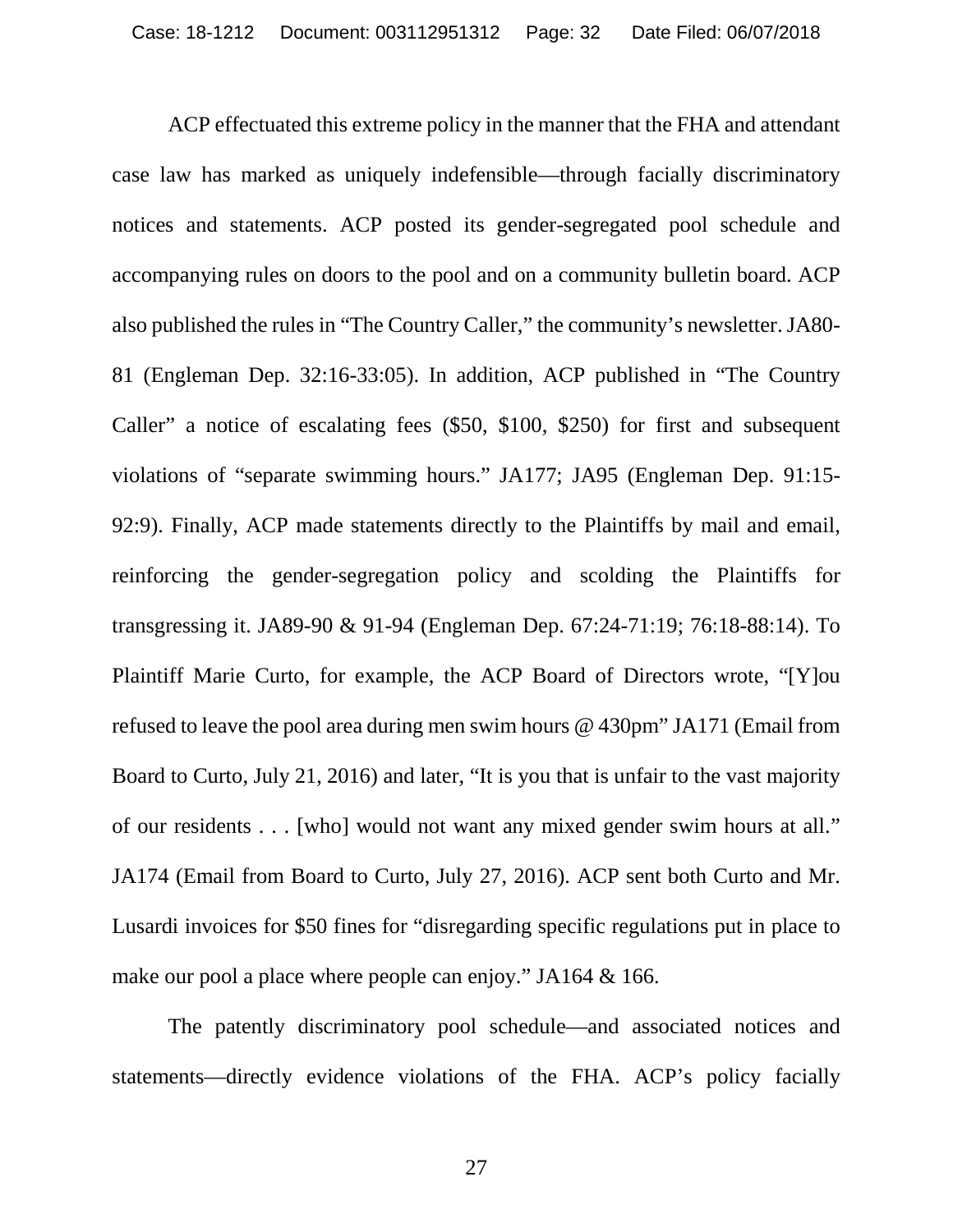ACP effectuated this extreme policy in the manner that the FHA and attendant case law has marked as uniquely indefensible—through facially discriminatory notices and statements. ACP posted its gender-segregated pool schedule and accompanying rules on doors to the pool and on a community bulletin board. ACP also published the rules in "The Country Caller," the community's newsletter. JA80-81 (Engleman Dep. 32:16-33:05). In addition, ACP published in "The Country Caller" a notice of escalating fees ($50, $100, $250) for first and subsequent violations of "separate swimming hours." JA177; JA95 (Engleman Dep. 91:15-92:9). Finally, ACP made statements directly to the Plaintiffs by mail and email, reinforcing the gender-segregation policy and scolding the Plaintiffs for transgressing it. JA89-90 & 91-94 (Engleman Dep. 67:24-71:19; 76:18-88:14). To Plaintiff Marie Curto, for example, the ACP Board of Directors wrote, "[Y]ou refused to leave the pool area during men swim hours @ 430pm" JA171 (Email from Board to Curto, July 21, 2016) and later, "It is you that is unfair to the vast majority of our residents . . . [who] would not want any mixed gender swim hours at all." JA174 (Email from Board to Curto, July 27, 2016). ACP sent both Curto and Mr. Lusardi invoices for $50 fines for "disregarding specific regulations put in place to make our pool a place where people can enjoy." JA164 & 166.

The patently discriminatory pool schedule—and associated notices and statements—directly evidence violations of the FHA. ACP's policy facially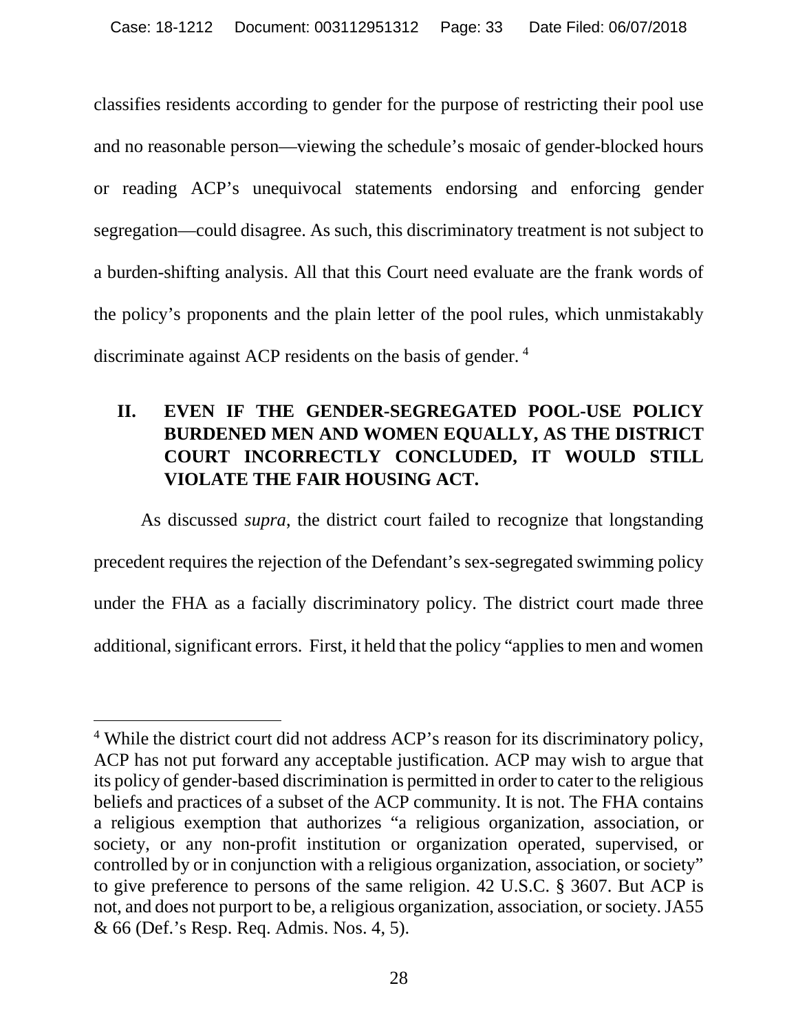classifies residents according to gender for the purpose of restricting their pool use and no reasonable person—viewing the schedule's mosaic of gender-blocked hours or reading ACP's unequivocal statements endorsing and enforcing gender segregation—could disagree. As such, this discriminatory treatment is not subject to a burden-shifting analysis. All that this Court need evaluate are the frank words of the policy's proponents and the plain letter of the pool rules, which unmistakably discriminate against ACP residents on the basis of gender. [4]

## II. EVEN IF THE GENDER-SEGREGATED POOL-USE POLICY BURDENED MEN AND WOMEN EQUALLY, AS THE DISTRICT COURT INCORRECTLY CONCLUDED, IT WOULD STILL VIOLATE THE FAIR HOUSING ACT.

As discussed *supra*, the district court failed to recognize that longstanding precedent requires the rejection of the Defendant's sex-segregated swimming policy under the FHA as a facially discriminatory policy. The district court made three additional, significant errors. First, it held that the policy "applies to men and women

---

[4] While the district court did not address ACP's reason for its discriminatory policy, ACP has not put forward any acceptable justification. ACP may wish to argue that its policy of gender-based discrimination is permitted in order to cater to the religious beliefs and practices of a subset of the ACP community. It is not. The FHA contains a religious exemption that authorizes "a religious organization, association, or society, or any non-profit institution or organization operated, supervised, or controlled by or in conjunction with a religious organization, association, or society" to give preference to persons of the same religion. 42 U.S.C. § 3607. But ACP is not, and does not purport to be, a religious organization, association, or society. JA55 & 66 (Def.'s Resp. Req. Admis. Nos. 4, 5).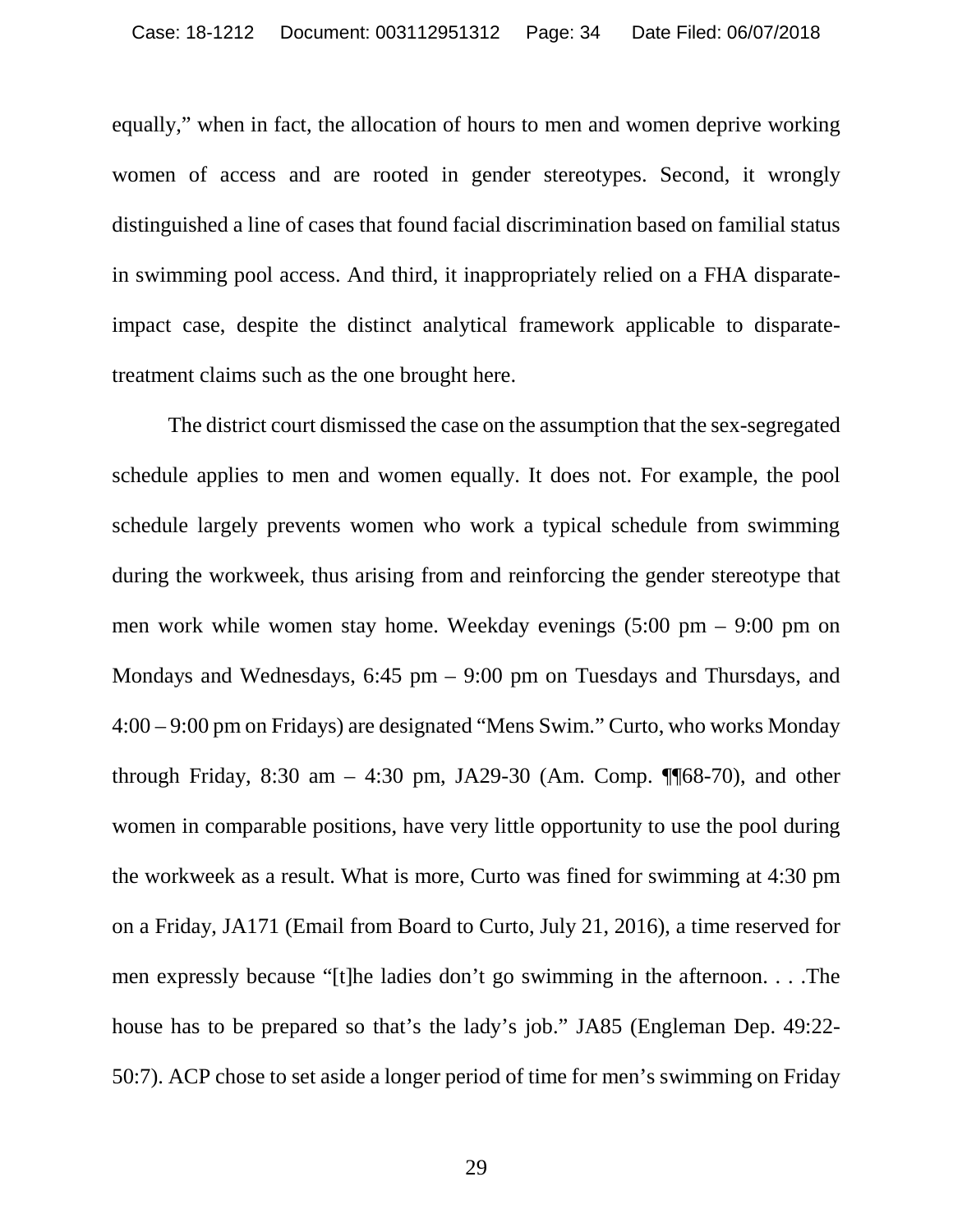equally," when in fact, the allocation of hours to men and women deprive working women of access and are rooted in gender stereotypes. Second, it wrongly distinguished a line of cases that found facial discrimination based on familial status in swimming pool access. And third, it inappropriately relied on a FHA disparate-impact case, despite the distinct analytical framework applicable to disparate-treatment claims such as the one brought here.

The district court dismissed the case on the assumption that the sex-segregated schedule applies to men and women equally. It does not. For example, the pool schedule largely prevents women who work a typical schedule from swimming during the workweek, thus arising from and reinforcing the gender stereotype that men work while women stay home. Weekday evenings (5:00 pm – 9:00 pm on Mondays and Wednesdays, 6:45 pm – 9:00 pm on Tuesdays and Thursdays, and 4:00 – 9:00 pm on Fridays) are designated "Mens Swim." Curto, who works Monday through Friday, 8:30 am – 4:30 pm, JA29-30 (Am. Comp. ¶¶68-70), and other women in comparable positions, have very little opportunity to use the pool during the workweek as a result. What is more, Curto was fined for swimming at 4:30 pm on a Friday, JA171 (Email from Board to Curto, July 21, 2016), a time reserved for men expressly because "[t]he ladies don't go swimming in the afternoon. . . .The house has to be prepared so that's the lady's job." JA85 (Engleman Dep. 49:22-50:7). ACP chose to set aside a longer period of time for men's swimming on Friday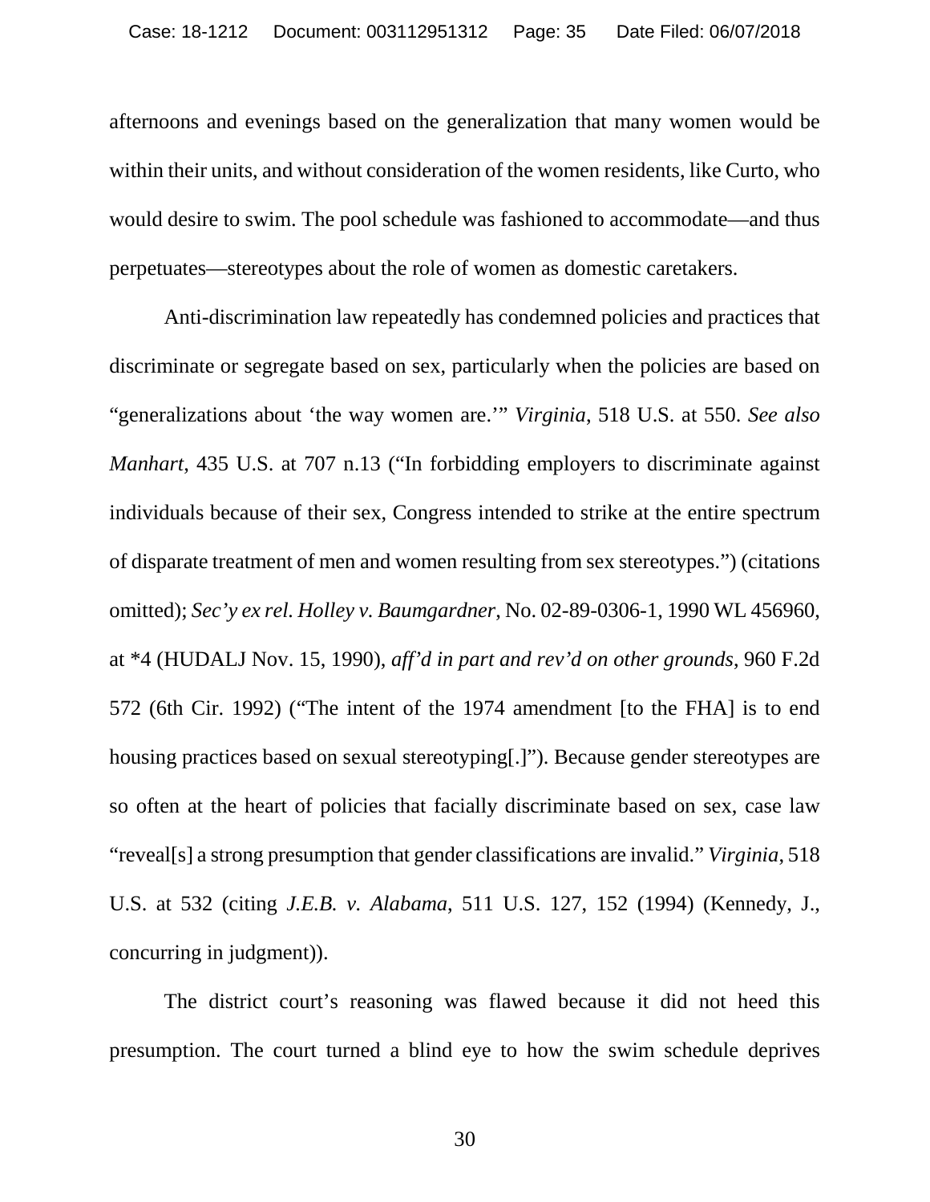afternoons and evenings based on the generalization that many women would be within their units, and without consideration of the women residents, like Curto, who would desire to swim. The pool schedule was fashioned to accommodate—and thus perpetuates—stereotypes about the role of women as domestic caretakers.

Anti-discrimination law repeatedly has condemned policies and practices that discriminate or segregate based on sex, particularly when the policies are based on "generalizations about 'the way women are.'" *Virginia*, 518 U.S. at 550. *See also Manhart*, 435 U.S. at 707 n.13 ("In forbidding employers to discriminate against individuals because of their sex, Congress intended to strike at the entire spectrum of disparate treatment of men and women resulting from sex stereotypes.") (citations omitted); *Sec'y ex rel. Holley v. Baumgardner*, No. 02-89-0306-1, 1990 WL 456960, at *4 (HUDALJ Nov. 15, 1990), *aff'd in part and rev'd on other grounds*, 960 F.2d 572 (6th Cir. 1992) ("The intent of the 1974 amendment [to the FHA] is to end housing practices based on sexual stereotyping[.]"). Because gender stereotypes are so often at the heart of policies that facially discriminate based on sex, case law "reveal[s] a strong presumption that gender classifications are invalid." *Virginia*, 518 U.S. at 532 (citing *J.E.B. v. Alabama*, 511 U.S. 127, 152 (1994) (Kennedy, J., concurring in judgment)).

The district court's reasoning was flawed because it did not heed this presumption. The court turned a blind eye to how the swim schedule deprives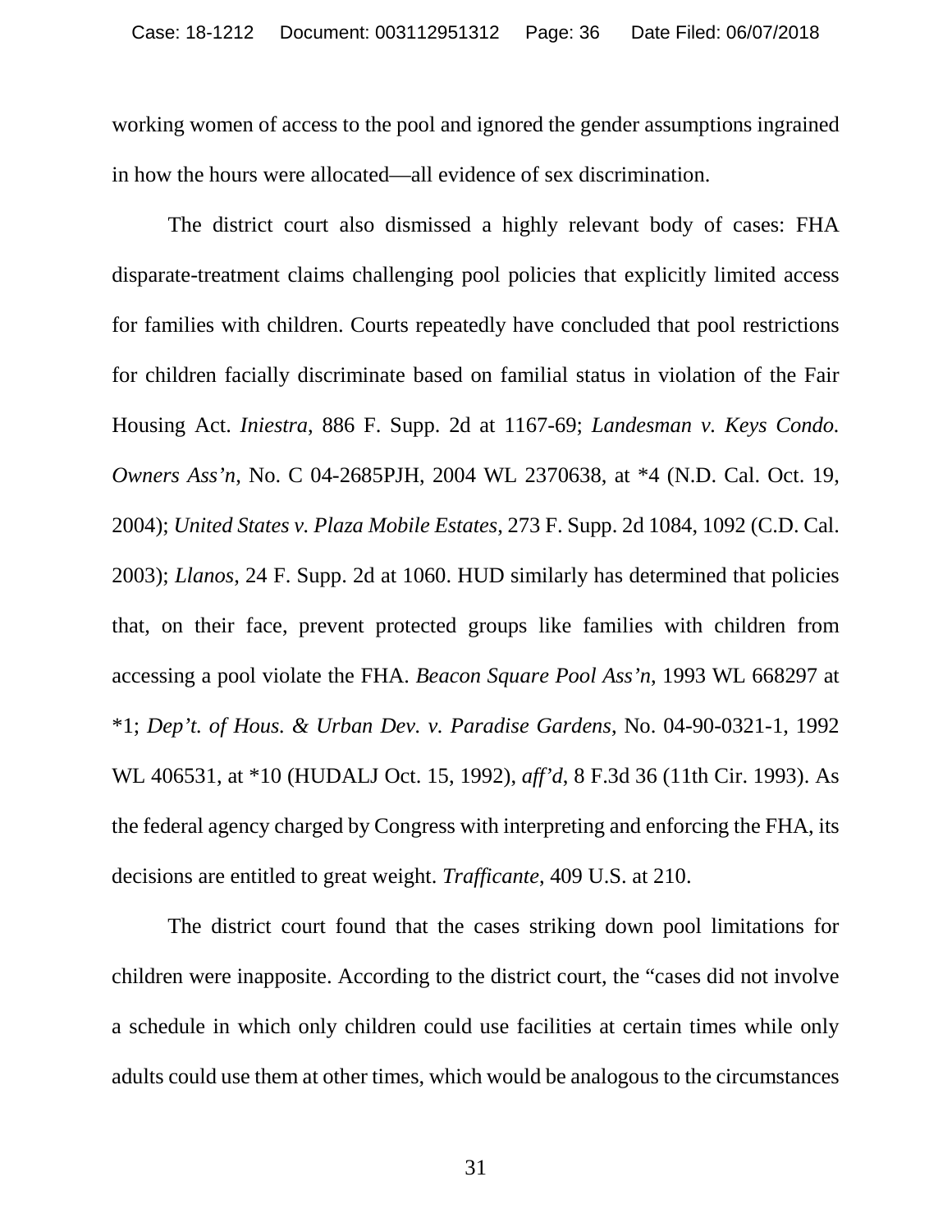working women of access to the pool and ignored the gender assumptions ingrained in how the hours were allocated—all evidence of sex discrimination.

The district court also dismissed a highly relevant body of cases: FHA disparate-treatment claims challenging pool policies that explicitly limited access for families with children. Courts repeatedly have concluded that pool restrictions for children facially discriminate based on familial status in violation of the Fair Housing Act. *Iniestra*, 886 F. Supp. 2d at 1167-69; *Landesman v. Keys Condo. Owners Ass'n*, No. C 04-2685PJH, 2004 WL 2370638, at *4 (N.D. Cal. Oct. 19, 2004); *United States v. Plaza Mobile Estates*, 273 F. Supp. 2d 1084, 1092 (C.D. Cal. 2003); *Llanos*, 24 F. Supp. 2d at 1060. HUD similarly has determined that policies that, on their face, prevent protected groups like families with children from accessing a pool violate the FHA. *Beacon Square Pool Ass'n*, 1993 WL 668297 at *1; *Dep't. of Hous. & Urban Dev. v. Paradise Gardens*, No. 04-90-0321-1, 1992 WL 406531, at *10 (HUDALJ Oct. 15, 1992), *aff'd*, 8 F.3d 36 (11th Cir. 1993). As the federal agency charged by Congress with interpreting and enforcing the FHA, its decisions are entitled to great weight. *Trafficante*, 409 U.S. at 210.

The district court found that the cases striking down pool limitations for children were inapposite. According to the district court, the "cases did not involve a schedule in which only children could use facilities at certain times while only adults could use them at other times, which would be analogous to the circumstances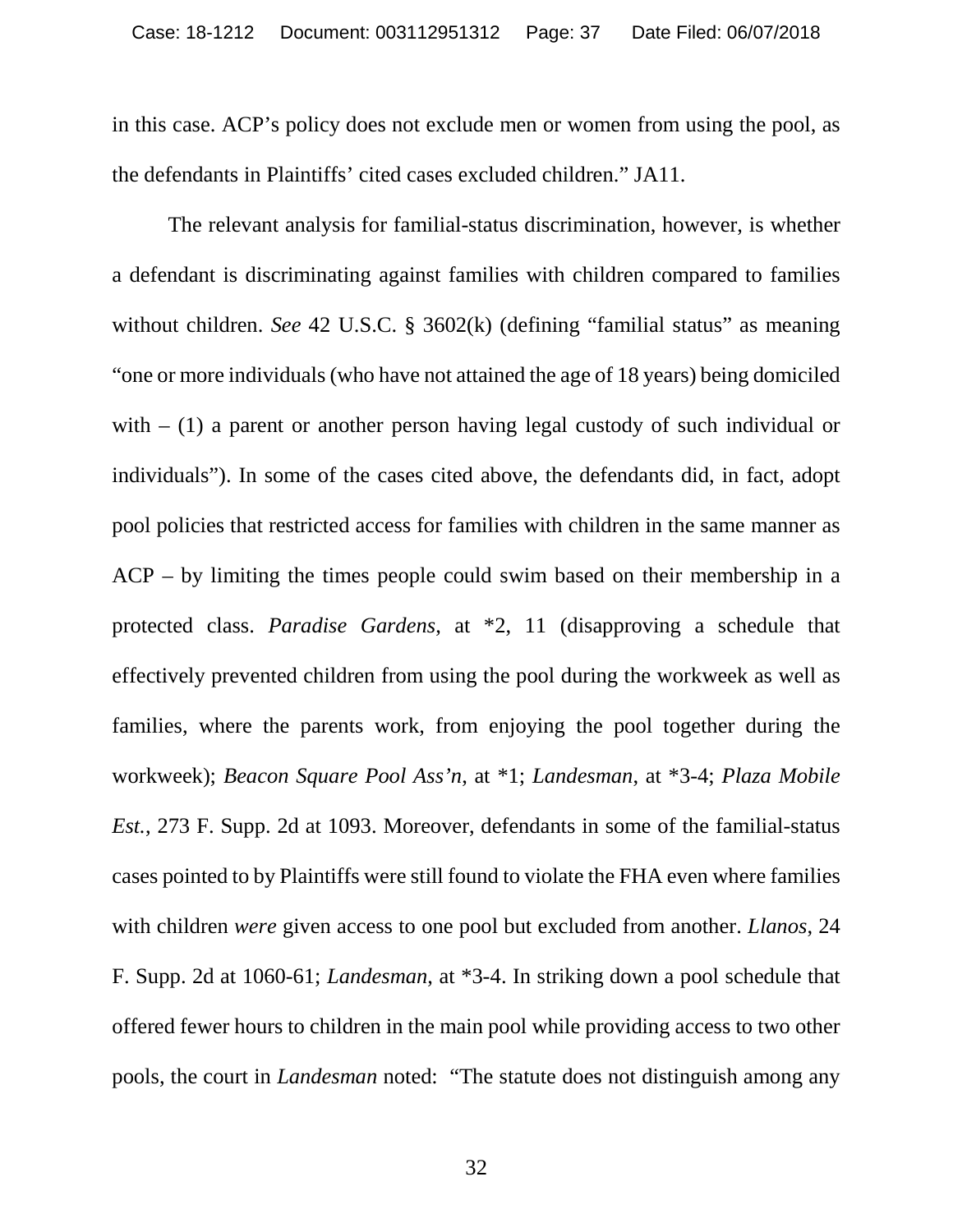in this case. ACP's policy does not exclude men or women from using the pool, as the defendants in Plaintiffs' cited cases excluded children." JA11.

The relevant analysis for familial-status discrimination, however, is whether a defendant is discriminating against families with children compared to families without children. *See* 42 U.S.C. § 3602(k) (defining "familial status" as meaning "one or more individuals (who have not attained the age of 18 years) being domiciled with – (1) a parent or another person having legal custody of such individual or individuals"). In some of the cases cited above, the defendants did, in fact, adopt pool policies that restricted access for families with children in the same manner as ACP – by limiting the times people could swim based on their membership in a protected class. *Paradise Gardens*, at *2, 11 (disapproving a schedule that effectively prevented children from using the pool during the workweek as well as families, where the parents work, from enjoying the pool together during the workweek); *Beacon Square Pool Ass'n*, at *1; *Landesman*, at *3-4; *Plaza Mobile Est.*, 273 F. Supp. 2d at 1093. Moreover, defendants in some of the familial-status cases pointed to by Plaintiffs were still found to violate the FHA even where families with children *were* given access to one pool but excluded from another. *Llanos*, 24 F. Supp. 2d at 1060-61; *Landesman*, at *3-4. In striking down a pool schedule that offered fewer hours to children in the main pool while providing access to two other pools, the court in *Landesman* noted: "The statute does not distinguish among any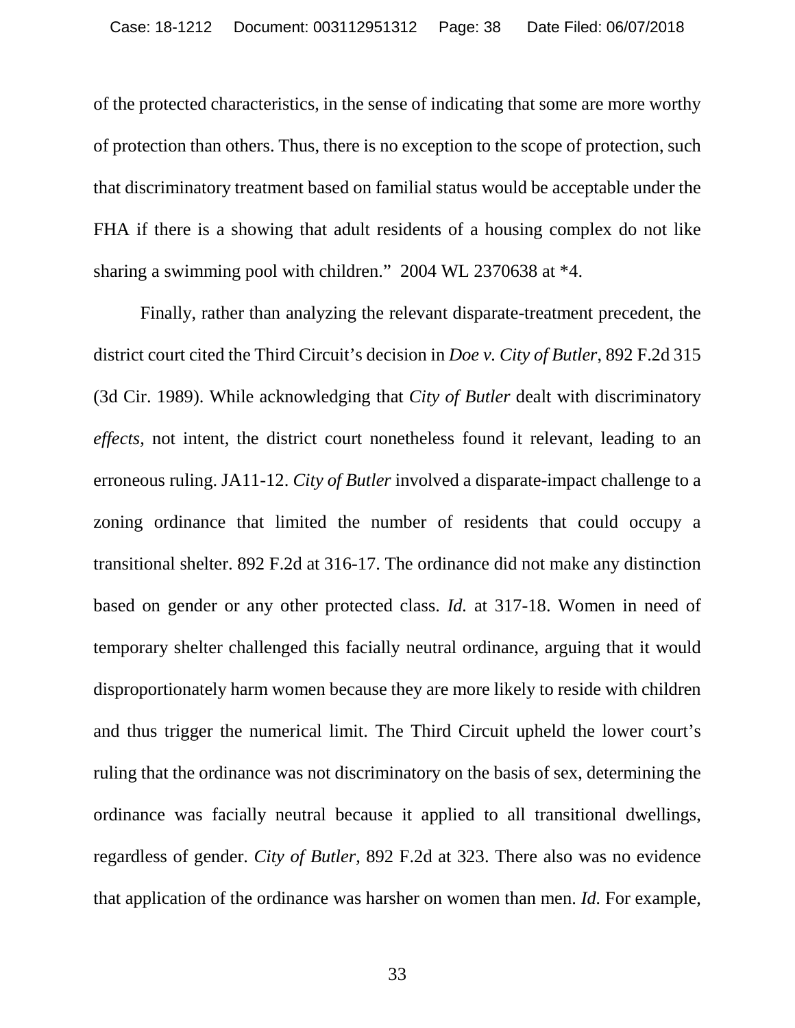of the protected characteristics, in the sense of indicating that some are more worthy of protection than others. Thus, there is no exception to the scope of protection, such that discriminatory treatment based on familial status would be acceptable under the FHA if there is a showing that adult residents of a housing complex do not like sharing a swimming pool with children." 2004 WL 2370638 at *4.

Finally, rather than analyzing the relevant disparate-treatment precedent, the district court cited the Third Circuit's decision in *Doe v. City of Butler*, 892 F.2d 315 (3d Cir. 1989). While acknowledging that *City of Butler* dealt with discriminatory *effects*, not intent, the district court nonetheless found it relevant, leading to an erroneous ruling. JA11-12. *City of Butler* involved a disparate-impact challenge to a zoning ordinance that limited the number of residents that could occupy a transitional shelter. 892 F.2d at 316-17. The ordinance did not make any distinction based on gender or any other protected class. *Id.* at 317-18. Women in need of temporary shelter challenged this facially neutral ordinance, arguing that it would disproportionately harm women because they are more likely to reside with children and thus trigger the numerical limit. The Third Circuit upheld the lower court's ruling that the ordinance was not discriminatory on the basis of sex, determining the ordinance was facially neutral because it applied to all transitional dwellings, regardless of gender. *City of Butler*, 892 F.2d at 323. There also was no evidence that application of the ordinance was harsher on women than men. *Id.* For example,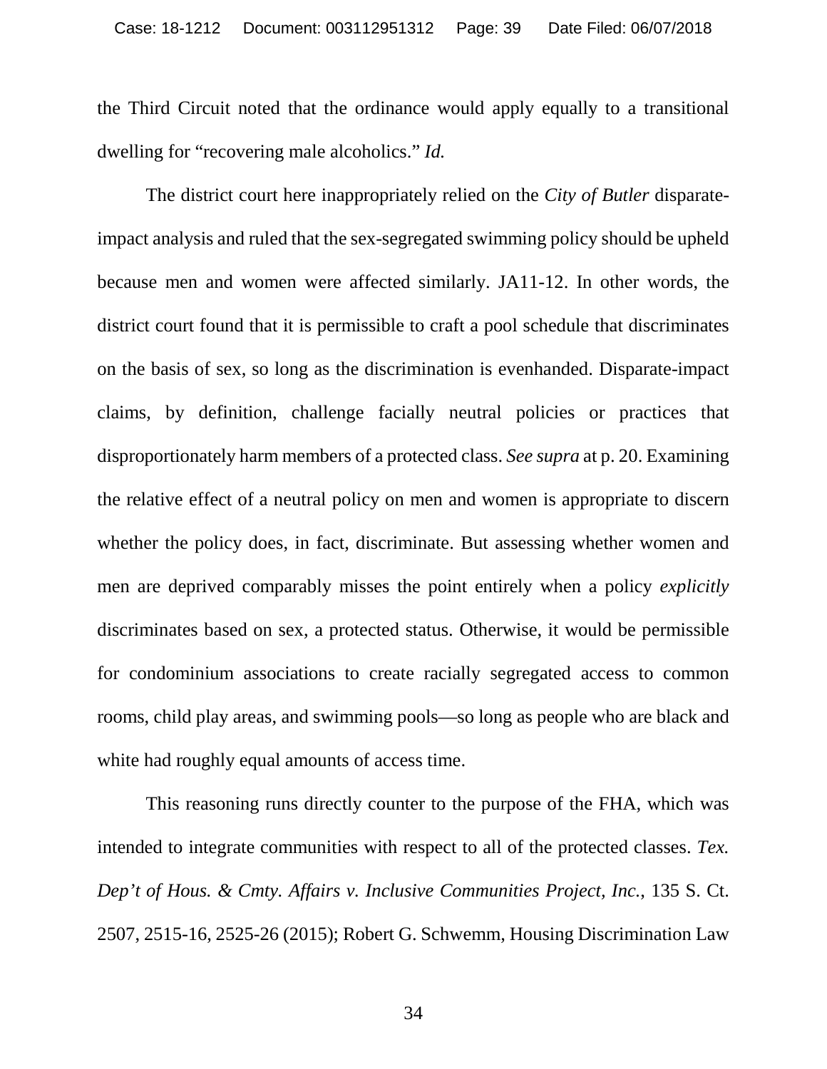the Third Circuit noted that the ordinance would apply equally to a transitional dwelling for "recovering male alcoholics." *Id.*

The district court here inappropriately relied on the *City of Butler* disparate-impact analysis and ruled that the sex-segregated swimming policy should be upheld because men and women were affected similarly. JA11-12. In other words, the district court found that it is permissible to craft a pool schedule that discriminates on the basis of sex, so long as the discrimination is evenhanded. Disparate-impact claims, by definition, challenge facially neutral policies or practices that disproportionately harm members of a protected class. *See supra* at p. 20. Examining the relative effect of a neutral policy on men and women is appropriate to discern whether the policy does, in fact, discriminate. But assessing whether women and men are deprived comparably misses the point entirely when a policy *explicitly* discriminates based on sex, a protected status. Otherwise, it would be permissible for condominium associations to create racially segregated access to common rooms, child play areas, and swimming pools—so long as people who are black and white had roughly equal amounts of access time.

This reasoning runs directly counter to the purpose of the FHA, which was intended to integrate communities with respect to all of the protected classes. *Tex. Dep't of Hous. & Cmty. Affairs v. Inclusive Communities Project, Inc.*, 135 S. Ct. 2507, 2515-16, 2525-26 (2015); Robert G. Schwemm, Housing Discrimination Law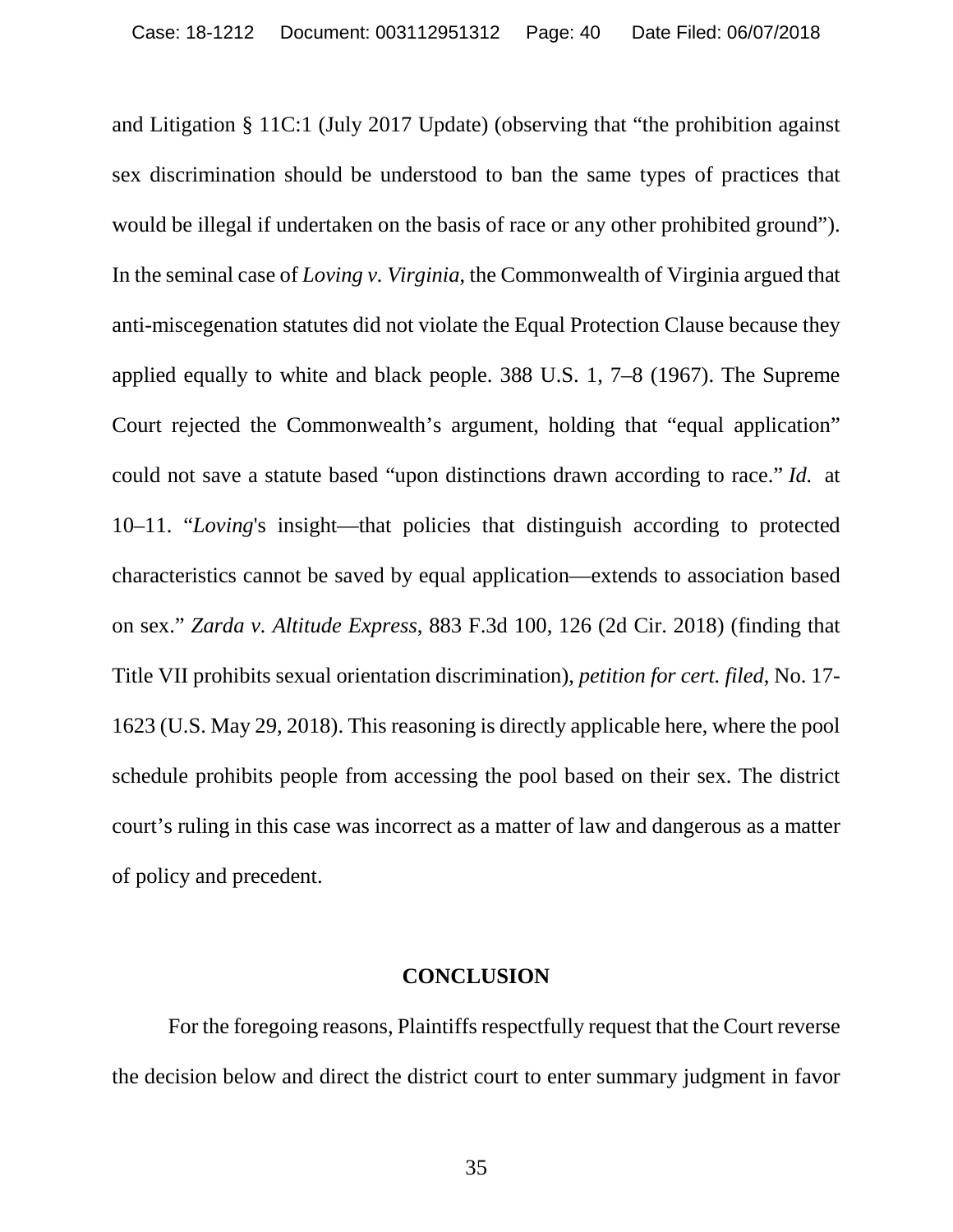and Litigation § 11C:1 (July 2017 Update) (observing that "the prohibition against sex discrimination should be understood to ban the same types of practices that would be illegal if undertaken on the basis of race or any other prohibited ground"). In the seminal case of *Loving v. Virginia*, the Commonwealth of Virginia argued that anti-miscegenation statutes did not violate the Equal Protection Clause because they applied equally to white and black people. 388 U.S. 1, 7–8 (1967). The Supreme Court rejected the Commonwealth's argument, holding that "equal application" could not save a statute based "upon distinctions drawn according to race." *Id.* at 10–11. "*Loving*'s insight—that policies that distinguish according to protected characteristics cannot be saved by equal application—extends to association based on sex." *Zarda v. Altitude Express*, 883 F.3d 100, 126 (2d Cir. 2018) (finding that Title VII prohibits sexual orientation discrimination), *petition for cert. filed*, No. 17-1623 (U.S. May 29, 2018). This reasoning is directly applicable here, where the pool schedule prohibits people from accessing the pool based on their sex. The district court's ruling in this case was incorrect as a matter of law and dangerous as a matter of policy and precedent.

## CONCLUSION

For the foregoing reasons, Plaintiffs respectfully request that the Court reverse the decision below and direct the district court to enter summary judgment in favor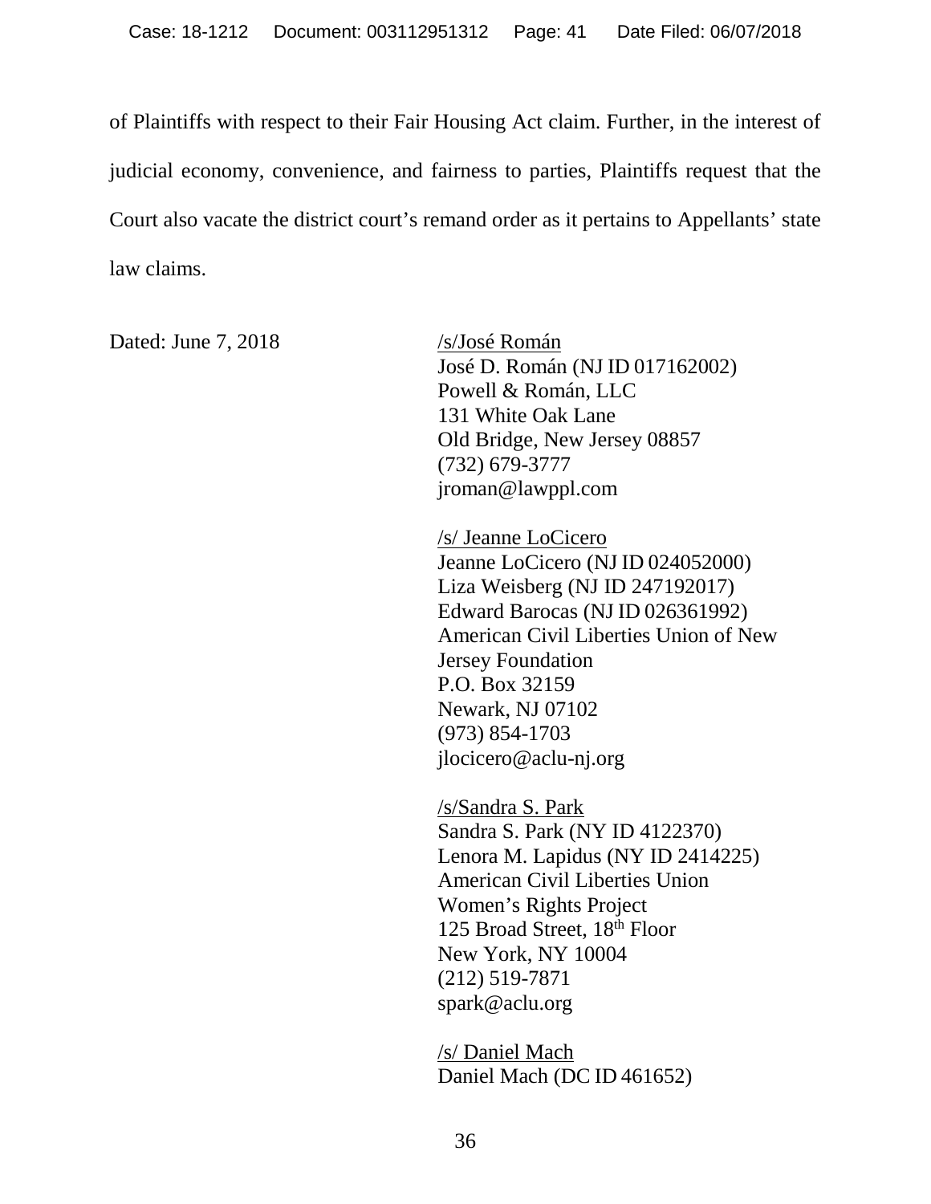of Plaintiffs with respect to their Fair Housing Act claim. Further, in the interest of judicial economy, convenience, and fairness to parties, Plaintiffs request that the Court also vacate the district court's remand order as it pertains to Appellants' state law claims.

Dated: June 7, 2018

/s/José Román
José D. Román (NJ ID 017162002)
Powell & Román, LLC
131 White Oak Lane
Old Bridge, New Jersey 08857
(732) 679-3777
jroman@lawppl.com

/s/ Jeanne LoCicero
Jeanne LoCicero (NJ ID 024052000)
Liza Weisberg (NJ ID 247192017)
Edward Barocas (NJ ID 026361992)
American Civil Liberties Union of New Jersey Foundation
P.O. Box 32159
Newark, NJ 07102
(973) 854-1703
jlocicero@aclu-nj.org

/s/Sandra S. Park
Sandra S. Park (NY ID 4122370)
Lenora M. Lapidus (NY ID 2414225)
American Civil Liberties Union
Women's Rights Project
125 Broad Street, 18th Floor
New York, NY 10004
(212) 519-7871
spark@aclu.org

/s/ Daniel Mach
Daniel Mach (DC ID 461652)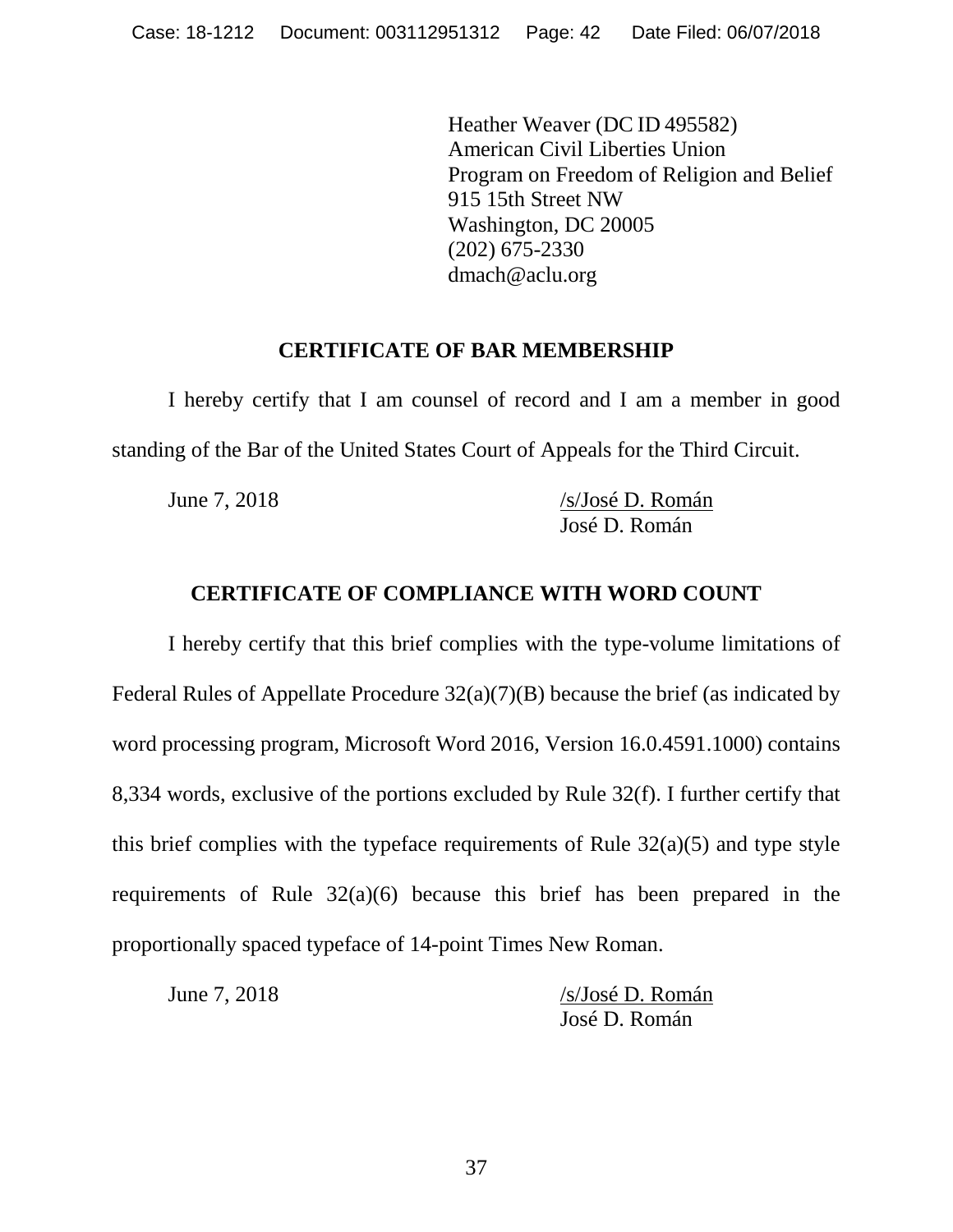Heather Weaver (DC ID 495582)
American Civil Liberties Union
Program on Freedom of Religion and Belief
915 15th Street NW
Washington, DC 20005
(202) 675-2330
dmach@aclu.org

## CERTIFICATE OF BAR MEMBERSHIP

I hereby certify that I am counsel of record and I am a member in good standing of the Bar of the United States Court of Appeals for the Third Circuit.

June 7, 2018

/s/José D. Román
José D. Román

## CERTIFICATE OF COMPLIANCE WITH WORD COUNT

I hereby certify that this brief complies with the type-volume limitations of Federal Rules of Appellate Procedure 32(a)(7)(B) because the brief (as indicated by word processing program, Microsoft Word 2016, Version 16.0.4591.1000) contains 8,334 words, exclusive of the portions excluded by Rule 32(f). I further certify that this brief complies with the typeface requirements of Rule 32(a)(5) and type style requirements of Rule 32(a)(6) because this brief has been prepared in the proportionally spaced typeface of 14-point Times New Roman.

June 7, 2018

/s/José D. Román
José D. Román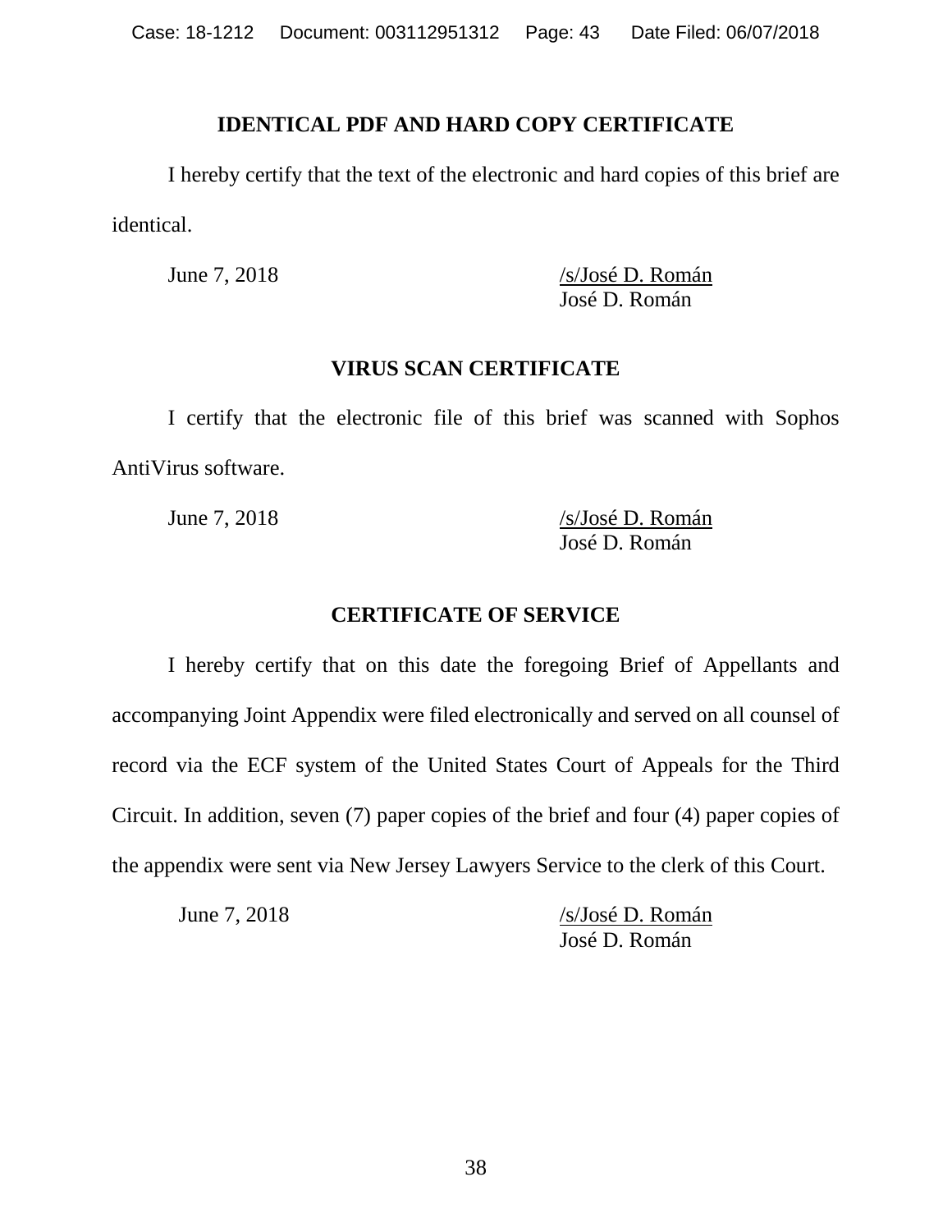## IDENTICAL PDF AND HARD COPY CERTIFICATE

I hereby certify that the text of the electronic and hard copies of this brief are identical.

June 7, 2018 /s/José D. Román
José D. Román

## VIRUS SCAN CERTIFICATE

I certify that the electronic file of this brief was scanned with Sophos AntiVirus software.

June 7, 2018 /s/José D. Román
José D. Román

## CERTIFICATE OF SERVICE

I hereby certify that on this date the foregoing Brief of Appellants and accompanying Joint Appendix were filed electronically and served on all counsel of record via the ECF system of the United States Court of Appeals for the Third Circuit. In addition, seven (7) paper copies of the brief and four (4) paper copies of the appendix were sent via New Jersey Lawyers Service to the clerk of this Court.

June 7, 2018 /s/José D. Román
José D. Román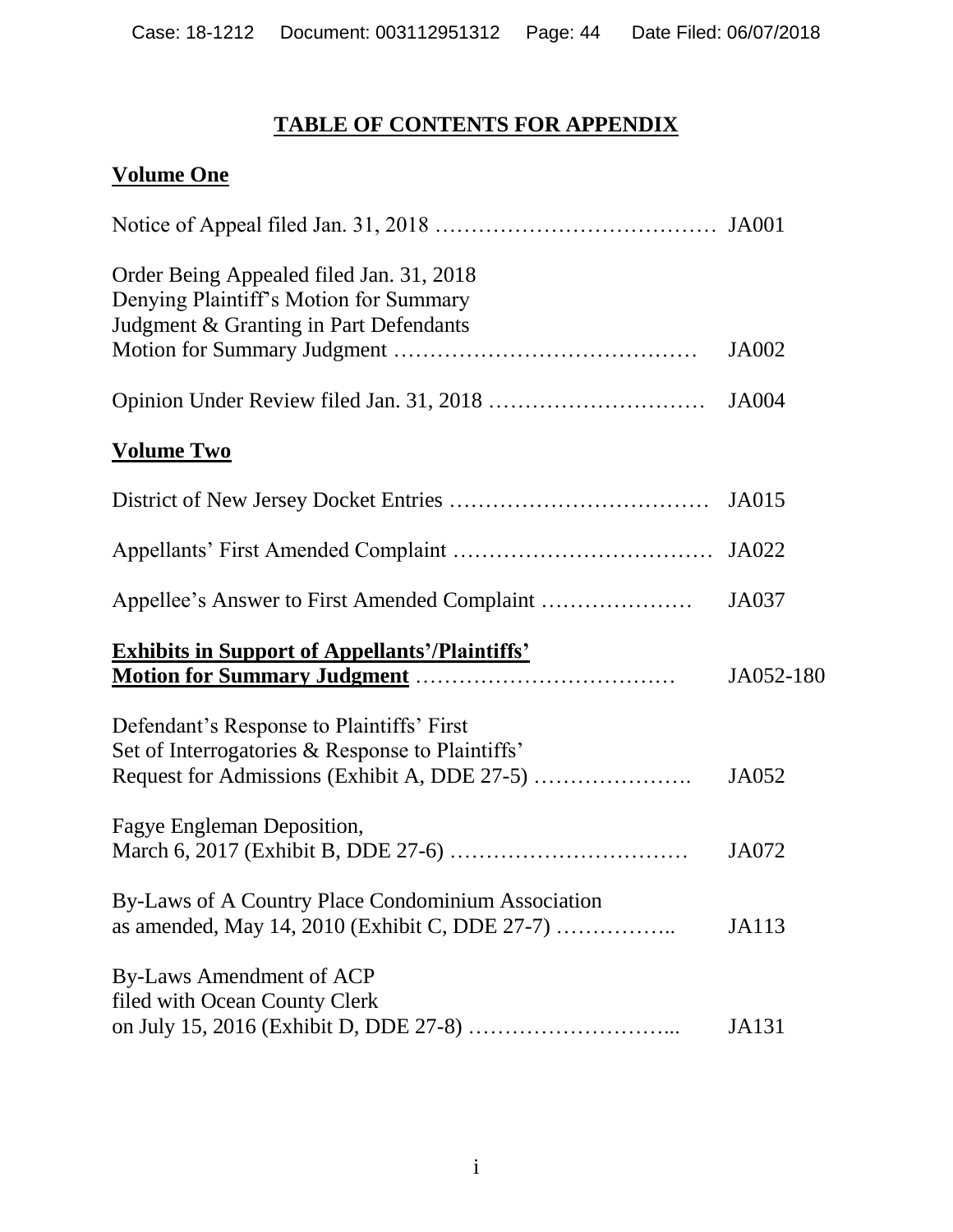# TABLE OF CONTENTS FOR APPENDIX

## Volume One

| | |
|---|---|
| Notice of Appeal filed Jan. 31, 2018 | JA001 |
| Order Being Appealed filed Jan. 31, 2018 Denying Plaintiff's Motion for Summary Judgment & Granting in Part Defendants Motion for Summary Judgment | JA002 |
| Opinion Under Review filed Jan. 31, 2018 | JA004 |

## Volume Two

| | |
|---|---|
| District of New Jersey Docket Entries | JA015 |
| Appellants' First Amended Complaint | JA022 |
| Appellee's Answer to First Amended Complaint | JA037 |
| **Exhibits in Support of Appellants'/Plaintiffs' Motion for Summary Judgment** | JA052-180 |
| Defendant's Response to Plaintiffs' First Set of Interrogatories & Response to Plaintiffs' Request for Admissions (Exhibit A, DDE 27-5) | JA052 |
| Fagye Engleman Deposition, March 6, 2017 (Exhibit B, DDE 27-6) | JA072 |
| By-Laws of A Country Place Condominium Association as amended, May 14, 2010 (Exhibit C, DDE 27-7) | JA113 |
| By-Laws Amendment of ACP filed with Ocean County Clerk on July 15, 2016 (Exhibit D, DDE 27-8) | JA131 |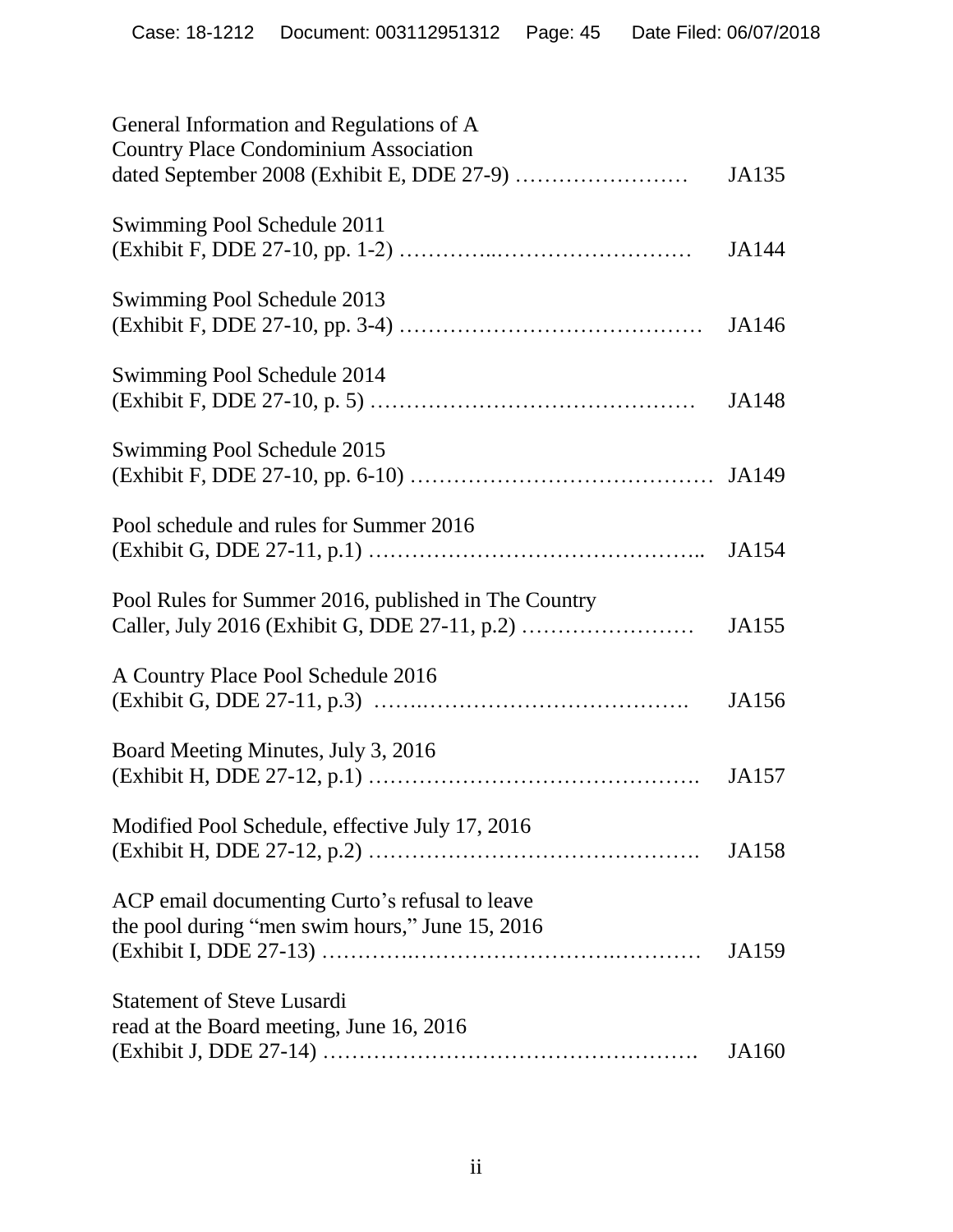General Information and Regulations of A Country Place Condominium Association dated September 2008 (Exhibit E, DDE 27-9) …………………… JA135

Swimming Pool Schedule 2011 (Exhibit F, DDE 27-10, pp. 1-2) …………..……………………… JA144

Swimming Pool Schedule 2013 (Exhibit F, DDE 27-10, pp. 3-4) …………………………………… JA146

Swimming Pool Schedule 2014 (Exhibit F, DDE 27-10, p. 5) ……………………………………… JA148

Swimming Pool Schedule 2015 (Exhibit F, DDE 27-10, pp. 6-10) …………………………………… JA149

Pool schedule and rules for Summer 2016 (Exhibit G, DDE 27-11, p.1) ……………………………………….. JA154

Pool Rules for Summer 2016, published in The Country Caller, July 2016 (Exhibit G, DDE 27-11, p.2) …………………… JA155

A Country Place Pool Schedule 2016 (Exhibit G, DDE 27-11, p.3) ……..………………………………. JA156

Board Meeting Minutes, July 3, 2016 (Exhibit H, DDE 27-12, p.1) ………………………………………. JA157

Modified Pool Schedule, effective July 17, 2016 (Exhibit H, DDE 27-12, p.2) ………………………………………. JA158

ACP email documenting Curto's refusal to leave the pool during "men swim hours," June 15, 2016 (Exhibit I, DDE 27-13) …………….…………………….………… JA159

Statement of Steve Lusardi read at the Board meeting, June 16, 2016 (Exhibit J, DDE 27-14) ……………………………………………. JA160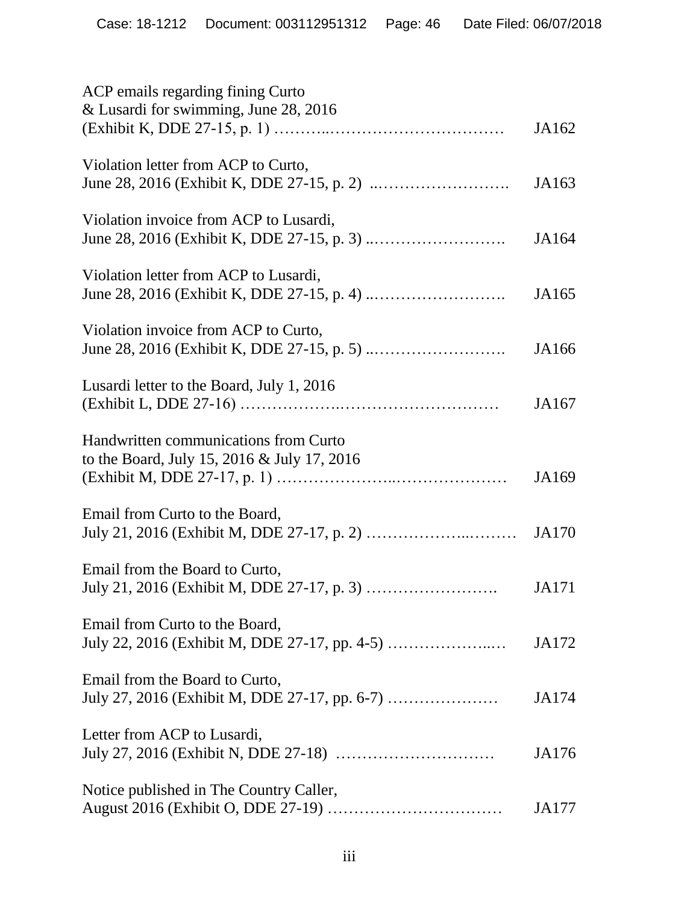ACP emails regarding fining Curto & Lusardi for swimming, June 28, 2016 (Exhibit K, DDE 27-15, p. 1) ……….……………………………… JA162

Violation letter from ACP to Curto, June 28, 2016 (Exhibit K, DDE 27-15, p. 2) ..……………………. JA163

Violation invoice from ACP to Lusardi, June 28, 2016 (Exhibit K, DDE 27-15, p. 3) ..……………………. JA164

Violation letter from ACP to Lusardi, June 28, 2016 (Exhibit K, DDE 27-15, p. 4) ..……………………. JA165

Violation invoice from ACP to Curto, June 28, 2016 (Exhibit K, DDE 27-15, p. 5) ..……………………. JA166

Lusardi letter to the Board, July 1, 2016 (Exhibit L, DDE 27-16) ……………….………………………… JA167

Handwritten communications from Curto to the Board, July 15, 2016 & July 17, 2016 (Exhibit M, DDE 27-17, p. 1) …………………..………………… JA169

Email from Curto to the Board, July 21, 2016 (Exhibit M, DDE 27-17, p. 2) ……………….....……… JA170

Email from the Board to Curto, July 21, 2016 (Exhibit M, DDE 27-17, p. 3) ……………………. JA171

Email from Curto to the Board, July 22, 2016 (Exhibit M, DDE 27-17, pp. 4-5) ………………..… JA172

Email from the Board to Curto, July 27, 2016 (Exhibit M, DDE 27-17, pp. 6-7) ………………… JA174

Letter from ACP to Lusardi, July 27, 2016 (Exhibit N, DDE 27-18) ………………………… JA176

Notice published in The Country Caller, August 2016 (Exhibit O, DDE 27-19) …………………………… JA177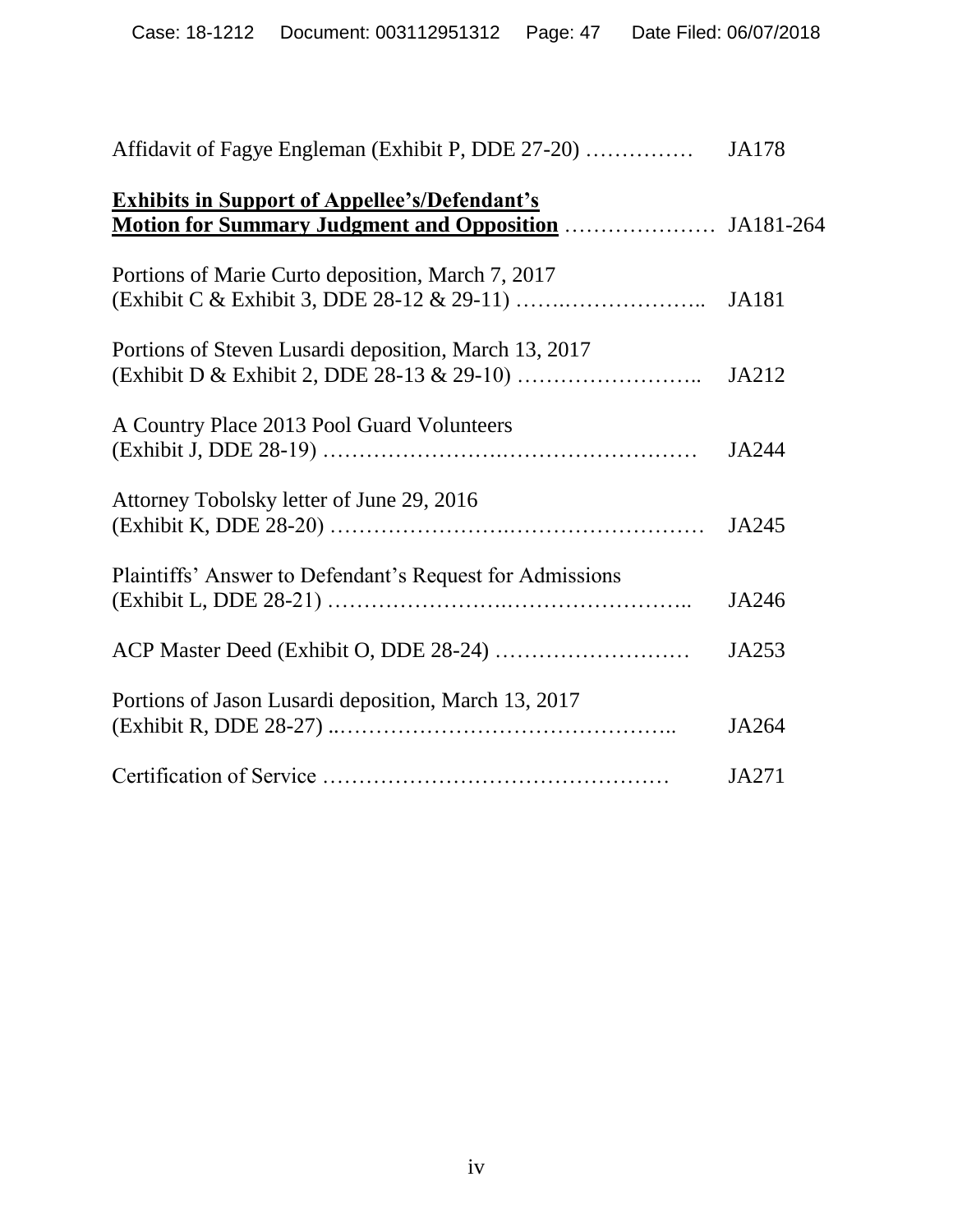Affidavit of Fagye Engleman (Exhibit P, DDE 27-20) …………… JA178

**Exhibits in Support of Appellee's/Defendant's Motion for Summary Judgment and Opposition** ………………… JA181-264

Portions of Marie Curto deposition, March 7, 2017
(Exhibit C & Exhibit 3, DDE 28-12 & 29-11) ……..……………….. JA181

Portions of Steven Lusardi deposition, March 13, 2017
(Exhibit D & Exhibit 2, DDE 28-13 & 29-10) …………………….. JA212

A Country Place 2013 Pool Guard Volunteers
(Exhibit J, DDE 28-19) ………………….……………………… JA244

Attorney Tobolsky letter of June 29, 2016
(Exhibit K, DDE 28-20) ………………….……………………… JA245

Plaintiffs' Answer to Defendant's Request for Admissions
(Exhibit L, DDE 28-21) ………………….…………………….. JA246

ACP Master Deed (Exhibit O, DDE 28-24) ……………………… JA253

Portions of Jason Lusardi deposition, March 13, 2017
(Exhibit R, DDE 28-27) ..…………………………………….. JA264

Certification of Service ………………………………………… JA271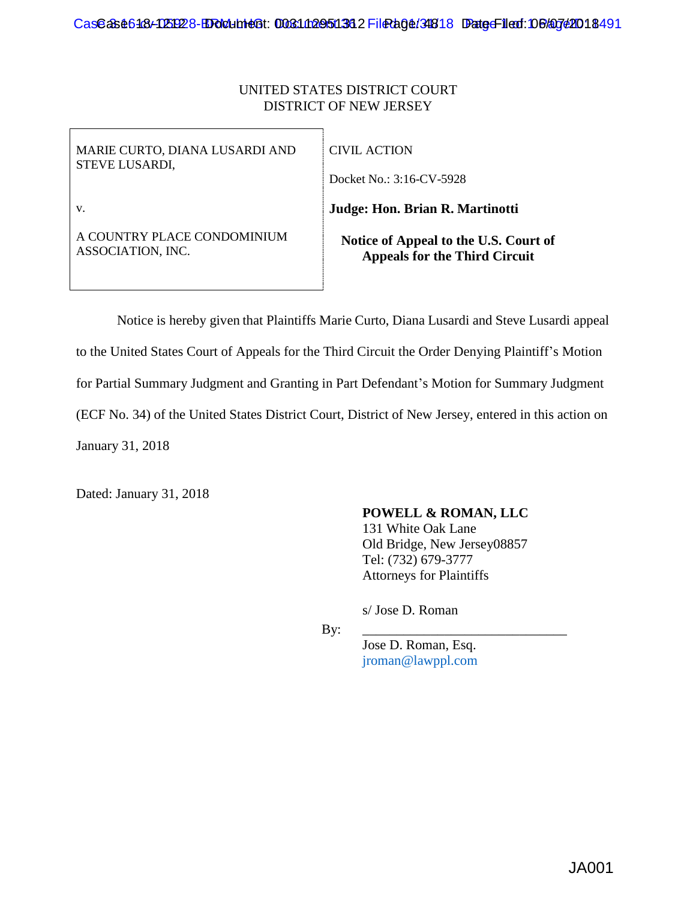UNITED STATES DISTRICT COURT
DISTRICT OF NEW JERSEY

| | |
|---|---|
| MARIE CURTO, DIANA LUSARDI AND STEVE LUSARDI, | CIVIL ACTION |
| | Docket No.: 3:16-CV-5928 |
| v. | **Judge: Hon. Brian R. Martinotti** |
| A COUNTRY PLACE CONDOMINIUM ASSOCIATION, INC. | **Notice of Appeal to the U.S. Court of Appeals for the Third Circuit** |

Notice is hereby given that Plaintiffs Marie Curto, Diana Lusardi and Steve Lusardi appeal to the United States Court of Appeals for the Third Circuit the Order Denying Plaintiff's Motion for Partial Summary Judgment and Granting in Part Defendant's Motion for Summary Judgment (ECF No. 34) of the United States District Court, District of New Jersey, entered in this action on January 31, 2018

Dated: January 31, 2018

**POWELL & ROMAN, LLC**
131 White Oak Lane
Old Bridge, New Jersey08857
Tel: (732) 679-3777
Attorneys for Plaintiffs

s/ Jose D. Roman

By: ______________________________
Jose D. Roman, Esq.
jroman@lawppl.com

JA001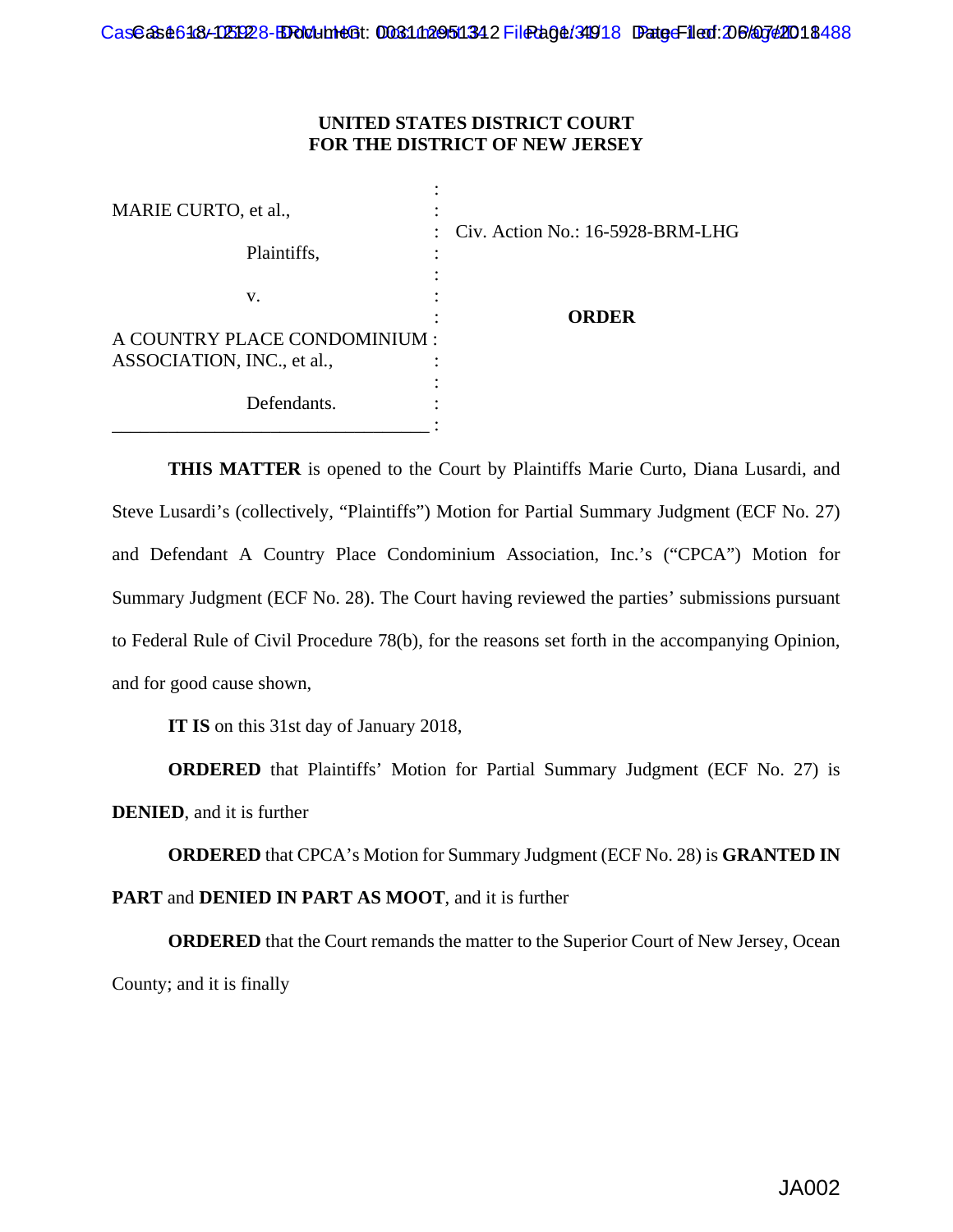**UNITED STATES DISTRICT COURT**
**FOR THE DISTRICT OF NEW JERSEY**

| | | |
|---|---|---|
| MARIE CURTO, et al., | : | |
| Plaintiffs, | : | Civ. Action No.: 16-5928-BRM-LHG |
| v. | : | |
| A COUNTRY PLACE CONDOMINIUM ASSOCIATION, INC., et al., | : | **ORDER** |
| Defendants. | : | |

**THIS MATTER** is opened to the Court by Plaintiffs Marie Curto, Diana Lusardi, and Steve Lusardi's (collectively, "Plaintiffs") Motion for Partial Summary Judgment (ECF No. 27) and Defendant A Country Place Condominium Association, Inc.'s ("CPCA") Motion for Summary Judgment (ECF No. 28). The Court having reviewed the parties' submissions pursuant to Federal Rule of Civil Procedure 78(b), for the reasons set forth in the accompanying Opinion, and for good cause shown,

**IT IS** on this 31st day of January 2018,

**ORDERED** that Plaintiffs' Motion for Partial Summary Judgment (ECF No. 27) is **DENIED**, and it is further

**ORDERED** that CPCA's Motion for Summary Judgment (ECF No. 28) is **GRANTED IN PART** and **DENIED IN PART AS MOOT**, and it is further

**ORDERED** that the Court remands the matter to the Superior Court of New Jersey, Ocean County; and it is finally

JA002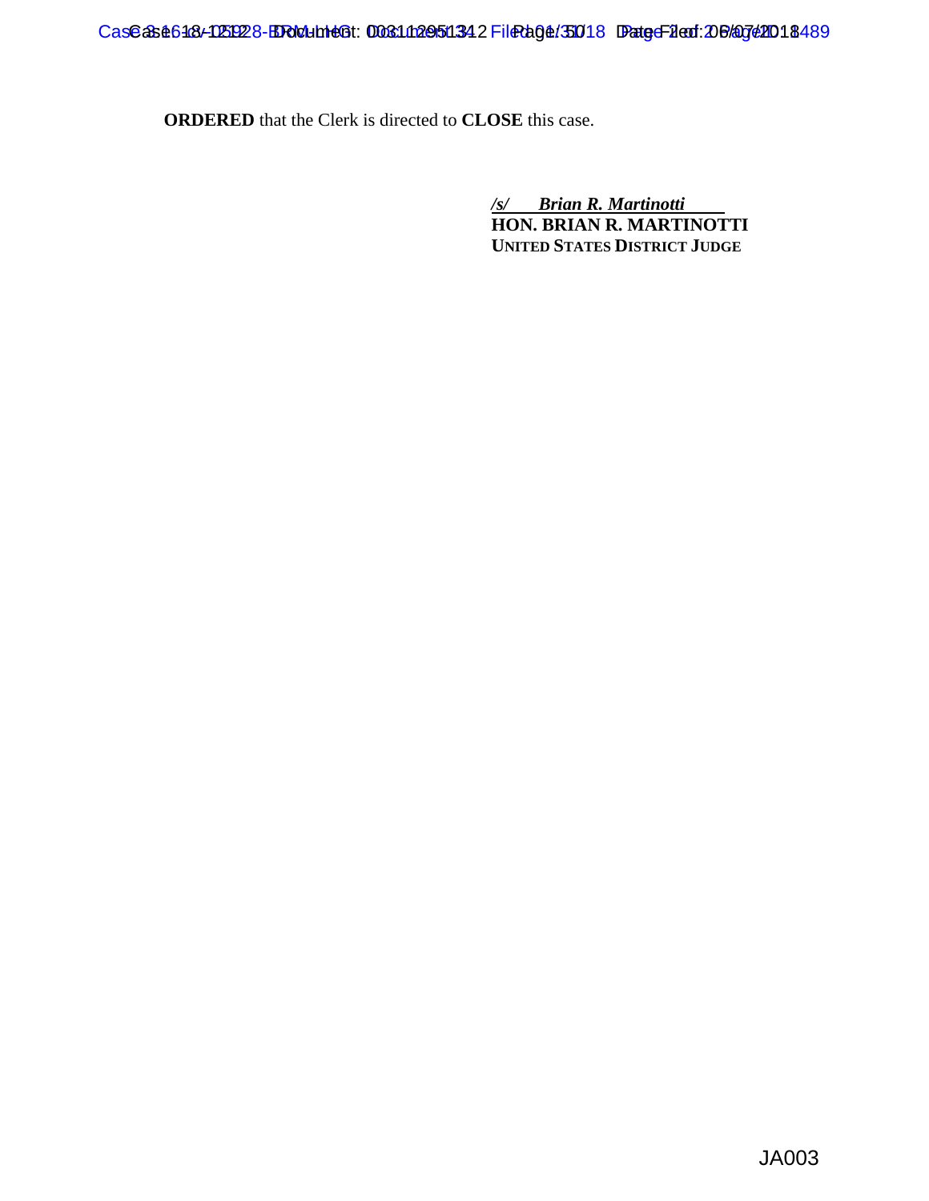**ORDERED** that the Clerk is directed to **CLOSE** this case.

*/s/ Brian R. Martinotti*
**HON. BRIAN R. MARTINOTTI**
**UNITED STATES DISTRICT JUDGE**

JA003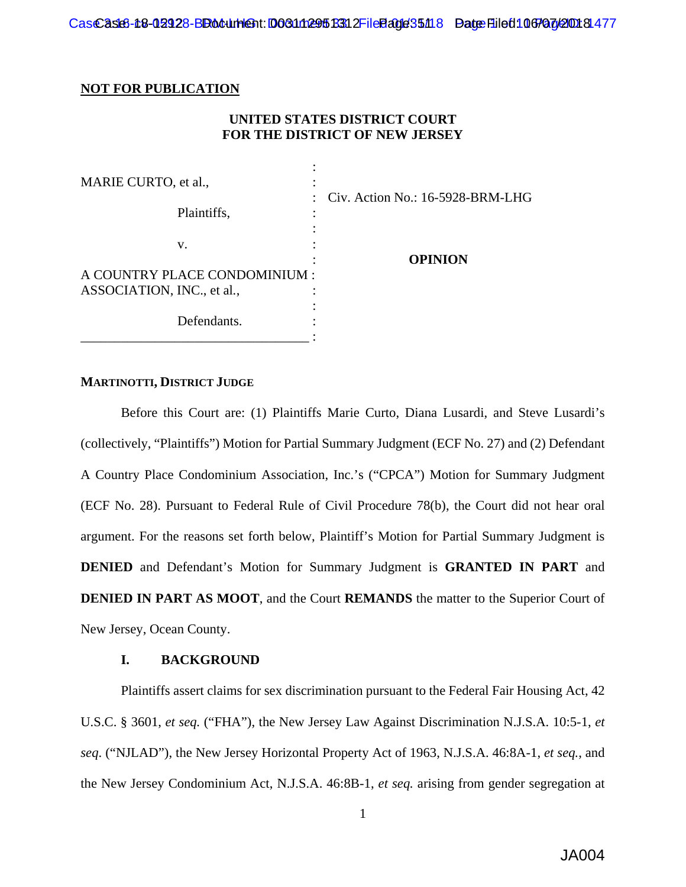**NOT FOR PUBLICATION**

**UNITED STATES DISTRICT COURT**
**FOR THE DISTRICT OF NEW JERSEY**

| | | |
|---|---|---|
| MARIE CURTO, et al., | : | |
| Plaintiffs, | : | Civ. Action No.: 16-5928-BRM-LHG |
| v. | : | |
| A COUNTRY PLACE CONDOMINIUM ASSOCIATION, INC., et al., | : | **OPINION** |
| Defendants. | : | |

**MARTINOTTI, DISTRICT JUDGE**

Before this Court are: (1) Plaintiffs Marie Curto, Diana Lusardi, and Steve Lusardi's (collectively, "Plaintiffs") Motion for Partial Summary Judgment (ECF No. 27) and (2) Defendant A Country Place Condominium Association, Inc.'s ("CPCA") Motion for Summary Judgment (ECF No. 28). Pursuant to Federal Rule of Civil Procedure 78(b), the Court did not hear oral argument. For the reasons set forth below, Plaintiff's Motion for Partial Summary Judgment is **DENIED** and Defendant's Motion for Summary Judgment is **GRANTED IN PART** and **DENIED IN PART AS MOOT**, and the Court **REMANDS** the matter to the Superior Court of New Jersey, Ocean County.

## I. BACKGROUND

Plaintiffs assert claims for sex discrimination pursuant to the Federal Fair Housing Act, 42 U.S.C. § 3601, *et seq.* ("FHA"), the New Jersey Law Against Discrimination N.J.S.A. 10:5-1, *et seq*. ("NJLAD"), the New Jersey Horizontal Property Act of 1963, N.J.S.A. 46:8A-1, *et seq.*, and the New Jersey Condominium Act, N.J.S.A. 46:8B-1, *et seq.* arising from gender segregation at

JA004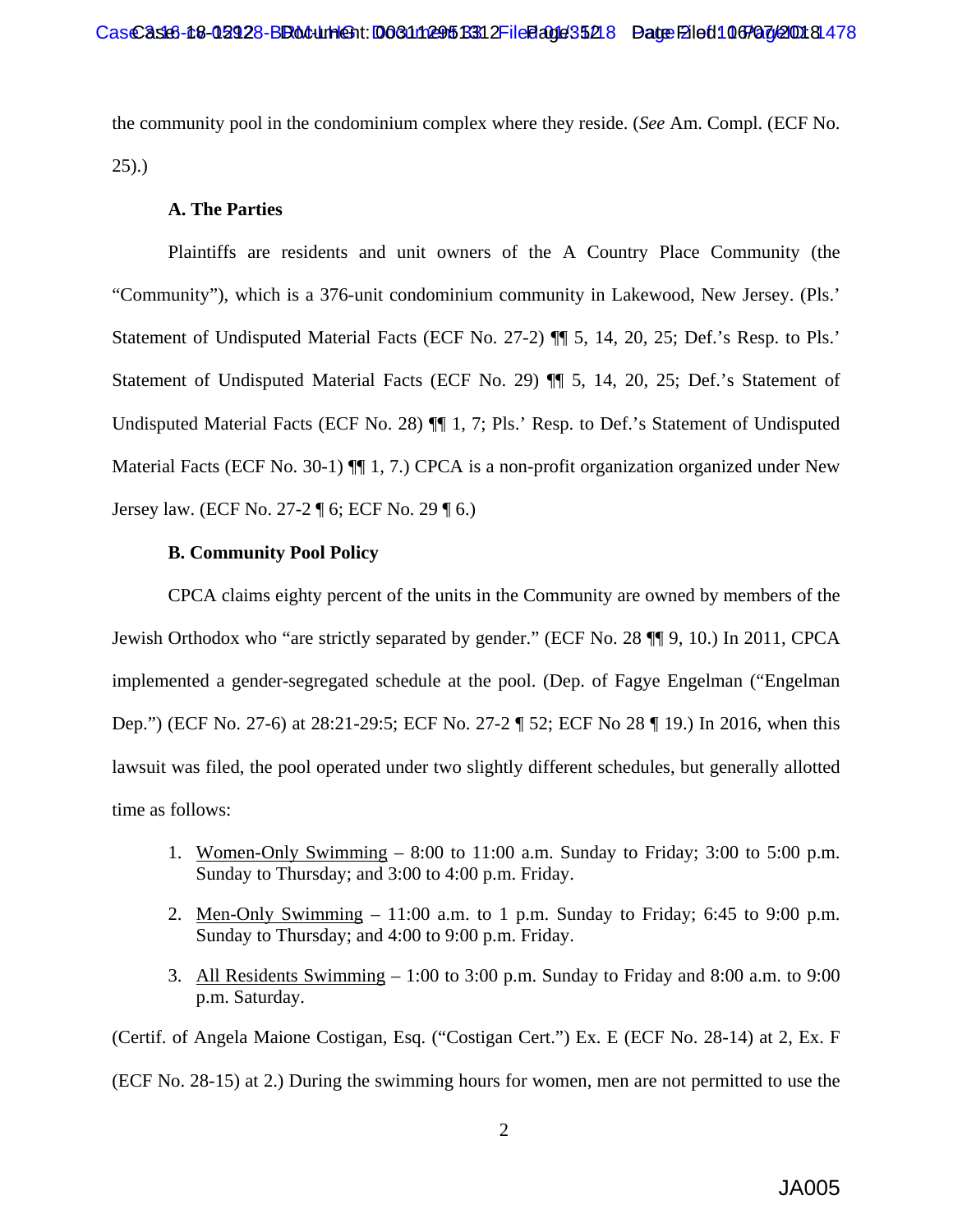the community pool in the condominium complex where they reside. (*See* Am. Compl. (ECF No. 25).)

### A. The Parties

Plaintiffs are residents and unit owners of the A Country Place Community (the "Community"), which is a 376-unit condominium community in Lakewood, New Jersey. (Pls.' Statement of Undisputed Material Facts (ECF No. 27-2) ¶¶ 5, 14, 20, 25; Def.'s Resp. to Pls.' Statement of Undisputed Material Facts (ECF No. 29) ¶¶ 5, 14, 20, 25; Def.'s Statement of Undisputed Material Facts (ECF No. 28) ¶¶ 1, 7; Pls.' Resp. to Def.'s Statement of Undisputed Material Facts (ECF No. 30-1) ¶¶ 1, 7.) CPCA is a non-profit organization organized under New Jersey law. (ECF No. 27-2 ¶ 6; ECF No. 29 ¶ 6.)

### B. Community Pool Policy

CPCA claims eighty percent of the units in the Community are owned by members of the Jewish Orthodox who "are strictly separated by gender." (ECF No. 28 ¶¶ 9, 10.) In 2011, CPCA implemented a gender-segregated schedule at the pool. (Dep. of Fagye Engelman ("Engelman Dep.") (ECF No. 27-6) at 28:21-29:5; ECF No. 27-2 ¶ 52; ECF No 28 ¶ 19.) In 2016, when this lawsuit was filed, the pool operated under two slightly different schedules, but generally allotted time as follows:

1. <u>Women-Only Swimming</u> – 8:00 to 11:00 a.m. Sunday to Friday; 3:00 to 5:00 p.m. Sunday to Thursday; and 3:00 to 4:00 p.m. Friday.

2. <u>Men-Only Swimming</u> – 11:00 a.m. to 1 p.m. Sunday to Friday; 6:45 to 9:00 p.m. Sunday to Thursday; and 4:00 to 9:00 p.m. Friday.

3. <u>All Residents Swimming</u> – 1:00 to 3:00 p.m. Sunday to Friday and 8:00 a.m. to 9:00 p.m. Saturday.

(Certif. of Angela Maione Costigan, Esq. ("Costigan Cert.") Ex. E (ECF No. 28-14) at 2, Ex. F (ECF No. 28-15) at 2.) During the swimming hours for women, men are not permitted to use the

JA005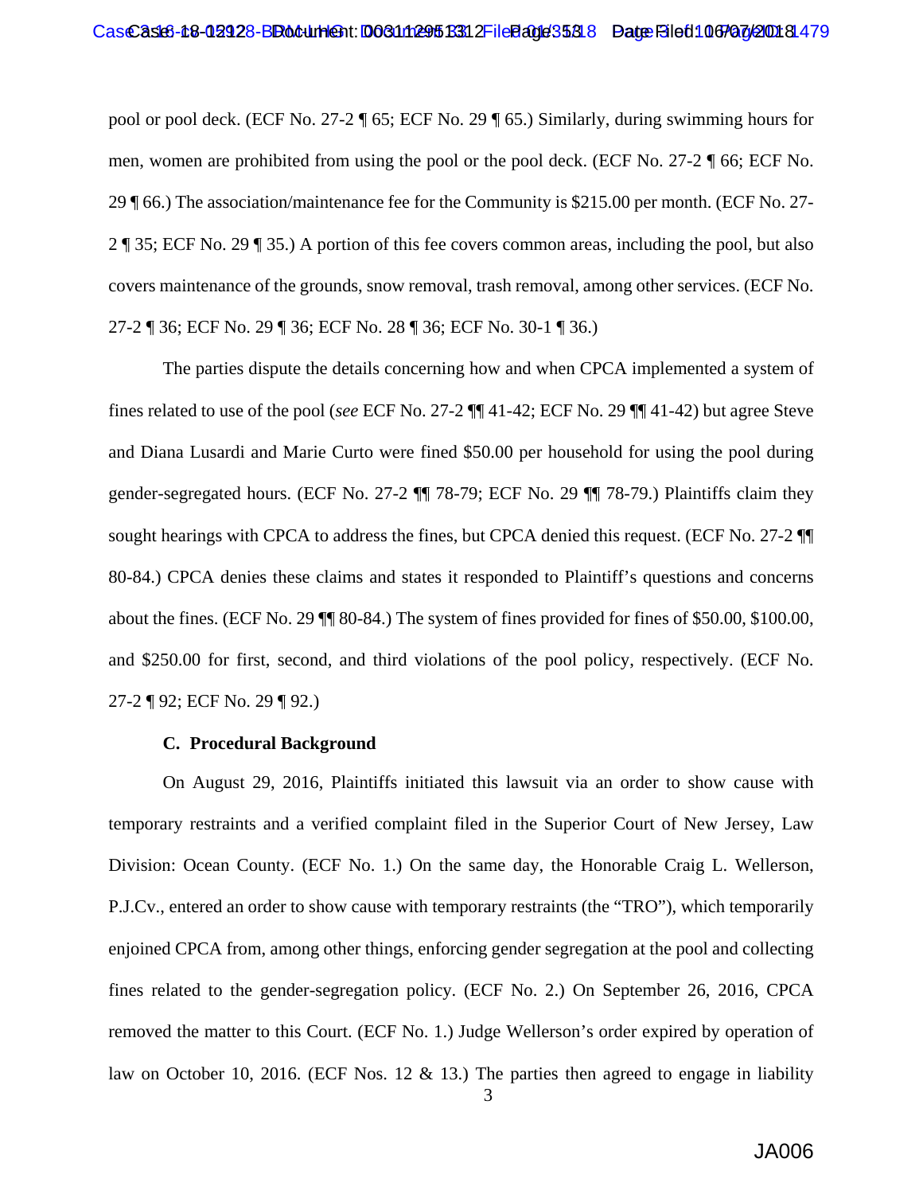pool or pool deck. (ECF No. 27-2 ¶ 65; ECF No. 29 ¶ 65.) Similarly, during swimming hours for men, women are prohibited from using the pool or the pool deck. (ECF No. 27-2 ¶ 66; ECF No. 29 ¶ 66.) The association/maintenance fee for the Community is $215.00 per month. (ECF No. 27-2 ¶ 35; ECF No. 29 ¶ 35.) A portion of this fee covers common areas, including the pool, but also covers maintenance of the grounds, snow removal, trash removal, among other services. (ECF No. 27-2 ¶ 36; ECF No. 29 ¶ 36; ECF No. 28 ¶ 36; ECF No. 30-1 ¶ 36.)

The parties dispute the details concerning how and when CPCA implemented a system of fines related to use of the pool (*see* ECF No. 27-2 ¶¶ 41-42; ECF No. 29 ¶¶ 41-42) but agree Steve and Diana Lusardi and Marie Curto were fined $50.00 per household for using the pool during gender-segregated hours. (ECF No. 27-2 ¶¶ 78-79; ECF No. 29 ¶¶ 78-79.) Plaintiffs claim they sought hearings with CPCA to address the fines, but CPCA denied this request. (ECF No. 27-2 ¶¶ 80-84.) CPCA denies these claims and states it responded to Plaintiff's questions and concerns about the fines. (ECF No. 29 ¶¶ 80-84.) The system of fines provided for fines of $50.00, $100.00, and $250.00 for first, second, and third violations of the pool policy, respectively. (ECF No. 27-2 ¶ 92; ECF No. 29 ¶ 92.)

### C. Procedural Background

On August 29, 2016, Plaintiffs initiated this lawsuit via an order to show cause with temporary restraints and a verified complaint filed in the Superior Court of New Jersey, Law Division: Ocean County. (ECF No. 1.) On the same day, the Honorable Craig L. Wellerson, P.J.Cv., entered an order to show cause with temporary restraints (the "TRO"), which temporarily enjoined CPCA from, among other things, enforcing gender segregation at the pool and collecting fines related to the gender-segregation policy. (ECF No. 2.) On September 26, 2016, CPCA removed the matter to this Court. (ECF No. 1.) Judge Wellerson's order expired by operation of law on October 10, 2016. (ECF Nos. 12 & 13.) The parties then agreed to engage in liability

JA006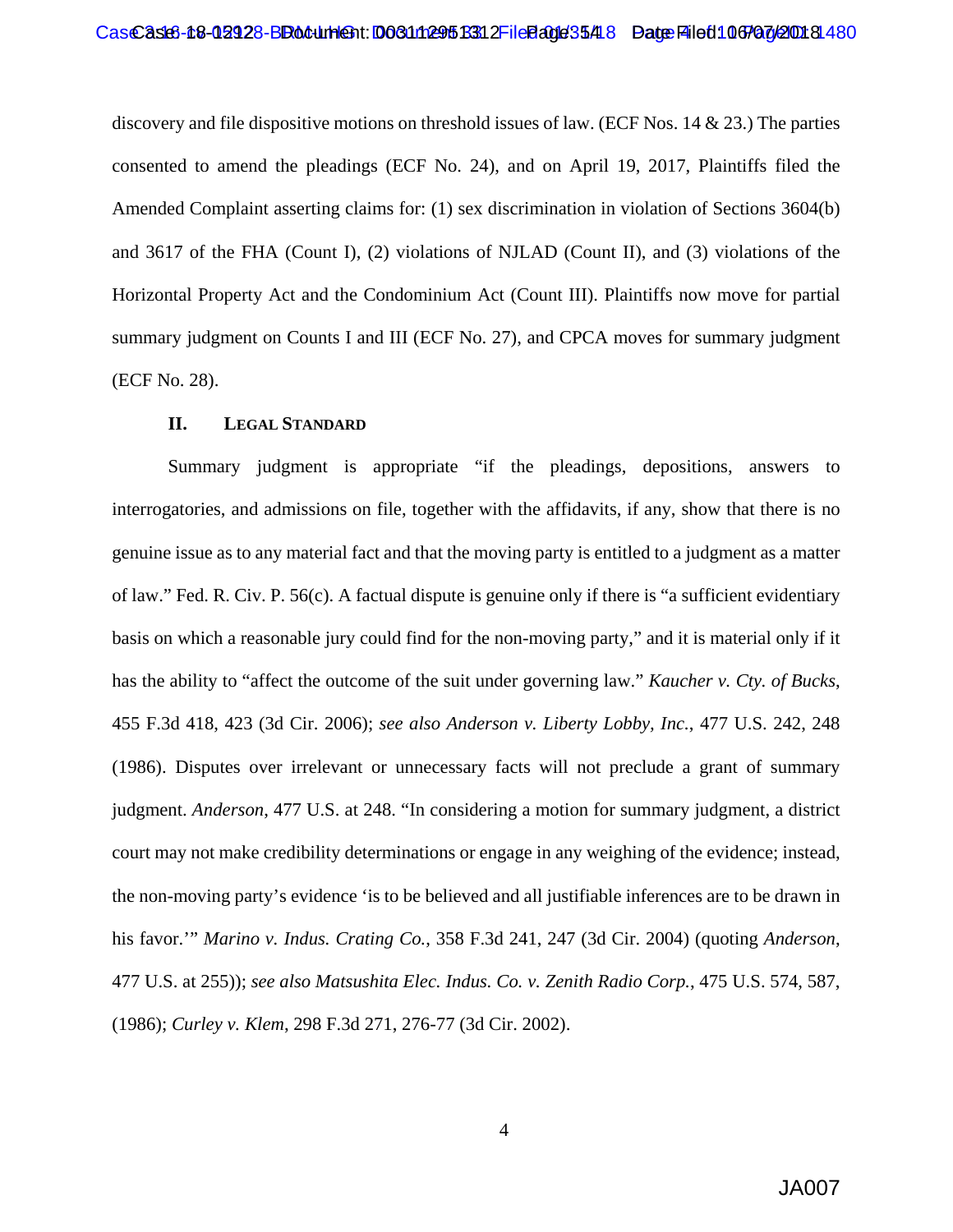discovery and file dispositive motions on threshold issues of law. (ECF Nos. 14 & 23.) The parties consented to amend the pleadings (ECF No. 24), and on April 19, 2017, Plaintiffs filed the Amended Complaint asserting claims for: (1) sex discrimination in violation of Sections 3604(b) and 3617 of the FHA (Count I), (2) violations of NJLAD (Count II), and (3) violations of the Horizontal Property Act and the Condominium Act (Count III). Plaintiffs now move for partial summary judgment on Counts I and III (ECF No. 27), and CPCA moves for summary judgment (ECF No. 28).

## II. Legal Standard

Summary judgment is appropriate "if the pleadings, depositions, answers to interrogatories, and admissions on file, together with the affidavits, if any, show that there is no genuine issue as to any material fact and that the moving party is entitled to a judgment as a matter of law." Fed. R. Civ. P. 56(c). A factual dispute is genuine only if there is "a sufficient evidentiary basis on which a reasonable jury could find for the non-moving party," and it is material only if it has the ability to "affect the outcome of the suit under governing law." *Kaucher v. Cty. of Bucks*, 455 F.3d 418, 423 (3d Cir. 2006); *see also Anderson v. Liberty Lobby, Inc.*, 477 U.S. 242, 248 (1986). Disputes over irrelevant or unnecessary facts will not preclude a grant of summary judgment. *Anderson*, 477 U.S. at 248. "In considering a motion for summary judgment, a district court may not make credibility determinations or engage in any weighing of the evidence; instead, the non-moving party's evidence 'is to be believed and all justifiable inferences are to be drawn in his favor.'" *Marino v. Indus. Crating Co.*, 358 F.3d 241, 247 (3d Cir. 2004) (quoting *Anderson*, 477 U.S. at 255)); *see also Matsushita Elec. Indus. Co. v. Zenith Radio Corp.*, 475 U.S. 574, 587, (1986); *Curley v. Klem*, 298 F.3d 271, 276-77 (3d Cir. 2002).

JA007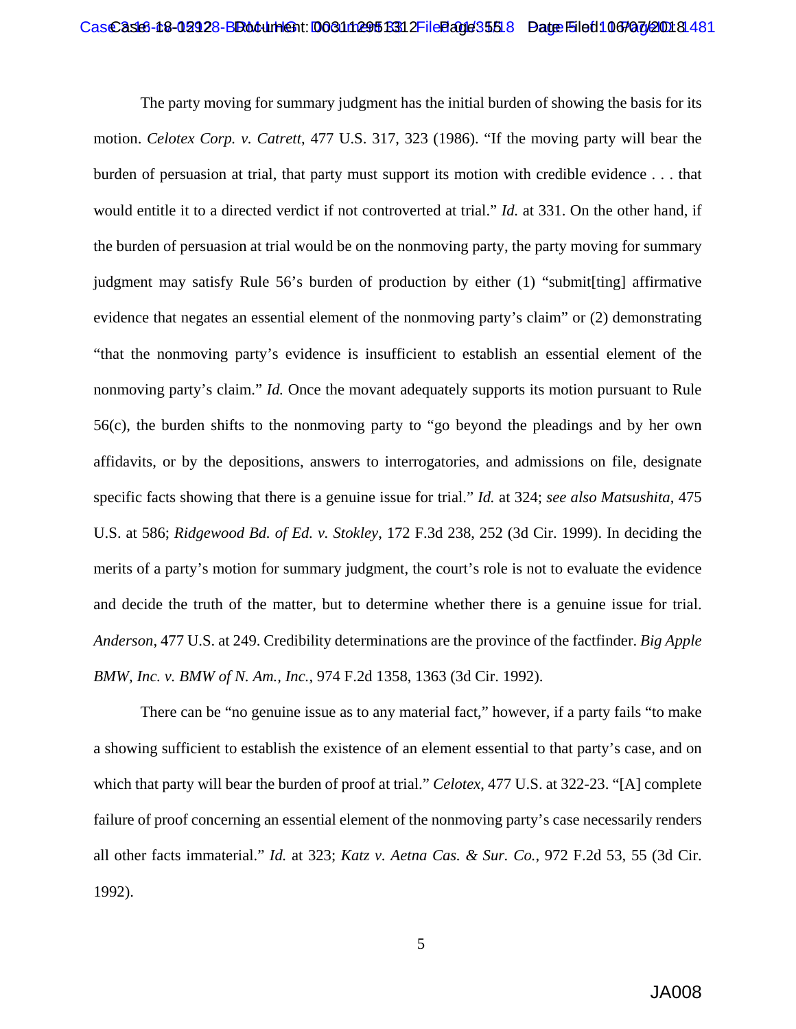The party moving for summary judgment has the initial burden of showing the basis for its motion. *Celotex Corp. v. Catrett*, 477 U.S. 317, 323 (1986). "If the moving party will bear the burden of persuasion at trial, that party must support its motion with credible evidence . . . that would entitle it to a directed verdict if not controverted at trial." *Id.* at 331. On the other hand, if the burden of persuasion at trial would be on the nonmoving party, the party moving for summary judgment may satisfy Rule 56's burden of production by either (1) "submit[ting] affirmative evidence that negates an essential element of the nonmoving party's claim" or (2) demonstrating "that the nonmoving party's evidence is insufficient to establish an essential element of the nonmoving party's claim." *Id.* Once the movant adequately supports its motion pursuant to Rule 56(c), the burden shifts to the nonmoving party to "go beyond the pleadings and by her own affidavits, or by the depositions, answers to interrogatories, and admissions on file, designate specific facts showing that there is a genuine issue for trial." *Id.* at 324; *see also Matsushita*, 475 U.S. at 586; *Ridgewood Bd. of Ed. v. Stokley*, 172 F.3d 238, 252 (3d Cir. 1999). In deciding the merits of a party's motion for summary judgment, the court's role is not to evaluate the evidence and decide the truth of the matter, but to determine whether there is a genuine issue for trial. *Anderson*, 477 U.S. at 249. Credibility determinations are the province of the factfinder. *Big Apple BMW, Inc. v. BMW of N. Am., Inc.*, 974 F.2d 1358, 1363 (3d Cir. 1992).

There can be "no genuine issue as to any material fact," however, if a party fails "to make a showing sufficient to establish the existence of an element essential to that party's case, and on which that party will bear the burden of proof at trial." *Celotex*, 477 U.S. at 322-23. "[A] complete failure of proof concerning an essential element of the nonmoving party's case necessarily renders all other facts immaterial." *Id.* at 323; *Katz v. Aetna Cas. & Sur. Co.*, 972 F.2d 53, 55 (3d Cir. 1992).

JA008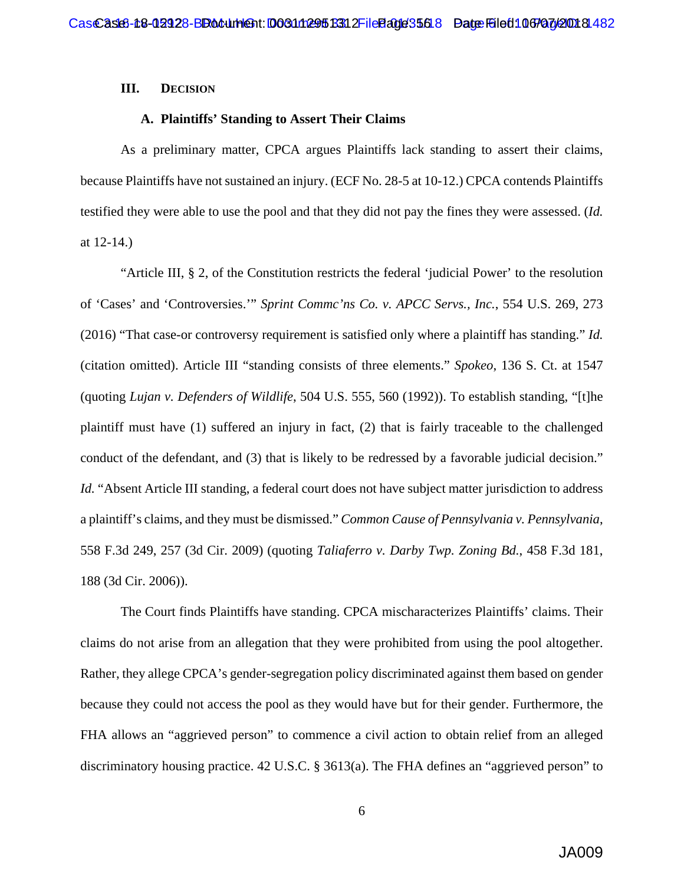### III. Decision

#### A. Plaintiffs' Standing to Assert Their Claims

As a preliminary matter, CPCA argues Plaintiffs lack standing to assert their claims, because Plaintiffs have not sustained an injury. (ECF No. 28-5 at 10-12.) CPCA contends Plaintiffs testified they were able to use the pool and that they did not pay the fines they were assessed. (*Id.* at 12-14.)

"Article III, § 2, of the Constitution restricts the federal 'judicial Power' to the resolution of 'Cases' and 'Controversies.'" *Sprint Commc'ns Co. v. APCC Servs., Inc.*, 554 U.S. 269, 273 (2016) "That case-or controversy requirement is satisfied only where a plaintiff has standing." *Id.* (citation omitted). Article III "standing consists of three elements." *Spokeo*, 136 S. Ct. at 1547 (quoting *Lujan v. Defenders of Wildlife*, 504 U.S. 555, 560 (1992)). To establish standing, "[t]he plaintiff must have (1) suffered an injury in fact, (2) that is fairly traceable to the challenged conduct of the defendant, and (3) that is likely to be redressed by a favorable judicial decision." *Id.* "Absent Article III standing, a federal court does not have subject matter jurisdiction to address a plaintiff's claims, and they must be dismissed." *Common Cause of Pennsylvania v. Pennsylvania*, 558 F.3d 249, 257 (3d Cir. 2009) (quoting *Taliaferro v. Darby Twp. Zoning Bd.*, 458 F.3d 181, 188 (3d Cir. 2006)).

The Court finds Plaintiffs have standing. CPCA mischaracterizes Plaintiffs' claims. Their claims do not arise from an allegation that they were prohibited from using the pool altogether. Rather, they allege CPCA's gender-segregation policy discriminated against them based on gender because they could not access the pool as they would have but for their gender. Furthermore, the FHA allows an "aggrieved person" to commence a civil action to obtain relief from an alleged discriminatory housing practice. 42 U.S.C. § 3613(a). The FHA defines an "aggrieved person" to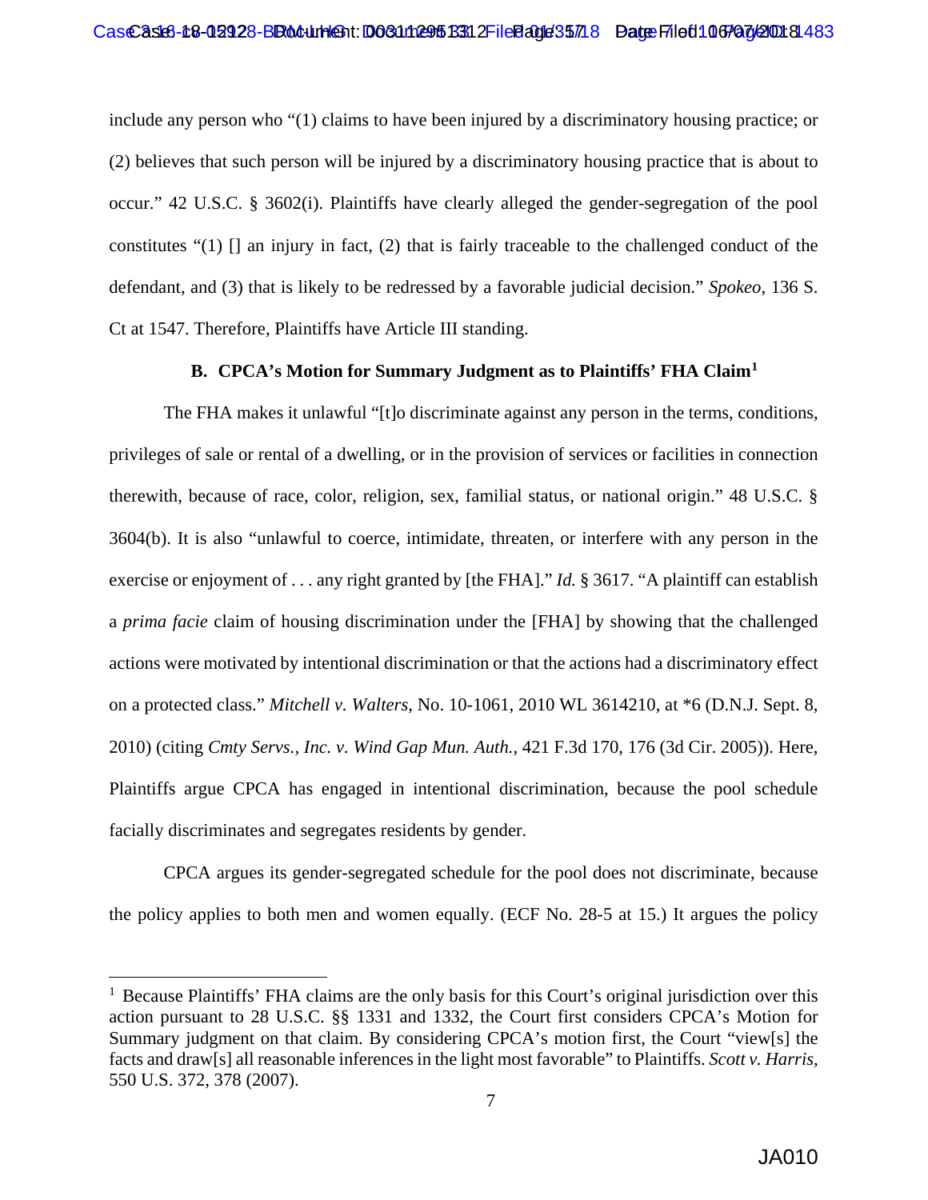include any person who "(1) claims to have been injured by a discriminatory housing practice; or (2) believes that such person will be injured by a discriminatory housing practice that is about to occur." 42 U.S.C. § 3602(i). Plaintiffs have clearly alleged the gender-segregation of the pool constitutes "(1) [] an injury in fact, (2) that is fairly traceable to the challenged conduct of the defendant, and (3) that is likely to be redressed by a favorable judicial decision." *Spokeo*, 136 S. Ct at 1547. Therefore, Plaintiffs have Article III standing.

### B. CPCA's Motion for Summary Judgment as to Plaintiffs' FHA Claim[1]

The FHA makes it unlawful "[t]o discriminate against any person in the terms, conditions, privileges of sale or rental of a dwelling, or in the provision of services or facilities in connection therewith, because of race, color, religion, sex, familial status, or national origin." 48 U.S.C. § 3604(b). It is also "unlawful to coerce, intimidate, threaten, or interfere with any person in the exercise or enjoyment of . . . any right granted by [the FHA]." *Id.* § 3617. "A plaintiff can establish a *prima facie* claim of housing discrimination under the [FHA] by showing that the challenged actions were motivated by intentional discrimination or that the actions had a discriminatory effect on a protected class." *Mitchell v. Walters*, No. 10-1061, 2010 WL 3614210, at *6 (D.N.J. Sept. 8, 2010) (citing *Cmty Servs., Inc. v. Wind Gap Mun. Auth.*, 421 F.3d 170, 176 (3d Cir. 2005)). Here, Plaintiffs argue CPCA has engaged in intentional discrimination, because the pool schedule facially discriminates and segregates residents by gender.

CPCA argues its gender-segregated schedule for the pool does not discriminate, because the policy applies to both men and women equally. (ECF No. 28-5 at 15.) It argues the policy

---

[1] Because Plaintiffs' FHA claims are the only basis for this Court's original jurisdiction over this action pursuant to 28 U.S.C. §§ 1331 and 1332, the Court first considers CPCA's Motion for Summary judgment on that claim. By considering CPCA's motion first, the Court "view[s] the facts and draw[s] all reasonable inferences in the light most favorable" to Plaintiffs. *Scott v. Harris*, 550 U.S. 372, 378 (2007).

JA010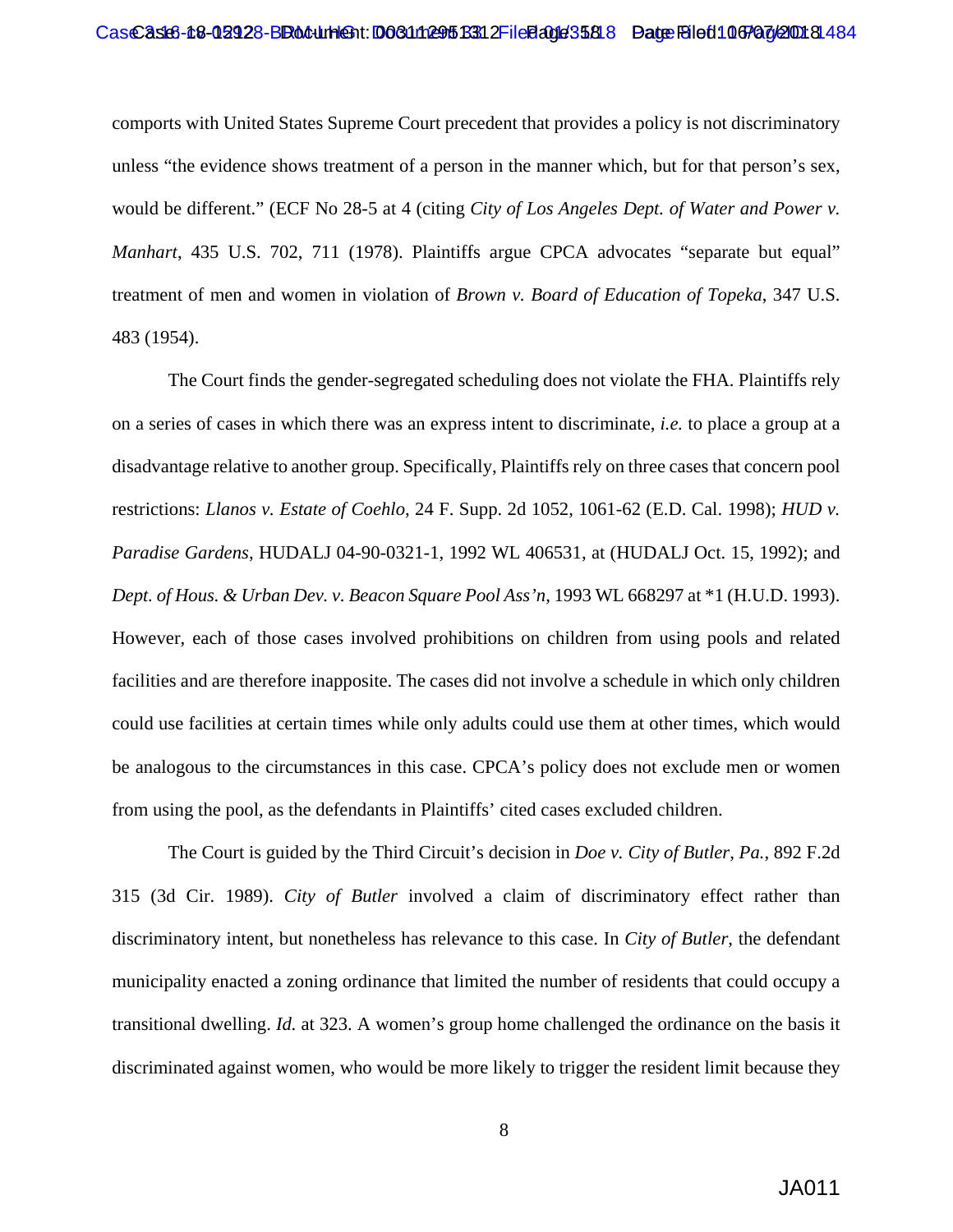comports with United States Supreme Court precedent that provides a policy is not discriminatory unless "the evidence shows treatment of a person in the manner which, but for that person's sex, would be different." (ECF No 28-5 at 4 (citing *City of Los Angeles Dept. of Water and Power v. Manhart*, 435 U.S. 702, 711 (1978). Plaintiffs argue CPCA advocates "separate but equal" treatment of men and women in violation of *Brown v. Board of Education of Topeka*, 347 U.S. 483 (1954).

The Court finds the gender-segregated scheduling does not violate the FHA. Plaintiffs rely on a series of cases in which there was an express intent to discriminate, *i.e.* to place a group at a disadvantage relative to another group. Specifically, Plaintiffs rely on three cases that concern pool restrictions: *Llanos v. Estate of Coehlo*, 24 F. Supp. 2d 1052, 1061-62 (E.D. Cal. 1998); *HUD v. Paradise Gardens*, HUDALJ 04-90-0321-1, 1992 WL 406531, at (HUDALJ Oct. 15, 1992); and *Dept. of Hous. & Urban Dev. v. Beacon Square Pool Ass'n*, 1993 WL 668297 at *1 (H.U.D. 1993). However, each of those cases involved prohibitions on children from using pools and related facilities and are therefore inapposite. The cases did not involve a schedule in which only children could use facilities at certain times while only adults could use them at other times, which would be analogous to the circumstances in this case. CPCA's policy does not exclude men or women from using the pool, as the defendants in Plaintiffs' cited cases excluded children.

The Court is guided by the Third Circuit's decision in *Doe v. City of Butler, Pa.*, 892 F.2d 315 (3d Cir. 1989). *City of Butler* involved a claim of discriminatory effect rather than discriminatory intent, but nonetheless has relevance to this case. In *City of Butler*, the defendant municipality enacted a zoning ordinance that limited the number of residents that could occupy a transitional dwelling. *Id.* at 323. A women's group home challenged the ordinance on the basis it discriminated against women, who would be more likely to trigger the resident limit because they

JA011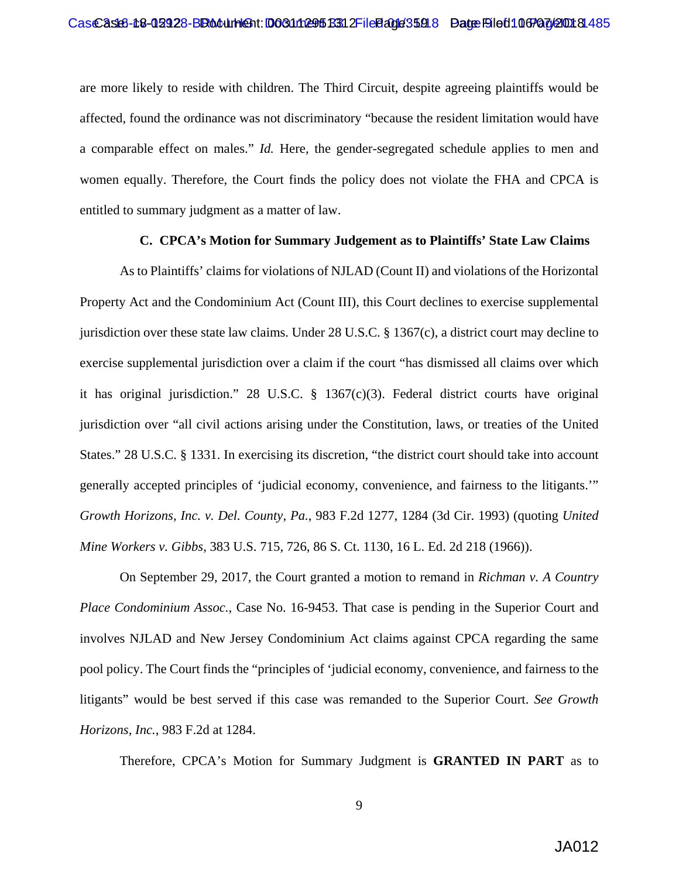are more likely to reside with children. The Third Circuit, despite agreeing plaintiffs would be affected, found the ordinance was not discriminatory "because the resident limitation would have a comparable effect on males." *Id.* Here, the gender-segregated schedule applies to men and women equally. Therefore, the Court finds the policy does not violate the FHA and CPCA is entitled to summary judgment as a matter of law.

**C. CPCA's Motion for Summary Judgement as to Plaintiffs' State Law Claims**

As to Plaintiffs' claims for violations of NJLAD (Count II) and violations of the Horizontal Property Act and the Condominium Act (Count III), this Court declines to exercise supplemental jurisdiction over these state law claims. Under 28 U.S.C. § 1367(c), a district court may decline to exercise supplemental jurisdiction over a claim if the court "has dismissed all claims over which it has original jurisdiction." 28 U.S.C. § 1367(c)(3). Federal district courts have original jurisdiction over "all civil actions arising under the Constitution, laws, or treaties of the United States." 28 U.S.C. § 1331. In exercising its discretion, "the district court should take into account generally accepted principles of 'judicial economy, convenience, and fairness to the litigants.'" *Growth Horizons, Inc. v. Del. County, Pa.*, 983 F.2d 1277, 1284 (3d Cir. 1993) (quoting *United Mine Workers v. Gibbs*, 383 U.S. 715, 726, 86 S. Ct. 1130, 16 L. Ed. 2d 218 (1966)).

On September 29, 2017, the Court granted a motion to remand in *Richman v. A Country Place Condominium Assoc.*, Case No. 16-9453. That case is pending in the Superior Court and involves NJLAD and New Jersey Condominium Act claims against CPCA regarding the same pool policy. The Court finds the "principles of 'judicial economy, convenience, and fairness to the litigants" would be best served if this case was remanded to the Superior Court. *See Growth Horizons, Inc.*, 983 F.2d at 1284.

Therefore, CPCA's Motion for Summary Judgment is **GRANTED IN PART** as to

JA012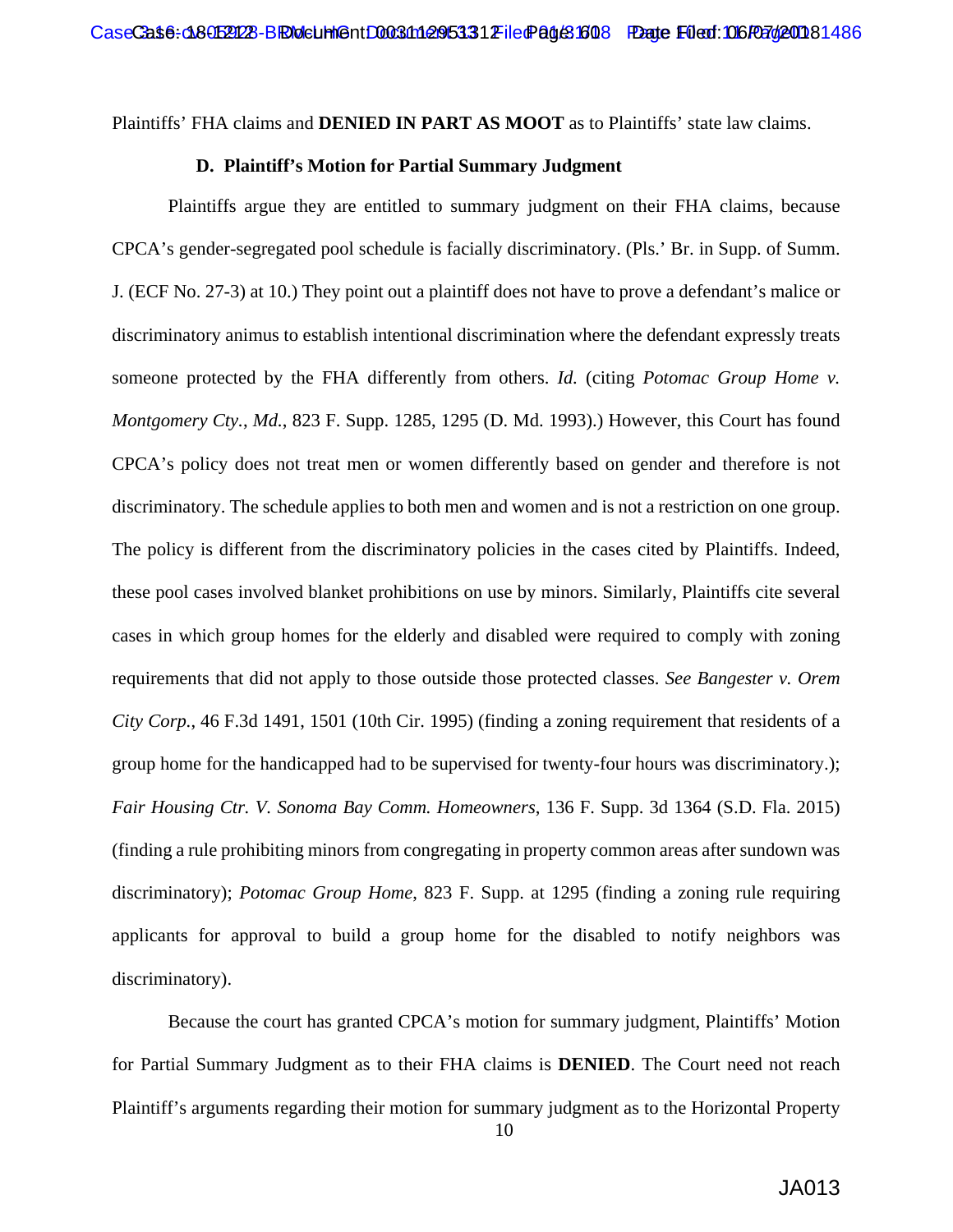Plaintiffs' FHA claims and **DENIED IN PART AS MOOT** as to Plaintiffs' state law claims.

### D. Plaintiff's Motion for Partial Summary Judgment

Plaintiffs argue they are entitled to summary judgment on their FHA claims, because CPCA's gender-segregated pool schedule is facially discriminatory. (Pls.' Br. in Supp. of Summ. J. (ECF No. 27-3) at 10.) They point out a plaintiff does not have to prove a defendant's malice or discriminatory animus to establish intentional discrimination where the defendant expressly treats someone protected by the FHA differently from others. *Id.* (citing *Potomac Group Home v. Montgomery Cty., Md.*, 823 F. Supp. 1285, 1295 (D. Md. 1993).) However, this Court has found CPCA's policy does not treat men or women differently based on gender and therefore is not discriminatory. The schedule applies to both men and women and is not a restriction on one group. The policy is different from the discriminatory policies in the cases cited by Plaintiffs. Indeed, these pool cases involved blanket prohibitions on use by minors. Similarly, Plaintiffs cite several cases in which group homes for the elderly and disabled were required to comply with zoning requirements that did not apply to those outside those protected classes. *See Bangester v. Orem City Corp.*, 46 F.3d 1491, 1501 (10th Cir. 1995) (finding a zoning requirement that residents of a group home for the handicapped had to be supervised for twenty-four hours was discriminatory.); *Fair Housing Ctr. V. Sonoma Bay Comm. Homeowners*, 136 F. Supp. 3d 1364 (S.D. Fla. 2015) (finding a rule prohibiting minors from congregating in property common areas after sundown was discriminatory); *Potomac Group Home*, 823 F. Supp. at 1295 (finding a zoning rule requiring applicants for approval to build a group home for the disabled to notify neighbors was discriminatory).

Because the court has granted CPCA's motion for summary judgment, Plaintiffs' Motion for Partial Summary Judgment as to their FHA claims is **DENIED**. The Court need not reach Plaintiff's arguments regarding their motion for summary judgment as to the Horizontal Property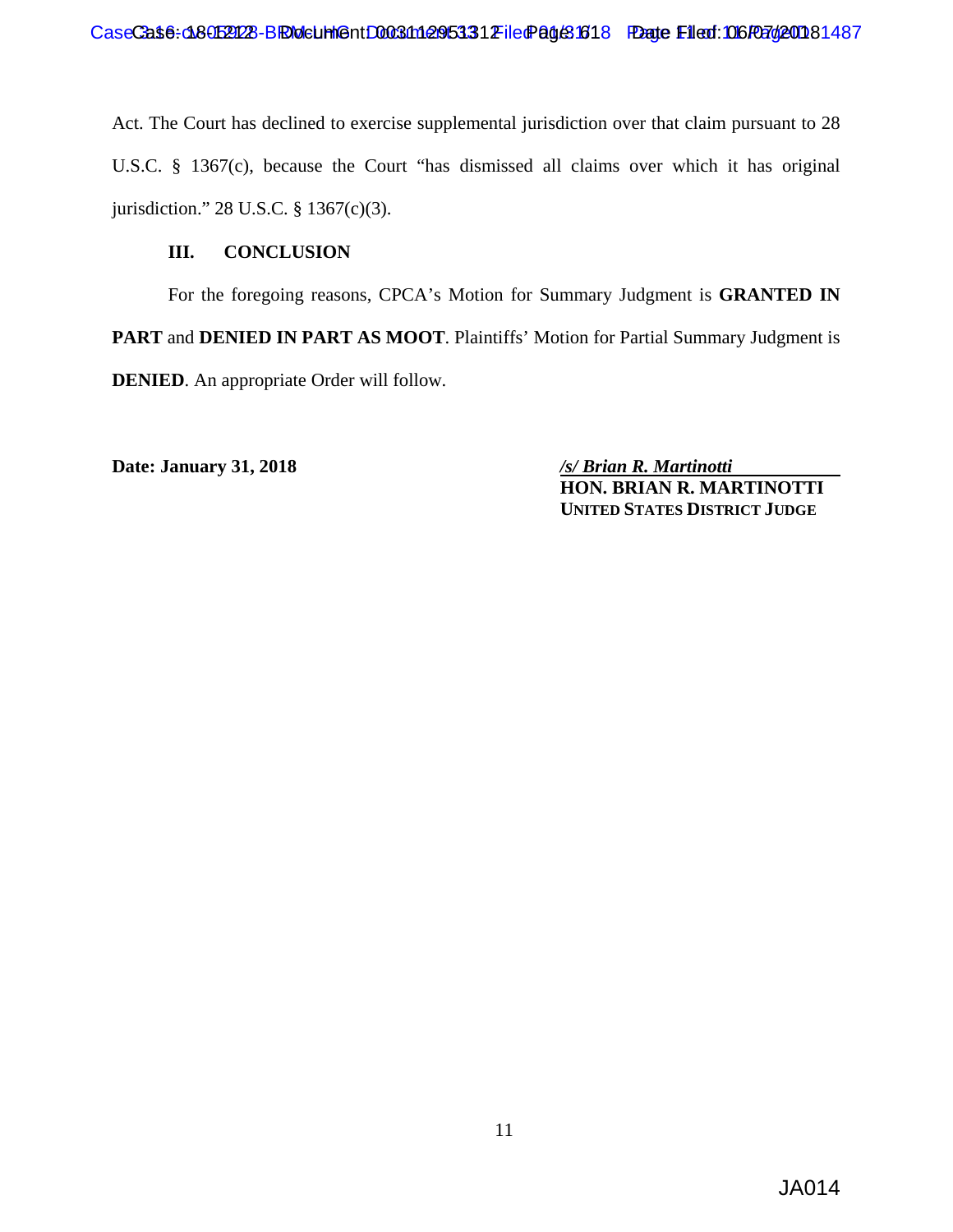Act. The Court has declined to exercise supplemental jurisdiction over that claim pursuant to 28 U.S.C. § 1367(c), because the Court "has dismissed all claims over which it has original jurisdiction." 28 U.S.C. § 1367(c)(3).

## III. CONCLUSION

For the foregoing reasons, CPCA's Motion for Summary Judgment is **GRANTED IN PART** and **DENIED IN PART AS MOOT**. Plaintiffs' Motion for Partial Summary Judgment is **DENIED**. An appropriate Order will follow.

**Date: January 31, 2018**

***/s/ Brian R. Martinotti***
**HON. BRIAN R. MARTINOTTI**
**UNITED STATES DISTRICT JUDGE**

JA014